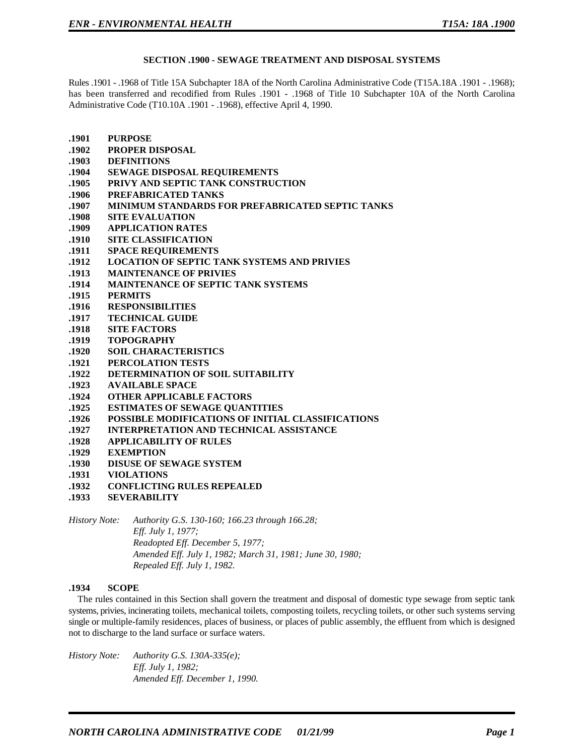## SECTION .1900 - SEWAGE TREATMENT AND DISPOSAL SYSTEMS

Rules .1901 - .1968 of Title 15A Subchapter 18A of the North Carolina Administrative Code (T15A.18A .1901 - .1968); has been transferred and recodified from Rules .1901 - .1968 of Title 10 Subchapter 10A of the North Carolina Administrative Code (T10.10A .1901 - .1968), effective April 4, 1990.

**.1901 PURPOSE**
**.1902 PROPER DISPOSAL**
**.1903 DEFINITIONS**
**.1904 SEWAGE DISPOSAL REQUIREMENTS**
**.1905 PRIVY AND SEPTIC TANK CONSTRUCTION**
**.1906 PREFABRICATED TANKS**
**.1907 MINIMUM STANDARDS FOR PREFABRICATED SEPTIC TANKS**
**.1908 SITE EVALUATION**
**.1909 APPLICATION RATES**
**.1910 SITE CLASSIFICATION**
**.1911 SPACE REQUIREMENTS**
**.1912 LOCATION OF SEPTIC TANK SYSTEMS AND PRIVIES**
**.1913 MAINTENANCE OF PRIVIES**
**.1914 MAINTENANCE OF SEPTIC TANK SYSTEMS**
**.1915 PERMITS**
**.1916 RESPONSIBILITIES**
**.1917 TECHNICAL GUIDE**
**.1918 SITE FACTORS**
**.1919 TOPOGRAPHY**
**.1920 SOIL CHARACTERISTICS**
**.1921 PERCOLATION TESTS**
**.1922 DETERMINATION OF SOIL SUITABILITY**
**.1923 AVAILABLE SPACE**
**.1924 OTHER APPLICABLE FACTORS**
**.1925 ESTIMATES OF SEWAGE QUANTITIES**
**.1926 POSSIBLE MODIFICATIONS OF INITIAL CLASSIFICATIONS**
**.1927 INTERPRETATION AND TECHNICAL ASSISTANCE**
**.1928 APPLICABILITY OF RULES**
**.1929 EXEMPTION**
**.1930 DISUSE OF SEWAGE SYSTEM**
**.1931 VIOLATIONS**
**.1932 CONFLICTING RULES REPEALED**
**.1933 SEVERABILITY**

*History Note: Authority G.S. 130-160; 166.23 through 166.28;*
*Eff. July 1, 1977;*
*Readopted Eff. December 5, 1977;*
*Amended Eff. July 1, 1982; March 31, 1981; June 30, 1980;*
*Repealed Eff. July 1, 1982.*

### .1934 SCOPE

The rules contained in this Section shall govern the treatment and disposal of domestic type sewage from septic tank systems, privies, incinerating toilets, mechanical toilets, composting toilets, recycling toilets, or other such systems serving single or multiple-family residences, places of business, or places of public assembly, the effluent from which is designed not to discharge to the land surface or surface waters.

*History Note: Authority G.S. 130A-335(e);*
*Eff. July 1, 1982;*
*Amended Eff. December 1, 1990.*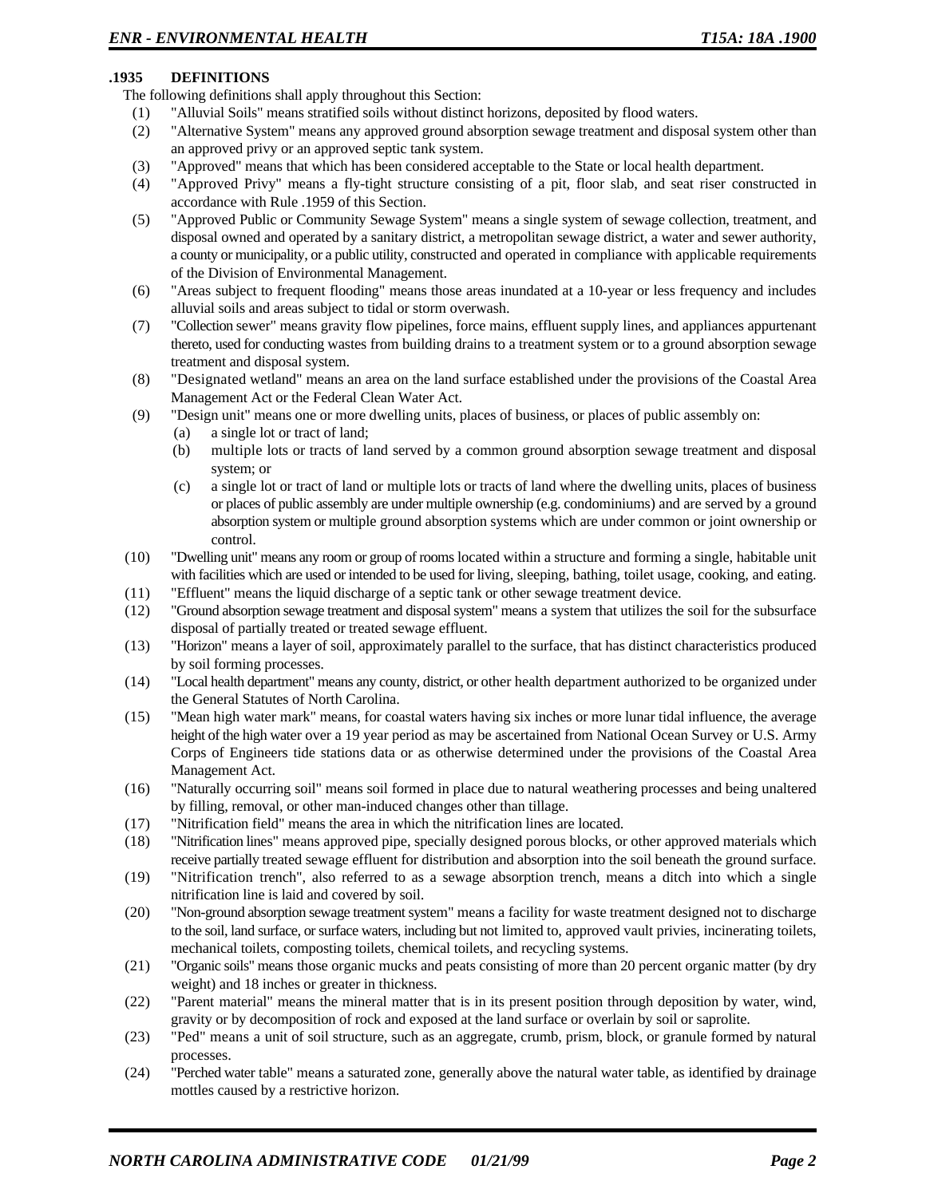### .1935 DEFINITIONS

The following definitions shall apply throughout this Section:

(1) "Alluvial Soils" means stratified soils without distinct horizons, deposited by flood waters.

(2) "Alternative System" means any approved ground absorption sewage treatment and disposal system other than an approved privy or an approved septic tank system.

(3) "Approved" means that which has been considered acceptable to the State or local health department.

(4) "Approved Privy" means a fly-tight structure consisting of a pit, floor slab, and seat riser constructed in accordance with Rule .1959 of this Section.

(5) "Approved Public or Community Sewage System" means a single system of sewage collection, treatment, and disposal owned and operated by a sanitary district, a metropolitan sewage district, a water and sewer authority, a county or municipality, or a public utility, constructed and operated in compliance with applicable requirements of the Division of Environmental Management.

(6) "Areas subject to frequent flooding" means those areas inundated at a 10-year or less frequency and includes alluvial soils and areas subject to tidal or storm overwash.

(7) "Collection sewer" means gravity flow pipelines, force mains, effluent supply lines, and appliances appurtenant thereto, used for conducting wastes from building drains to a treatment system or to a ground absorption sewage treatment and disposal system.

(8) "Designated wetland" means an area on the land surface established under the provisions of the Coastal Area Management Act or the Federal Clean Water Act.

(9) "Design unit" means one or more dwelling units, places of business, or places of public assembly on:
   - (a) a single lot or tract of land;
   - (b) multiple lots or tracts of land served by a common ground absorption sewage treatment and disposal system; or
   - (c) a single lot or tract of land or multiple lots or tracts of land where the dwelling units, places of business or places of public assembly are under multiple ownership (e.g. condominiums) and are served by a ground absorption system or multiple ground absorption systems which are under common or joint ownership or control.

(10) "Dwelling unit" means any room or group of rooms located within a structure and forming a single, habitable unit with facilities which are used or intended to be used for living, sleeping, bathing, toilet usage, cooking, and eating.

(11) "Effluent" means the liquid discharge of a septic tank or other sewage treatment device.

(12) "Ground absorption sewage treatment and disposal system" means a system that utilizes the soil for the subsurface disposal of partially treated or treated sewage effluent.

(13) "Horizon" means a layer of soil, approximately parallel to the surface, that has distinct characteristics produced by soil forming processes.

(14) "Local health department" means any county, district, or other health department authorized to be organized under the General Statutes of North Carolina.

(15) "Mean high water mark" means, for coastal waters having six inches or more lunar tidal influence, the average height of the high water over a 19 year period as may be ascertained from National Ocean Survey or U.S. Army Corps of Engineers tide stations data or as otherwise determined under the provisions of the Coastal Area Management Act.

(16) "Naturally occurring soil" means soil formed in place due to natural weathering processes and being unaltered by filling, removal, or other man-induced changes other than tillage.

(17) "Nitrification field" means the area in which the nitrification lines are located.

(18) "Nitrification lines" means approved pipe, specially designed porous blocks, or other approved materials which receive partially treated sewage effluent for distribution and absorption into the soil beneath the ground surface.

(19) "Nitrification trench", also referred to as a sewage absorption trench, means a ditch into which a single nitrification line is laid and covered by soil.

(20) "Non-ground absorption sewage treatment system" means a facility for waste treatment designed not to discharge to the soil, land surface, or surface waters, including but not limited to, approved vault privies, incinerating toilets, mechanical toilets, composting toilets, chemical toilets, and recycling systems.

(21) "Organic soils" means those organic mucks and peats consisting of more than 20 percent organic matter (by dry weight) and 18 inches or greater in thickness.

(22) "Parent material" means the mineral matter that is in its present position through deposition by water, wind, gravity or by decomposition of rock and exposed at the land surface or overlain by soil or saprolite.

(23) "Ped" means a unit of soil structure, such as an aggregate, crumb, prism, block, or granule formed by natural processes.

(24) "Perched water table" means a saturated zone, generally above the natural water table, as identified by drainage mottles caused by a restrictive horizon.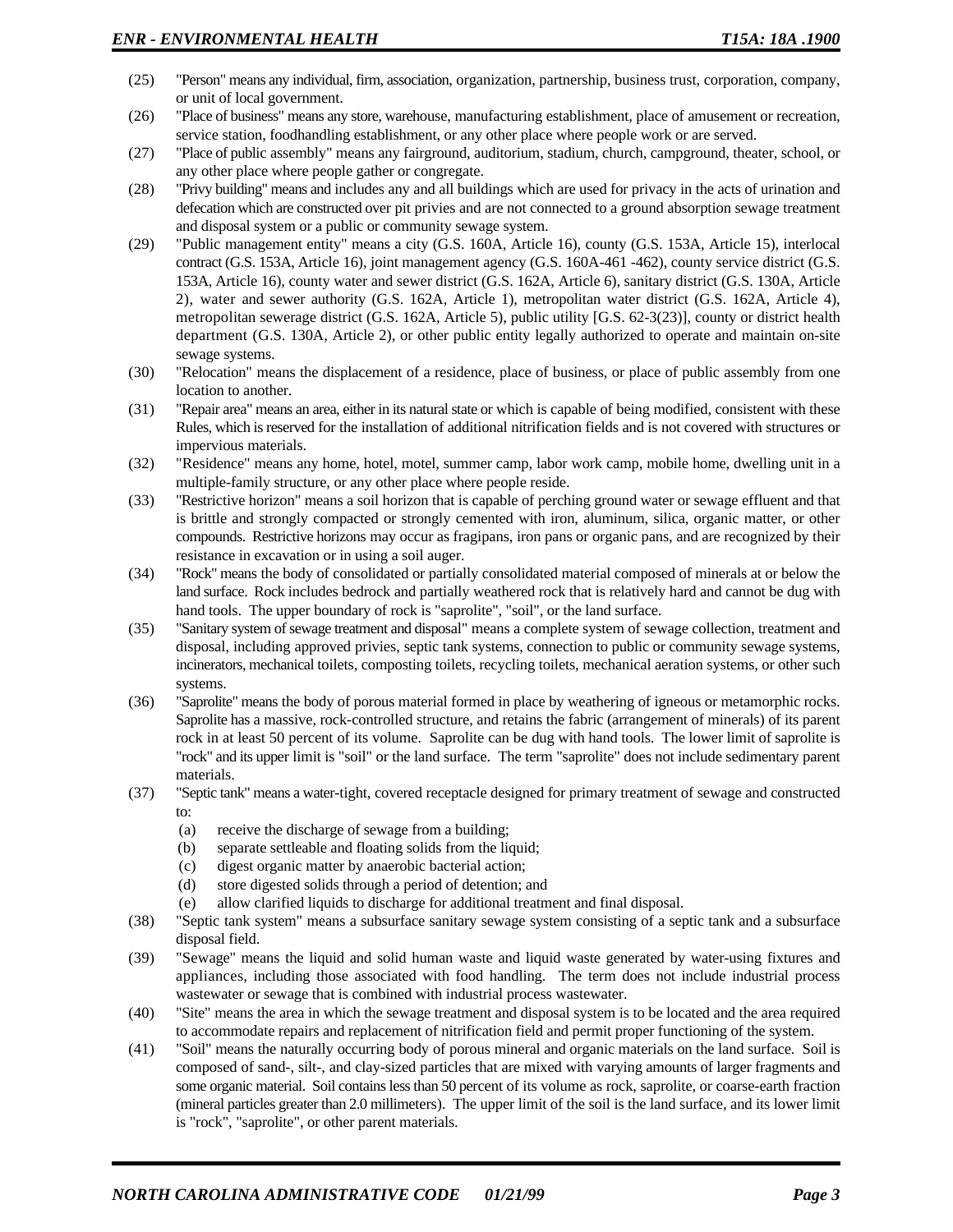(25) "Person" means any individual, firm, association, organization, partnership, business trust, corporation, company, or unit of local government.

(26) "Place of business" means any store, warehouse, manufacturing establishment, place of amusement or recreation, service station, foodhandling establishment, or any other place where people work or are served.

(27) "Place of public assembly" means any fairground, auditorium, stadium, church, campground, theater, school, or any other place where people gather or congregate.

(28) "Privy building" means and includes any and all buildings which are used for privacy in the acts of urination and defecation which are constructed over pit privies and are not connected to a ground absorption sewage treatment and disposal system or a public or community sewage system.

(29) "Public management entity" means a city (G.S. 160A, Article 16), county (G.S. 153A, Article 15), interlocal contract (G.S. 153A, Article 16), joint management agency (G.S. 160A-461 -462), county service district (G.S. 153A, Article 16), county water and sewer district (G.S. 162A, Article 6), sanitary district (G.S. 130A, Article 2), water and sewer authority (G.S. 162A, Article 1), metropolitan water district (G.S. 162A, Article 4), metropolitan sewerage district (G.S. 162A, Article 5), public utility [G.S. 62-3(23)], county or district health department (G.S. 130A, Article 2), or other public entity legally authorized to operate and maintain on-site sewage systems.

(30) "Relocation" means the displacement of a residence, place of business, or place of public assembly from one location to another.

(31) "Repair area" means an area, either in its natural state or which is capable of being modified, consistent with these Rules, which is reserved for the installation of additional nitrification fields and is not covered with structures or impervious materials.

(32) "Residence" means any home, hotel, motel, summer camp, labor work camp, mobile home, dwelling unit in a multiple-family structure, or any other place where people reside.

(33) "Restrictive horizon" means a soil horizon that is capable of perching ground water or sewage effluent and that is brittle and strongly compacted or strongly cemented with iron, aluminum, silica, organic matter, or other compounds. Restrictive horizons may occur as fragipans, iron pans or organic pans, and are recognized by their resistance in excavation or in using a soil auger.

(34) "Rock" means the body of consolidated or partially consolidated material composed of minerals at or below the land surface. Rock includes bedrock and partially weathered rock that is relatively hard and cannot be dug with hand tools. The upper boundary of rock is "saprolite", "soil", or the land surface.

(35) "Sanitary system of sewage treatment and disposal" means a complete system of sewage collection, treatment and disposal, including approved privies, septic tank systems, connection to public or community sewage systems, incinerators, mechanical toilets, composting toilets, recycling toilets, mechanical aeration systems, or other such systems.

(36) "Saprolite" means the body of porous material formed in place by weathering of igneous or metamorphic rocks. Saprolite has a massive, rock-controlled structure, and retains the fabric (arrangement of minerals) of its parent rock in at least 50 percent of its volume. Saprolite can be dug with hand tools. The lower limit of saprolite is "rock" and its upper limit is "soil" or the land surface. The term "saprolite" does not include sedimentary parent materials.

(37) "Septic tank" means a water-tight, covered receptacle designed for primary treatment of sewage and constructed to:
  - (a) receive the discharge of sewage from a building;
  - (b) separate settleable and floating solids from the liquid;
  - (c) digest organic matter by anaerobic bacterial action;
  - (d) store digested solids through a period of detention; and
  - (e) allow clarified liquids to discharge for additional treatment and final disposal.

(38) "Septic tank system" means a subsurface sanitary sewage system consisting of a septic tank and a subsurface disposal field.

(39) "Sewage" means the liquid and solid human waste and liquid waste generated by water-using fixtures and appliances, including those associated with food handling. The term does not include industrial process wastewater or sewage that is combined with industrial process wastewater.

(40) "Site" means the area in which the sewage treatment and disposal system is to be located and the area required to accommodate repairs and replacement of nitrification field and permit proper functioning of the system.

(41) "Soil" means the naturally occurring body of porous mineral and organic materials on the land surface. Soil is composed of sand-, silt-, and clay-sized particles that are mixed with varying amounts of larger fragments and some organic material. Soil contains less than 50 percent of its volume as rock, saprolite, or coarse-earth fraction (mineral particles greater than 2.0 millimeters). The upper limit of the soil is the land surface, and its lower limit is "rock", "saprolite", or other parent materials.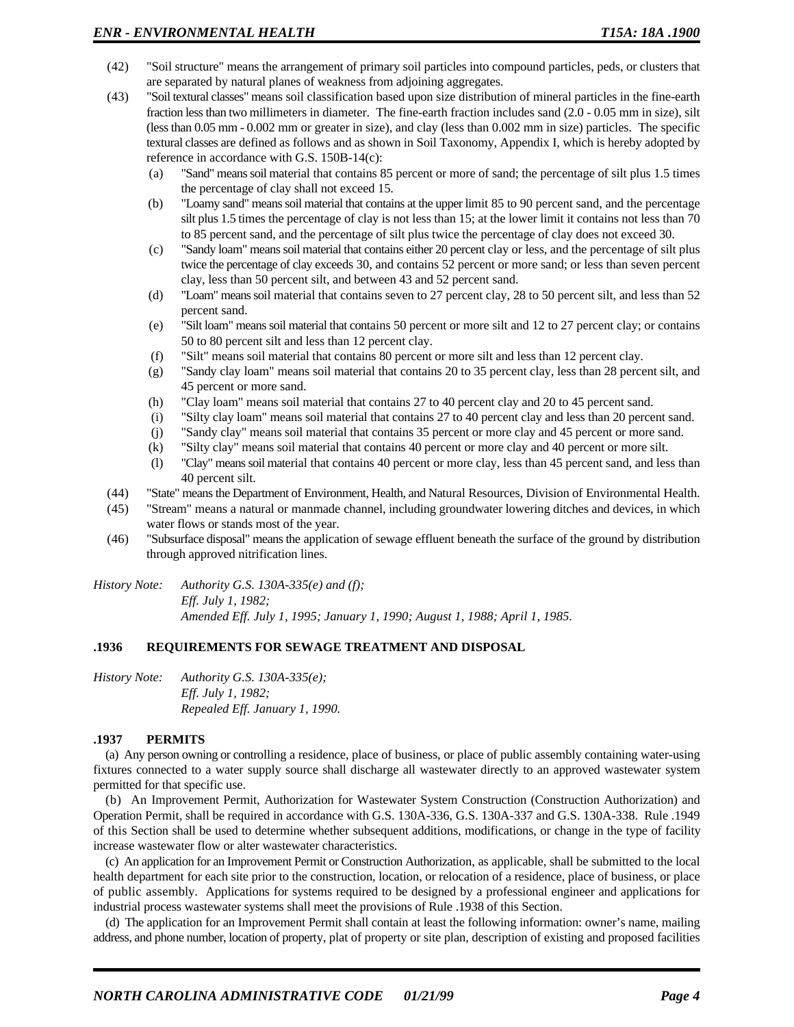(42) "Soil structure" means the arrangement of primary soil particles into compound particles, peds, or clusters that are separated by natural planes of weakness from adjoining aggregates.

(43) "Soil textural classes" means soil classification based upon size distribution of mineral particles in the fine-earth fraction less than two millimeters in diameter. The fine-earth fraction includes sand (2.0 - 0.05 mm in size), silt (less than 0.05 mm - 0.002 mm or greater in size), and clay (less than 0.002 mm in size) particles. The specific textural classes are defined as follows and as shown in Soil Taxonomy, Appendix I, which is hereby adopted by reference in accordance with G.S. 150B-14(c):

- (a) "Sand" means soil material that contains 85 percent or more of sand; the percentage of silt plus 1.5 times the percentage of clay shall not exceed 15.
- (b) "Loamy sand" means soil material that contains at the upper limit 85 to 90 percent sand, and the percentage silt plus 1.5 times the percentage of clay is not less than 15; at the lower limit it contains not less than 70 to 85 percent sand, and the percentage of silt plus twice the percentage of clay does not exceed 30.
- (c) "Sandy loam" means soil material that contains either 20 percent clay or less, and the percentage of silt plus twice the percentage of clay exceeds 30, and contains 52 percent or more sand; or less than seven percent clay, less than 50 percent silt, and between 43 and 52 percent sand.
- (d) "Loam" means soil material that contains seven to 27 percent clay, 28 to 50 percent silt, and less than 52 percent sand.
- (e) "Silt loam" means soil material that contains 50 percent or more silt and 12 to 27 percent clay; or contains 50 to 80 percent silt and less than 12 percent clay.
- (f) "Silt" means soil material that contains 80 percent or more silt and less than 12 percent clay.
- (g) "Sandy clay loam" means soil material that contains 20 to 35 percent clay, less than 28 percent silt, and 45 percent or more sand.
- (h) "Clay loam" means soil material that contains 27 to 40 percent clay and 20 to 45 percent sand.
- (i) "Silty clay loam" means soil material that contains 27 to 40 percent clay and less than 20 percent sand.
- (j) "Sandy clay" means soil material that contains 35 percent or more clay and 45 percent or more sand.
- (k) "Silty clay" means soil material that contains 40 percent or more clay and 40 percent or more silt.
- (l) "Clay" means soil material that contains 40 percent or more clay, less than 45 percent sand, and less than 40 percent silt.

(44) "State" means the Department of Environment, Health, and Natural Resources, Division of Environmental Health.

(45) "Stream" means a natural or manmade channel, including groundwater lowering ditches and devices, in which water flows or stands most of the year.

(46) "Subsurface disposal" means the application of sewage effluent beneath the surface of the ground by distribution through approved nitrification lines.

*History Note: Authority G.S. 130A-335(e) and (f);*
*Eff. July 1, 1982;*
*Amended Eff. July 1, 1995; January 1, 1990; August 1, 1988; April 1, 1985.*

### .1936 REQUIREMENTS FOR SEWAGE TREATMENT AND DISPOSAL

*History Note: Authority G.S. 130A-335(e);*
*Eff. July 1, 1982;*
*Repealed Eff. January 1, 1990.*

### .1937 PERMITS

(a) Any person owning or controlling a residence, place of business, or place of public assembly containing water-using fixtures connected to a water supply source shall discharge all wastewater directly to an approved wastewater system permitted for that specific use.

(b) An Improvement Permit, Authorization for Wastewater System Construction (Construction Authorization) and Operation Permit, shall be required in accordance with G.S. 130A-336, G.S. 130A-337 and G.S. 130A-338. Rule .1949 of this Section shall be used to determine whether subsequent additions, modifications, or change in the type of facility increase wastewater flow or alter wastewater characteristics.

(c) An application for an Improvement Permit or Construction Authorization, as applicable, shall be submitted to the local health department for each site prior to the construction, location, or relocation of a residence, place of business, or place of public assembly. Applications for systems required to be designed by a professional engineer and applications for industrial process wastewater systems shall meet the provisions of Rule .1938 of this Section.

(d) The application for an Improvement Permit shall contain at least the following information: owner's name, mailing address, and phone number, location of property, plat of property or site plan, description of existing and proposed facilities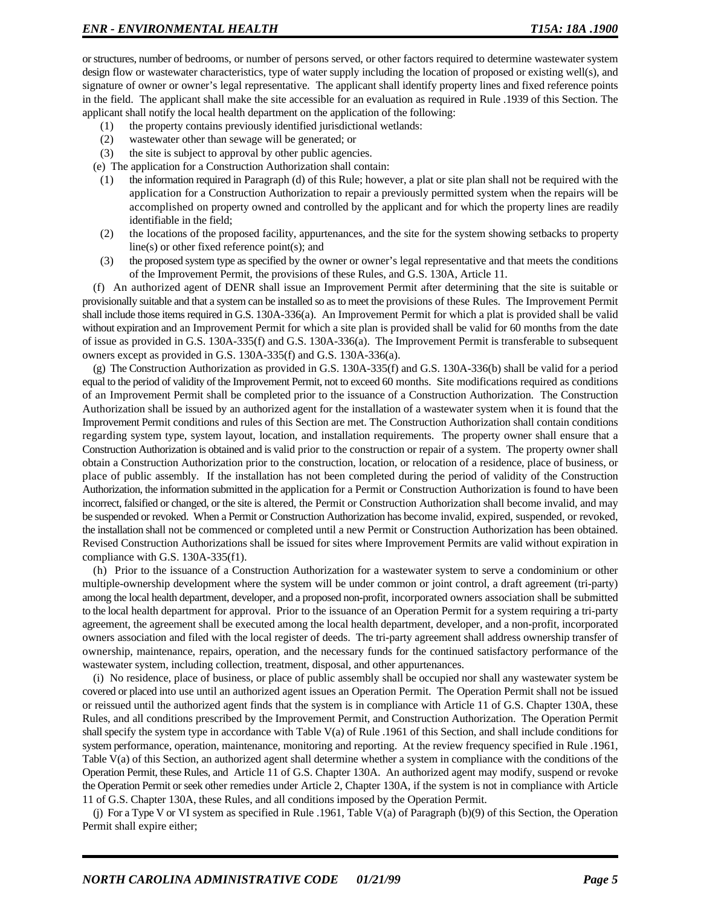or structures, number of bedrooms, or number of persons served, or other factors required to determine wastewater system design flow or wastewater characteristics, type of water supply including the location of proposed or existing well(s), and signature of owner or owner's legal representative. The applicant shall identify property lines and fixed reference points in the field. The applicant shall make the site accessible for an evaluation as required in Rule .1939 of this Section. The applicant shall notify the local health department on the application of the following:

(1) the property contains previously identified jurisdictional wetlands:
(2) wastewater other than sewage will be generated; or
(3) the site is subject to approval by other public agencies.

(e) The application for a Construction Authorization shall contain:

(1) the information required in Paragraph (d) of this Rule; however, a plat or site plan shall not be required with the application for a Construction Authorization to repair a previously permitted system when the repairs will be accomplished on property owned and controlled by the applicant and for which the property lines are readily identifiable in the field;
(2) the locations of the proposed facility, appurtenances, and the site for the system showing setbacks to property line(s) or other fixed reference point(s); and
(3) the proposed system type as specified by the owner or owner's legal representative and that meets the conditions of the Improvement Permit, the provisions of these Rules, and G.S. 130A, Article 11.

(f) An authorized agent of DENR shall issue an Improvement Permit after determining that the site is suitable or provisionally suitable and that a system can be installed so as to meet the provisions of these Rules. The Improvement Permit shall include those items required in G.S. 130A-336(a). An Improvement Permit for which a plat is provided shall be valid without expiration and an Improvement Permit for which a site plan is provided shall be valid for 60 months from the date of issue as provided in G.S. 130A-335(f) and G.S. 130A-336(a). The Improvement Permit is transferable to subsequent owners except as provided in G.S. 130A-335(f) and G.S. 130A-336(a).

(g) The Construction Authorization as provided in G.S. 130A-335(f) and G.S. 130A-336(b) shall be valid for a period equal to the period of validity of the Improvement Permit, not to exceed 60 months. Site modifications required as conditions of an Improvement Permit shall be completed prior to the issuance of a Construction Authorization. The Construction Authorization shall be issued by an authorized agent for the installation of a wastewater system when it is found that the Improvement Permit conditions and rules of this Section are met. The Construction Authorization shall contain conditions regarding system type, system layout, location, and installation requirements. The property owner shall ensure that a Construction Authorization is obtained and is valid prior to the construction or repair of a system. The property owner shall obtain a Construction Authorization prior to the construction, location, or relocation of a residence, place of business, or place of public assembly. If the installation has not been completed during the period of validity of the Construction Authorization, the information submitted in the application for a Permit or Construction Authorization is found to have been incorrect, falsified or changed, or the site is altered, the Permit or Construction Authorization shall become invalid, and may be suspended or revoked. When a Permit or Construction Authorization has become invalid, expired, suspended, or revoked, the installation shall not be commenced or completed until a new Permit or Construction Authorization has been obtained. Revised Construction Authorizations shall be issued for sites where Improvement Permits are valid without expiration in compliance with G.S. 130A-335(f1).

(h) Prior to the issuance of a Construction Authorization for a wastewater system to serve a condominium or other multiple-ownership development where the system will be under common or joint control, a draft agreement (tri-party) among the local health department, developer, and a proposed non-profit, incorporated owners association shall be submitted to the local health department for approval. Prior to the issuance of an Operation Permit for a system requiring a tri-party agreement, the agreement shall be executed among the local health department, developer, and a non-profit, incorporated owners association and filed with the local register of deeds. The tri-party agreement shall address ownership transfer of ownership, maintenance, repairs, operation, and the necessary funds for the continued satisfactory performance of the wastewater system, including collection, treatment, disposal, and other appurtenances.

(i) No residence, place of business, or place of public assembly shall be occupied nor shall any wastewater system be covered or placed into use until an authorized agent issues an Operation Permit. The Operation Permit shall not be issued or reissued until the authorized agent finds that the system is in compliance with Article 11 of G.S. Chapter 130A, these Rules, and all conditions prescribed by the Improvement Permit, and Construction Authorization. The Operation Permit shall specify the system type in accordance with Table V(a) of Rule .1961 of this Section, and shall include conditions for system performance, operation, maintenance, monitoring and reporting. At the review frequency specified in Rule .1961, Table V(a) of this Section, an authorized agent shall determine whether a system in compliance with the conditions of the Operation Permit, these Rules, and Article 11 of G.S. Chapter 130A. An authorized agent may modify, suspend or revoke the Operation Permit or seek other remedies under Article 2, Chapter 130A, if the system is not in compliance with Article 11 of G.S. Chapter 130A, these Rules, and all conditions imposed by the Operation Permit.

(j) For a Type V or VI system as specified in Rule .1961, Table V(a) of Paragraph (b)(9) of this Section, the Operation Permit shall expire either;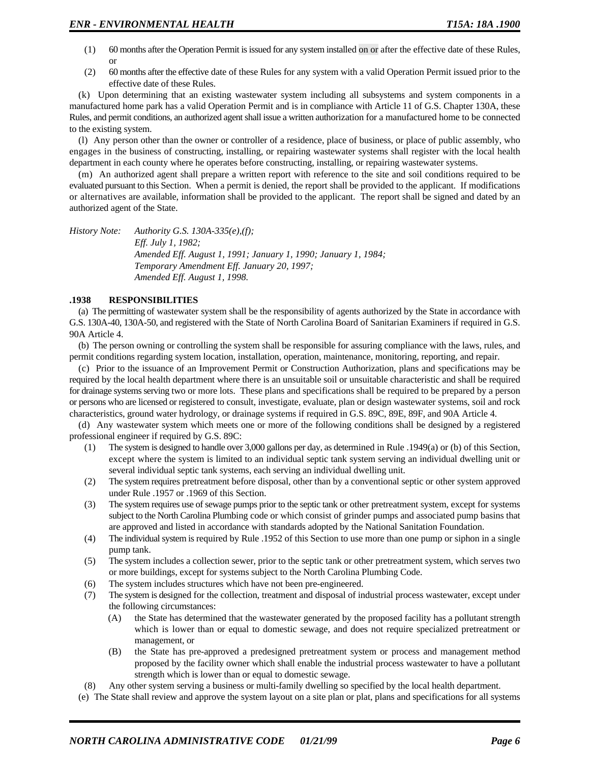(1) 60 months after the Operation Permit is issued for any system installed on or after the effective date of these Rules, or

(2) 60 months after the effective date of these Rules for any system with a valid Operation Permit issued prior to the effective date of these Rules.

(k) Upon determining that an existing wastewater system including all subsystems and system components in a manufactured home park has a valid Operation Permit and is in compliance with Article 11 of G.S. Chapter 130A, these Rules, and permit conditions, an authorized agent shall issue a written authorization for a manufactured home to be connected to the existing system.

(l) Any person other than the owner or controller of a residence, place of business, or place of public assembly, who engages in the business of constructing, installing, or repairing wastewater systems shall register with the local health department in each county where he operates before constructing, installing, or repairing wastewater systems.

(m) An authorized agent shall prepare a written report with reference to the site and soil conditions required to be evaluated pursuant to this Section. When a permit is denied, the report shall be provided to the applicant. If modifications or alternatives are available, information shall be provided to the applicant. The report shall be signed and dated by an authorized agent of the State.

*History Note: Authority G.S. 130A-335(e),(f);*
*Eff. July 1, 1982;*
*Amended Eff. August 1, 1991; January 1, 1990; January 1, 1984;*
*Temporary Amendment Eff. January 20, 1997;*
*Amended Eff. August 1, 1998.*

**.1938 RESPONSIBILITIES**

(a) The permitting of wastewater system shall be the responsibility of agents authorized by the State in accordance with G.S. 130A-40, 130A-50, and registered with the State of North Carolina Board of Sanitarian Examiners if required in G.S. 90A Article 4.

(b) The person owning or controlling the system shall be responsible for assuring compliance with the laws, rules, and permit conditions regarding system location, installation, operation, maintenance, monitoring, reporting, and repair.

(c) Prior to the issuance of an Improvement Permit or Construction Authorization, plans and specifications may be required by the local health department where there is an unsuitable soil or unsuitable characteristic and shall be required for drainage systems serving two or more lots. These plans and specifications shall be required to be prepared by a person or persons who are licensed or registered to consult, investigate, evaluate, plan or design wastewater systems, soil and rock characteristics, ground water hydrology, or drainage systems if required in G.S. 89C, 89E, 89F, and 90A Article 4.

(d) Any wastewater system which meets one or more of the following conditions shall be designed by a registered professional engineer if required by G.S. 89C:

(1) The system is designed to handle over 3,000 gallons per day, as determined in Rule .1949(a) or (b) of this Section, except where the system is limited to an individual septic tank system serving an individual dwelling unit or several individual septic tank systems, each serving an individual dwelling unit.

(2) The system requires pretreatment before disposal, other than by a conventional septic or other system approved under Rule .1957 or .1969 of this Section.

(3) The system requires use of sewage pumps prior to the septic tank or other pretreatment system, except for systems subject to the North Carolina Plumbing code or which consist of grinder pumps and associated pump basins that are approved and listed in accordance with standards adopted by the National Sanitation Foundation.

(4) The individual system is required by Rule .1952 of this Section to use more than one pump or siphon in a single pump tank.

(5) The system includes a collection sewer, prior to the septic tank or other pretreatment system, which serves two or more buildings, except for systems subject to the North Carolina Plumbing Code.

(6) The system includes structures which have not been pre-engineered.

(7) The system is designed for the collection, treatment and disposal of industrial process wastewater, except under the following circumstances:

   (A) the State has determined that the wastewater generated by the proposed facility has a pollutant strength which is lower than or equal to domestic sewage, and does not require specialized pretreatment or management, or

   (B) the State has pre-approved a predesigned pretreatment system or process and management method proposed by the facility owner which shall enable the industrial process wastewater to have a pollutant strength which is lower than or equal to domestic sewage.

(8) Any other system serving a business or multi-family dwelling so specified by the local health department.

(e) The State shall review and approve the system layout on a site plan or plat, plans and specifications for all systems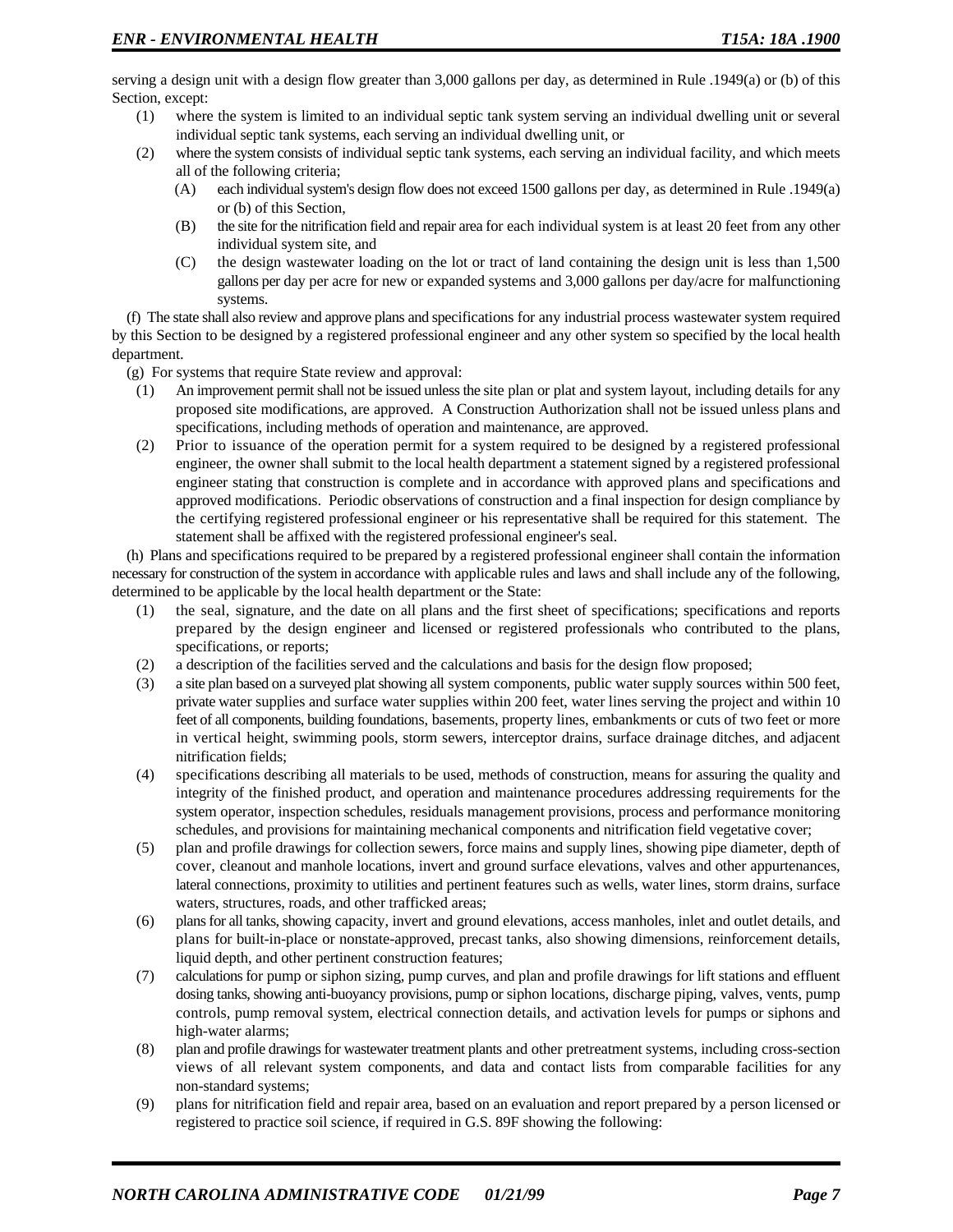serving a design unit with a design flow greater than 3,000 gallons per day, as determined in Rule .1949(a) or (b) of this Section, except:

(1) where the system is limited to an individual septic tank system serving an individual dwelling unit or several individual septic tank systems, each serving an individual dwelling unit, or

(2) where the system consists of individual septic tank systems, each serving an individual facility, and which meets all of the following criteria;

  (A) each individual system's design flow does not exceed 1500 gallons per day, as determined in Rule .1949(a) or (b) of this Section,

  (B) the site for the nitrification field and repair area for each individual system is at least 20 feet from any other individual system site, and

  (C) the design wastewater loading on the lot or tract of land containing the design unit is less than 1,500 gallons per day per acre for new or expanded systems and 3,000 gallons per day/acre for malfunctioning systems.

(f) The state shall also review and approve plans and specifications for any industrial process wastewater system required by this Section to be designed by a registered professional engineer and any other system so specified by the local health department.

(g) For systems that require State review and approval:

(1) An improvement permit shall not be issued unless the site plan or plat and system layout, including details for any proposed site modifications, are approved. A Construction Authorization shall not be issued unless plans and specifications, including methods of operation and maintenance, are approved.

(2) Prior to issuance of the operation permit for a system required to be designed by a registered professional engineer, the owner shall submit to the local health department a statement signed by a registered professional engineer stating that construction is complete and in accordance with approved plans and specifications and approved modifications. Periodic observations of construction and a final inspection for design compliance by the certifying registered professional engineer or his representative shall be required for this statement. The statement shall be affixed with the registered professional engineer's seal.

(h) Plans and specifications required to be prepared by a registered professional engineer shall contain the information necessary for construction of the system in accordance with applicable rules and laws and shall include any of the following, determined to be applicable by the local health department or the State:

(1) the seal, signature, and the date on all plans and the first sheet of specifications; specifications and reports prepared by the design engineer and licensed or registered professionals who contributed to the plans, specifications, or reports;

(2) a description of the facilities served and the calculations and basis for the design flow proposed;

(3) a site plan based on a surveyed plat showing all system components, public water supply sources within 500 feet, private water supplies and surface water supplies within 200 feet, water lines serving the project and within 10 feet of all components, building foundations, basements, property lines, embankments or cuts of two feet or more in vertical height, swimming pools, storm sewers, interceptor drains, surface drainage ditches, and adjacent nitrification fields;

(4) specifications describing all materials to be used, methods of construction, means for assuring the quality and integrity of the finished product, and operation and maintenance procedures addressing requirements for the system operator, inspection schedules, residuals management provisions, process and performance monitoring schedules, and provisions for maintaining mechanical components and nitrification field vegetative cover;

(5) plan and profile drawings for collection sewers, force mains and supply lines, showing pipe diameter, depth of cover, cleanout and manhole locations, invert and ground surface elevations, valves and other appurtenances, lateral connections, proximity to utilities and pertinent features such as wells, water lines, storm drains, surface waters, structures, roads, and other trafficked areas;

(6) plans for all tanks, showing capacity, invert and ground elevations, access manholes, inlet and outlet details, and plans for built-in-place or nonstate-approved, precast tanks, also showing dimensions, reinforcement details, liquid depth, and other pertinent construction features;

(7) calculations for pump or siphon sizing, pump curves, and plan and profile drawings for lift stations and effluent dosing tanks, showing anti-buoyancy provisions, pump or siphon locations, discharge piping, valves, vents, pump controls, pump removal system, electrical connection details, and activation levels for pumps or siphons and high-water alarms;

(8) plan and profile drawings for wastewater treatment plants and other pretreatment systems, including cross-section views of all relevant system components, and data and contact lists from comparable facilities for any non-standard systems;

(9) plans for nitrification field and repair area, based on an evaluation and report prepared by a person licensed or registered to practice soil science, if required in G.S. 89F showing the following: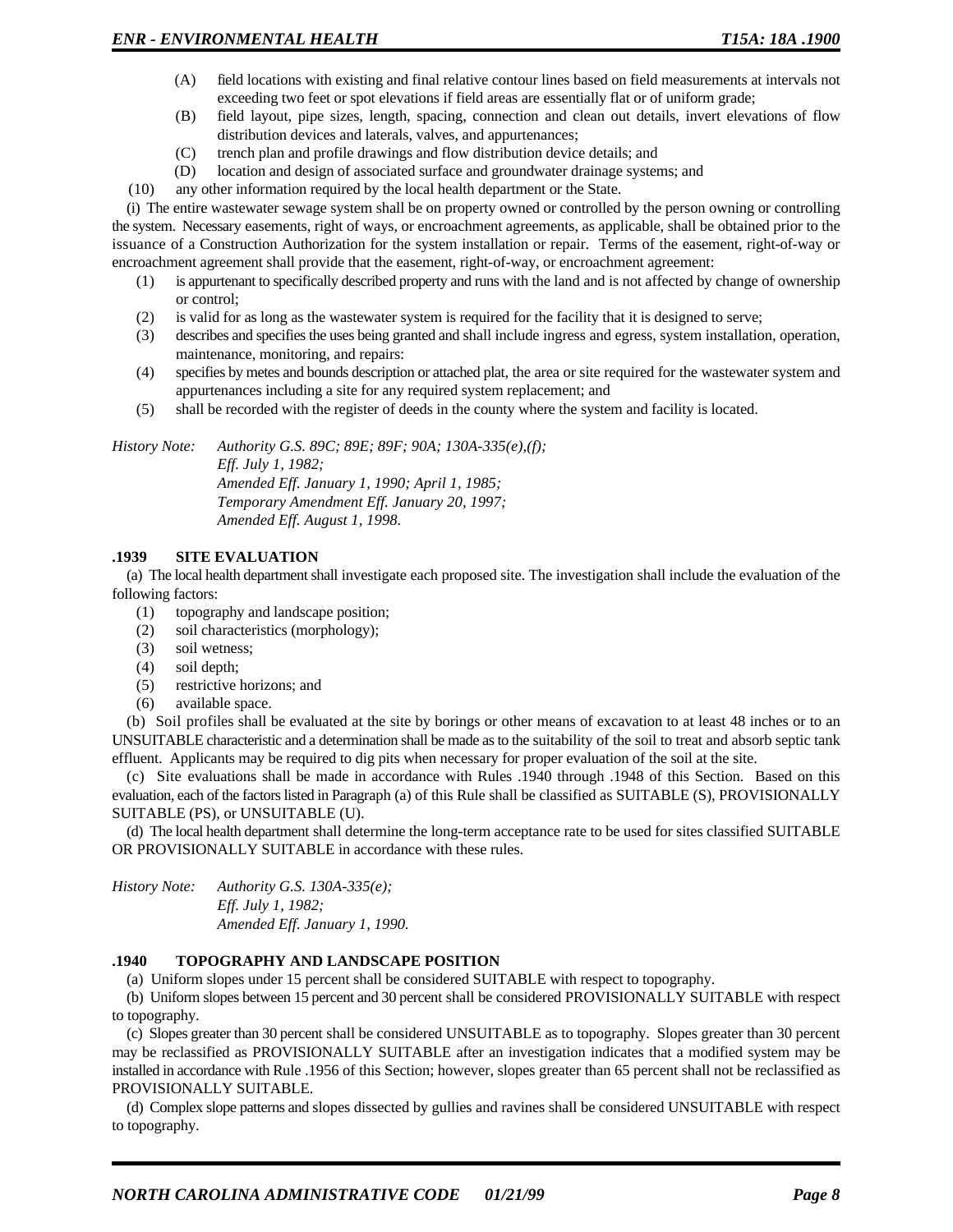(A) field locations with existing and final relative contour lines based on field measurements at intervals not exceeding two feet or spot elevations if field areas are essentially flat or of uniform grade;

(B) field layout, pipe sizes, length, spacing, connection and clean out details, invert elevations of flow distribution devices and laterals, valves, and appurtenances;

(C) trench plan and profile drawings and flow distribution device details; and

(D) location and design of associated surface and groundwater drainage systems; and

(10) any other information required by the local health department or the State.

(i) The entire wastewater sewage system shall be on property owned or controlled by the person owning or controlling the system. Necessary easements, right of ways, or encroachment agreements, as applicable, shall be obtained prior to the issuance of a Construction Authorization for the system installation or repair. Terms of the easement, right-of-way or encroachment agreement shall provide that the easement, right-of-way, or encroachment agreement:

(1) is appurtenant to specifically described property and runs with the land and is not affected by change of ownership or control;

(2) is valid for as long as the wastewater system is required for the facility that it is designed to serve;

(3) describes and specifies the uses being granted and shall include ingress and egress, system installation, operation, maintenance, monitoring, and repairs:

(4) specifies by metes and bounds description or attached plat, the area or site required for the wastewater system and appurtenances including a site for any required system replacement; and

(5) shall be recorded with the register of deeds in the county where the system and facility is located.

*History Note: Authority G.S. 89C; 89E; 89F; 90A; 130A-335(e),(f);*
*Eff. July 1, 1982;*
*Amended Eff. January 1, 1990; April 1, 1985;*
*Temporary Amendment Eff. January 20, 1997;*
*Amended Eff. August 1, 1998.*

### .1939 SITE EVALUATION

(a) The local health department shall investigate each proposed site. The investigation shall include the evaluation of the following factors:

(1) topography and landscape position;

(2) soil characteristics (morphology);

(3) soil wetness;

(4) soil depth;

(5) restrictive horizons; and

(6) available space.

(b) Soil profiles shall be evaluated at the site by borings or other means of excavation to at least 48 inches or to an UNSUITABLE characteristic and a determination shall be made as to the suitability of the soil to treat and absorb septic tank effluent. Applicants may be required to dig pits when necessary for proper evaluation of the soil at the site.

(c) Site evaluations shall be made in accordance with Rules .1940 through .1948 of this Section. Based on this evaluation, each of the factors listed in Paragraph (a) of this Rule shall be classified as SUITABLE (S), PROVISIONALLY SUITABLE (PS), or UNSUITABLE (U).

(d) The local health department shall determine the long-term acceptance rate to be used for sites classified SUITABLE OR PROVISIONALLY SUITABLE in accordance with these rules.

*History Note: Authority G.S. 130A-335(e);*
*Eff. July 1, 1982;*
*Amended Eff. January 1, 1990.*

### .1940 TOPOGRAPHY AND LANDSCAPE POSITION

(a) Uniform slopes under 15 percent shall be considered SUITABLE with respect to topography.

(b) Uniform slopes between 15 percent and 30 percent shall be considered PROVISIONALLY SUITABLE with respect to topography.

(c) Slopes greater than 30 percent shall be considered UNSUITABLE as to topography. Slopes greater than 30 percent may be reclassified as PROVISIONALLY SUITABLE after an investigation indicates that a modified system may be installed in accordance with Rule .1956 of this Section; however, slopes greater than 65 percent shall not be reclassified as PROVISIONALLY SUITABLE.

(d) Complex slope patterns and slopes dissected by gullies and ravines shall be considered UNSUITABLE with respect to topography.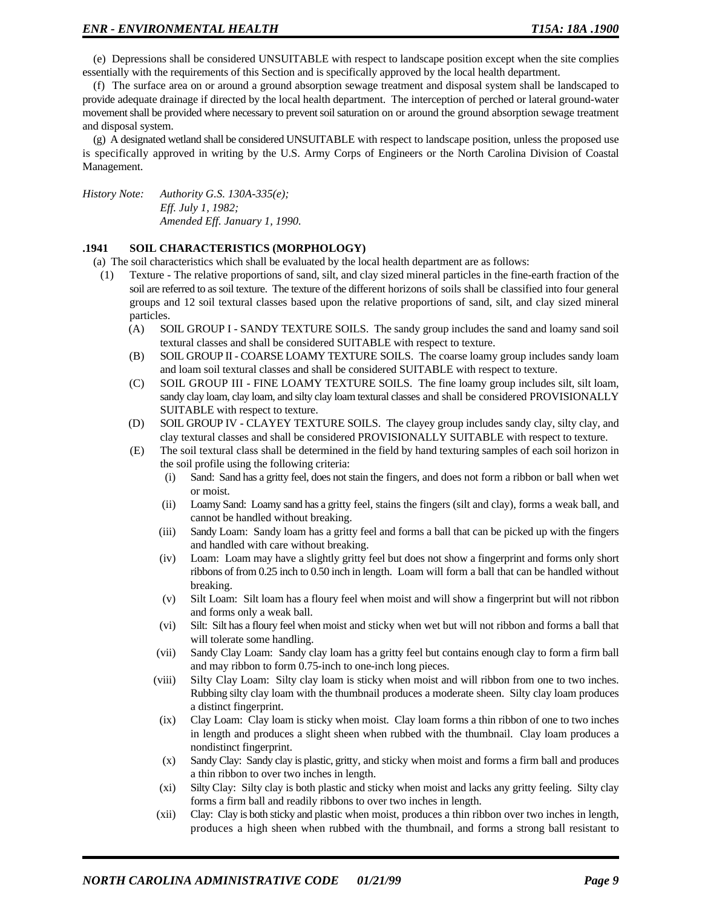(e) Depressions shall be considered UNSUITABLE with respect to landscape position except when the site complies essentially with the requirements of this Section and is specifically approved by the local health department.

(f) The surface area on or around a ground absorption sewage treatment and disposal system shall be landscaped to provide adequate drainage if directed by the local health department. The interception of perched or lateral ground-water movement shall be provided where necessary to prevent soil saturation on or around the ground absorption sewage treatment and disposal system.

(g) A designated wetland shall be considered UNSUITABLE with respect to landscape position, unless the proposed use is specifically approved in writing by the U.S. Army Corps of Engineers or the North Carolina Division of Coastal Management.

*History Note: Authority G.S. 130A-335(e);*
*Eff. July 1, 1982;*
*Amended Eff. January 1, 1990.*

**.1941 SOIL CHARACTERISTICS (MORPHOLOGY)**

(a) The soil characteristics which shall be evaluated by the local health department are as follows:

- (1) Texture - The relative proportions of sand, silt, and clay sized mineral particles in the fine-earth fraction of the soil are referred to as soil texture. The texture of the different horizons of soils shall be classified into four general groups and 12 soil textural classes based upon the relative proportions of sand, silt, and clay sized mineral particles.
  - (A) SOIL GROUP I - SANDY TEXTURE SOILS. The sandy group includes the sand and loamy sand soil textural classes and shall be considered SUITABLE with respect to texture.
  - (B) SOIL GROUP II - COARSE LOAMY TEXTURE SOILS. The coarse loamy group includes sandy loam and loam soil textural classes and shall be considered SUITABLE with respect to texture.
  - (C) SOIL GROUP III - FINE LOAMY TEXTURE SOILS. The fine loamy group includes silt, silt loam, sandy clay loam, clay loam, and silty clay loam textural classes and shall be considered PROVISIONALLY SUITABLE with respect to texture.
  - (D) SOIL GROUP IV - CLAYEY TEXTURE SOILS. The clayey group includes sandy clay, silty clay, and clay textural classes and shall be considered PROVISIONALLY SUITABLE with respect to texture.
  - (E) The soil textural class shall be determined in the field by hand texturing samples of each soil horizon in the soil profile using the following criteria:
    - (i) Sand: Sand has a gritty feel, does not stain the fingers, and does not form a ribbon or ball when wet or moist.
    - (ii) Loamy Sand: Loamy sand has a gritty feel, stains the fingers (silt and clay), forms a weak ball, and cannot be handled without breaking.
    - (iii) Sandy Loam: Sandy loam has a gritty feel and forms a ball that can be picked up with the fingers and handled with care without breaking.
    - (iv) Loam: Loam may have a slightly gritty feel but does not show a fingerprint and forms only short ribbons of from 0.25 inch to 0.50 inch in length. Loam will form a ball that can be handled without breaking.
    - (v) Silt Loam: Silt loam has a floury feel when moist and will show a fingerprint but will not ribbon and forms only a weak ball.
    - (vi) Silt: Silt has a floury feel when moist and sticky when wet but will not ribbon and forms a ball that will tolerate some handling.
    - (vii) Sandy Clay Loam: Sandy clay loam has a gritty feel but contains enough clay to form a firm ball and may ribbon to form 0.75-inch to one-inch long pieces.
    - (viii) Silty Clay Loam: Silty clay loam is sticky when moist and will ribbon from one to two inches. Rubbing silty clay loam with the thumbnail produces a moderate sheen. Silty clay loam produces a distinct fingerprint.
    - (ix) Clay Loam: Clay loam is sticky when moist. Clay loam forms a thin ribbon of one to two inches in length and produces a slight sheen when rubbed with the thumbnail. Clay loam produces a nondistinct fingerprint.
    - (x) Sandy Clay: Sandy clay is plastic, gritty, and sticky when moist and forms a firm ball and produces a thin ribbon to over two inches in length.
    - (xi) Silty Clay: Silty clay is both plastic and sticky when moist and lacks any gritty feeling. Silty clay forms a firm ball and readily ribbons to over two inches in length.
    - (xii) Clay: Clay is both sticky and plastic when moist, produces a thin ribbon over two inches in length, produces a high sheen when rubbed with the thumbnail, and forms a strong ball resistant to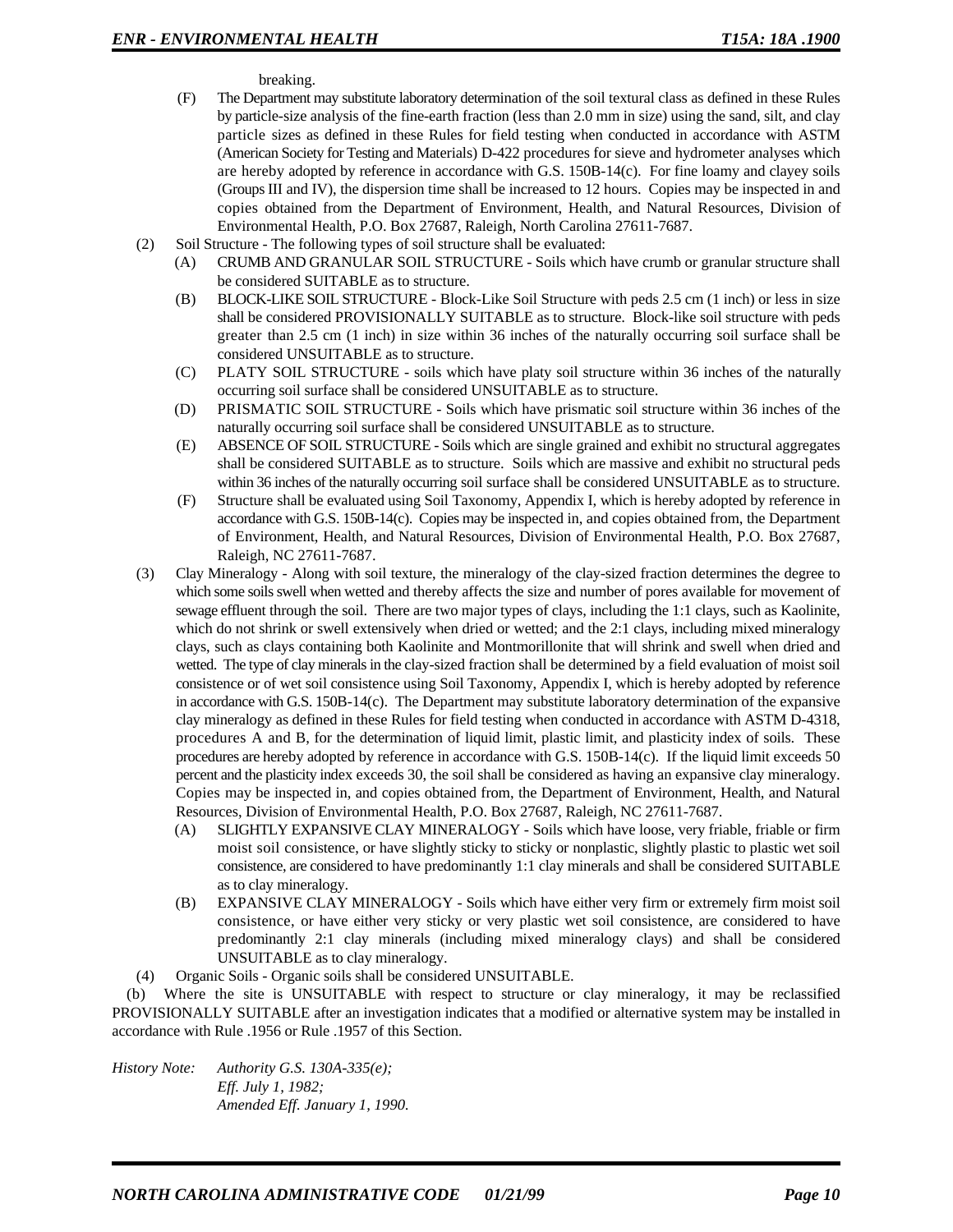breaking.

(F) The Department may substitute laboratory determination of the soil textural class as defined in these Rules by particle-size analysis of the fine-earth fraction (less than 2.0 mm in size) using the sand, silt, and clay particle sizes as defined in these Rules for field testing when conducted in accordance with ASTM (American Society for Testing and Materials) D-422 procedures for sieve and hydrometer analyses which are hereby adopted by reference in accordance with G.S. 150B-14(c). For fine loamy and clayey soils (Groups III and IV), the dispersion time shall be increased to 12 hours. Copies may be inspected in and copies obtained from the Department of Environment, Health, and Natural Resources, Division of Environmental Health, P.O. Box 27687, Raleigh, North Carolina 27611-7687.

(2) Soil Structure - The following types of soil structure shall be evaluated:

(A) CRUMB AND GRANULAR SOIL STRUCTURE - Soils which have crumb or granular structure shall be considered SUITABLE as to structure.

(B) BLOCK-LIKE SOIL STRUCTURE - Block-Like Soil Structure with peds 2.5 cm (1 inch) or less in size shall be considered PROVISIONALLY SUITABLE as to structure. Block-like soil structure with peds greater than 2.5 cm (1 inch) in size within 36 inches of the naturally occurring soil surface shall be considered UNSUITABLE as to structure.

(C) PLATY SOIL STRUCTURE - soils which have platy soil structure within 36 inches of the naturally occurring soil surface shall be considered UNSUITABLE as to structure.

(D) PRISMATIC SOIL STRUCTURE - Soils which have prismatic soil structure within 36 inches of the naturally occurring soil surface shall be considered UNSUITABLE as to structure.

(E) ABSENCE OF SOIL STRUCTURE - Soils which are single grained and exhibit no structural aggregates shall be considered SUITABLE as to structure. Soils which are massive and exhibit no structural peds within 36 inches of the naturally occurring soil surface shall be considered UNSUITABLE as to structure.

(F) Structure shall be evaluated using Soil Taxonomy, Appendix I, which is hereby adopted by reference in accordance with G.S. 150B-14(c). Copies may be inspected in, and copies obtained from, the Department of Environment, Health, and Natural Resources, Division of Environmental Health, P.O. Box 27687, Raleigh, NC 27611-7687.

(3) Clay Mineralogy - Along with soil texture, the mineralogy of the clay-sized fraction determines the degree to which some soils swell when wetted and thereby affects the size and number of pores available for movement of sewage effluent through the soil. There are two major types of clays, including the 1:1 clays, such as Kaolinite, which do not shrink or swell extensively when dried or wetted; and the 2:1 clays, including mixed mineralogy clays, such as clays containing both Kaolinite and Montmorillonite that will shrink and swell when dried and wetted. The type of clay minerals in the clay-sized fraction shall be determined by a field evaluation of moist soil consistence or of wet soil consistence using Soil Taxonomy, Appendix I, which is hereby adopted by reference in accordance with G.S. 150B-14(c). The Department may substitute laboratory determination of the expansive clay mineralogy as defined in these Rules for field testing when conducted in accordance with ASTM D-4318, procedures A and B, for the determination of liquid limit, plastic limit, and plasticity index of soils. These procedures are hereby adopted by reference in accordance with G.S. 150B-14(c). If the liquid limit exceeds 50 percent and the plasticity index exceeds 30, the soil shall be considered as having an expansive clay mineralogy. Copies may be inspected in, and copies obtained from, the Department of Environment, Health, and Natural Resources, Division of Environmental Health, P.O. Box 27687, Raleigh, NC 27611-7687.

(A) SLIGHTLY EXPANSIVE CLAY MINERALOGY - Soils which have loose, very friable, friable or firm moist soil consistence, or have slightly sticky to sticky or nonplastic, slightly plastic to plastic wet soil consistence, are considered to have predominantly 1:1 clay minerals and shall be considered SUITABLE as to clay mineralogy.

(B) EXPANSIVE CLAY MINERALOGY - Soils which have either very firm or extremely firm moist soil consistence, or have either very sticky or very plastic wet soil consistence, are considered to have predominantly 2:1 clay minerals (including mixed mineralogy clays) and shall be considered UNSUITABLE as to clay mineralogy.

(4) Organic Soils - Organic soils shall be considered UNSUITABLE.

(b) Where the site is UNSUITABLE with respect to structure or clay mineralogy, it may be reclassified PROVISIONALLY SUITABLE after an investigation indicates that a modified or alternative system may be installed in accordance with Rule .1956 or Rule .1957 of this Section.

*History Note: Authority G.S. 130A-335(e);*
*Eff. July 1, 1982;*
*Amended Eff. January 1, 1990.*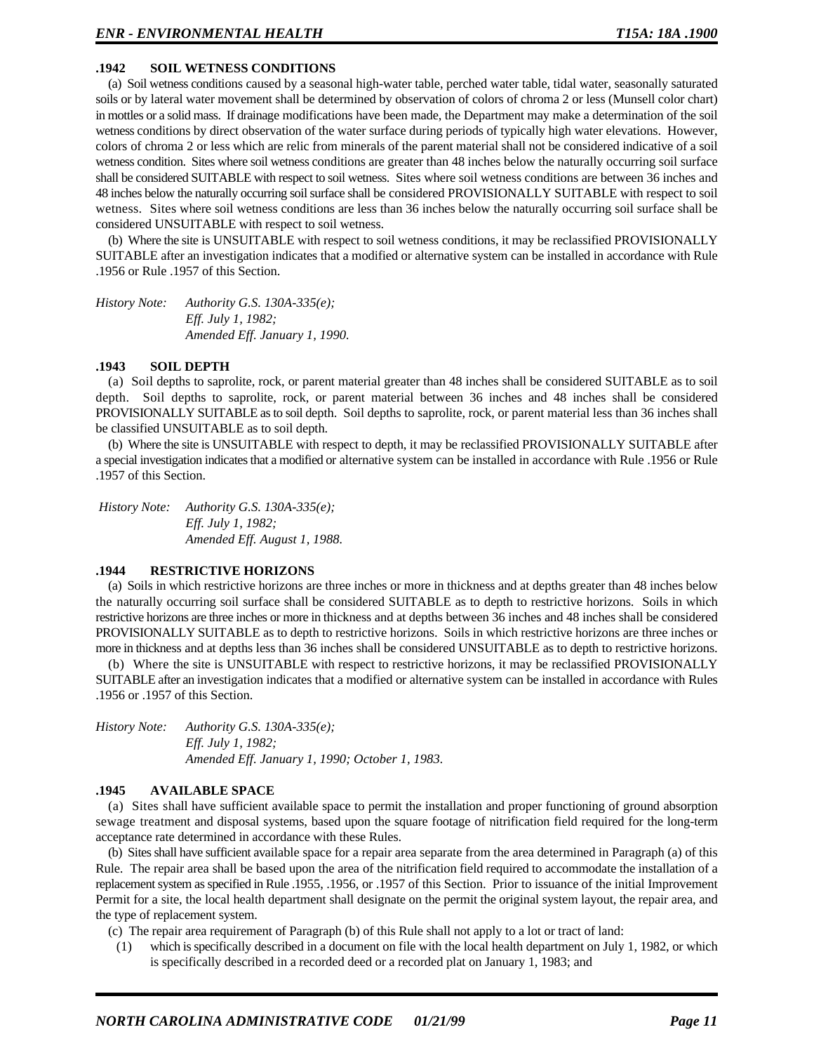### .1942 SOIL WETNESS CONDITIONS

(a) Soil wetness conditions caused by a seasonal high-water table, perched water table, tidal water, seasonally saturated soils or by lateral water movement shall be determined by observation of colors of chroma 2 or less (Munsell color chart) in mottles or a solid mass. If drainage modifications have been made, the Department may make a determination of the soil wetness conditions by direct observation of the water surface during periods of typically high water elevations. However, colors of chroma 2 or less which are relic from minerals of the parent material shall not be considered indicative of a soil wetness condition. Sites where soil wetness conditions are greater than 48 inches below the naturally occurring soil surface shall be considered SUITABLE with respect to soil wetness. Sites where soil wetness conditions are between 36 inches and 48 inches below the naturally occurring soil surface shall be considered PROVISIONALLY SUITABLE with respect to soil wetness. Sites where soil wetness conditions are less than 36 inches below the naturally occurring soil surface shall be considered UNSUITABLE with respect to soil wetness.

(b) Where the site is UNSUITABLE with respect to soil wetness conditions, it may be reclassified PROVISIONALLY SUITABLE after an investigation indicates that a modified or alternative system can be installed in accordance with Rule .1956 or Rule .1957 of this Section.

*History Note: Authority G.S. 130A-335(e);*
*Eff. July 1, 1982;*
*Amended Eff. January 1, 1990.*

### .1943 SOIL DEPTH

(a) Soil depths to saprolite, rock, or parent material greater than 48 inches shall be considered SUITABLE as to soil depth. Soil depths to saprolite, rock, or parent material between 36 inches and 48 inches shall be considered PROVISIONALLY SUITABLE as to soil depth. Soil depths to saprolite, rock, or parent material less than 36 inches shall be classified UNSUITABLE as to soil depth.

(b) Where the site is UNSUITABLE with respect to depth, it may be reclassified PROVISIONALLY SUITABLE after a special investigation indicates that a modified or alternative system can be installed in accordance with Rule .1956 or Rule .1957 of this Section.

*History Note: Authority G.S. 130A-335(e);*
*Eff. July 1, 1982;*
*Amended Eff. August 1, 1988.*

### .1944 RESTRICTIVE HORIZONS

(a) Soils in which restrictive horizons are three inches or more in thickness and at depths greater than 48 inches below the naturally occurring soil surface shall be considered SUITABLE as to depth to restrictive horizons. Soils in which restrictive horizons are three inches or more in thickness and at depths between 36 inches and 48 inches shall be considered PROVISIONALLY SUITABLE as to depth to restrictive horizons. Soils in which restrictive horizons are three inches or more in thickness and at depths less than 36 inches shall be considered UNSUITABLE as to depth to restrictive horizons.

(b) Where the site is UNSUITABLE with respect to restrictive horizons, it may be reclassified PROVISIONALLY SUITABLE after an investigation indicates that a modified or alternative system can be installed in accordance with Rules .1956 or .1957 of this Section.

*History Note: Authority G.S. 130A-335(e);*
*Eff. July 1, 1982;*
*Amended Eff. January 1, 1990; October 1, 1983.*

### .1945 AVAILABLE SPACE

(a) Sites shall have sufficient available space to permit the installation and proper functioning of ground absorption sewage treatment and disposal systems, based upon the square footage of nitrification field required for the long-term acceptance rate determined in accordance with these Rules.

(b) Sites shall have sufficient available space for a repair area separate from the area determined in Paragraph (a) of this Rule. The repair area shall be based upon the area of the nitrification field required to accommodate the installation of a replacement system as specified in Rule .1955, .1956, or .1957 of this Section. Prior to issuance of the initial Improvement Permit for a site, the local health department shall designate on the permit the original system layout, the repair area, and the type of replacement system.

(c) The repair area requirement of Paragraph (b) of this Rule shall not apply to a lot or tract of land:

(1) which is specifically described in a document on file with the local health department on July 1, 1982, or which is specifically described in a recorded deed or a recorded plat on January 1, 1983; and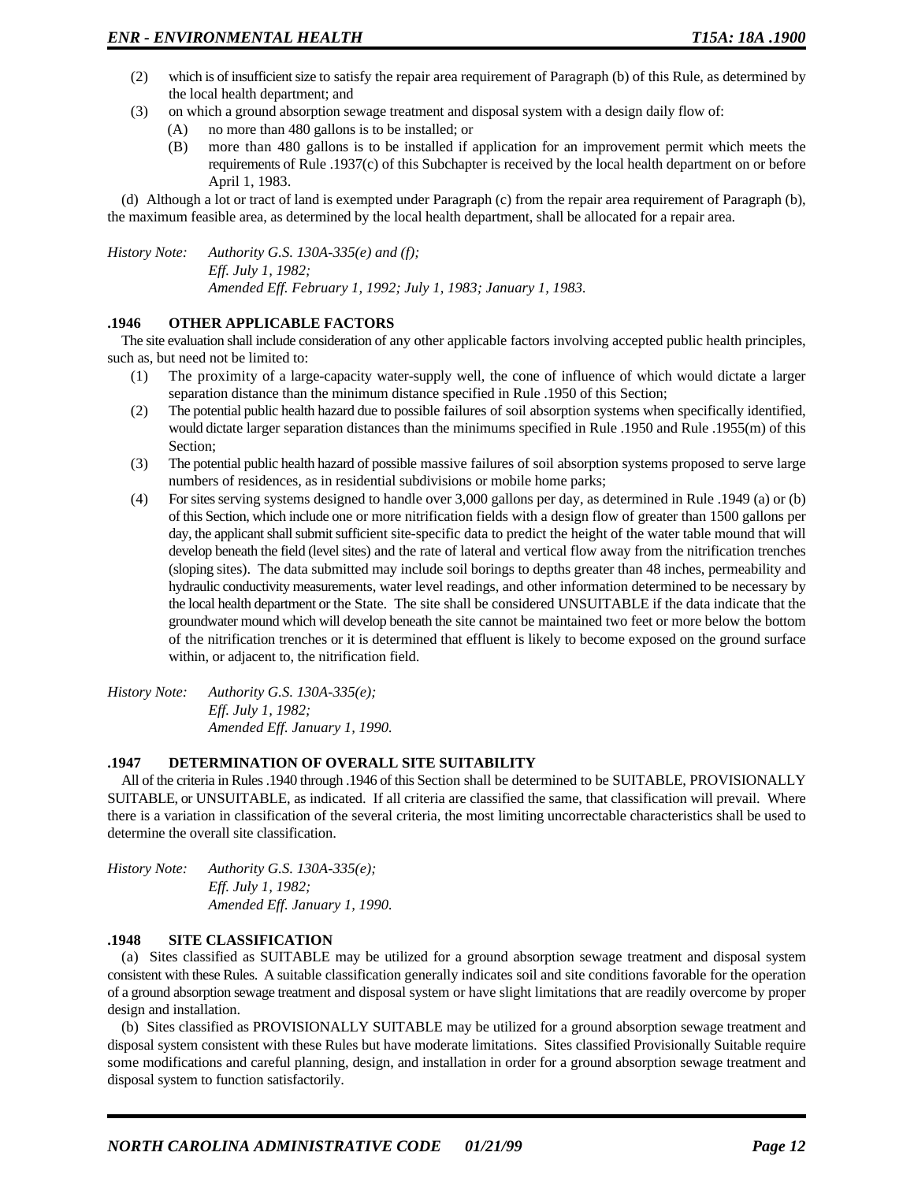(2) which is of insufficient size to satisfy the repair area requirement of Paragraph (b) of this Rule, as determined by the local health department; and

(3) on which a ground absorption sewage treatment and disposal system with a design daily flow of:

   (A) no more than 480 gallons is to be installed; or

   (B) more than 480 gallons is to be installed if application for an improvement permit which meets the requirements of Rule .1937(c) of this Subchapter is received by the local health department on or before April 1, 1983.

(d) Although a lot or tract of land is exempted under Paragraph (c) from the repair area requirement of Paragraph (b), the maximum feasible area, as determined by the local health department, shall be allocated for a repair area.

*History Note: Authority G.S. 130A-335(e) and (f);*
*Eff. July 1, 1982;*
*Amended Eff. February 1, 1992; July 1, 1983; January 1, 1983.*

### .1946 OTHER APPLICABLE FACTORS

The site evaluation shall include consideration of any other applicable factors involving accepted public health principles, such as, but need not be limited to:

(1) The proximity of a large-capacity water-supply well, the cone of influence of which would dictate a larger separation distance than the minimum distance specified in Rule .1950 of this Section;

(2) The potential public health hazard due to possible failures of soil absorption systems when specifically identified, would dictate larger separation distances than the minimums specified in Rule .1950 and Rule .1955(m) of this Section;

(3) The potential public health hazard of possible massive failures of soil absorption systems proposed to serve large numbers of residences, as in residential subdivisions or mobile home parks;

(4) For sites serving systems designed to handle over 3,000 gallons per day, as determined in Rule .1949 (a) or (b) of this Section, which include one or more nitrification fields with a design flow of greater than 1500 gallons per day, the applicant shall submit sufficient site-specific data to predict the height of the water table mound that will develop beneath the field (level sites) and the rate of lateral and vertical flow away from the nitrification trenches (sloping sites). The data submitted may include soil borings to depths greater than 48 inches, permeability and hydraulic conductivity measurements, water level readings, and other information determined to be necessary by the local health department or the State. The site shall be considered UNSUITABLE if the data indicate that the groundwater mound which will develop beneath the site cannot be maintained two feet or more below the bottom of the nitrification trenches or it is determined that effluent is likely to become exposed on the ground surface within, or adjacent to, the nitrification field.

*History Note: Authority G.S. 130A-335(e);*
*Eff. July 1, 1982;*
*Amended Eff. January 1, 1990.*

### .1947 DETERMINATION OF OVERALL SITE SUITABILITY

All of the criteria in Rules .1940 through .1946 of this Section shall be determined to be SUITABLE, PROVISIONALLY SUITABLE, or UNSUITABLE, as indicated. If all criteria are classified the same, that classification will prevail. Where there is a variation in classification of the several criteria, the most limiting uncorrectable characteristics shall be used to determine the overall site classification.

*History Note: Authority G.S. 130A-335(e);*
*Eff. July 1, 1982;*
*Amended Eff. January 1, 1990.*

### .1948 SITE CLASSIFICATION

(a) Sites classified as SUITABLE may be utilized for a ground absorption sewage treatment and disposal system consistent with these Rules. A suitable classification generally indicates soil and site conditions favorable for the operation of a ground absorption sewage treatment and disposal system or have slight limitations that are readily overcome by proper design and installation.

(b) Sites classified as PROVISIONALLY SUITABLE may be utilized for a ground absorption sewage treatment and disposal system consistent with these Rules but have moderate limitations. Sites classified Provisionally Suitable require some modifications and careful planning, design, and installation in order for a ground absorption sewage treatment and disposal system to function satisfactorily.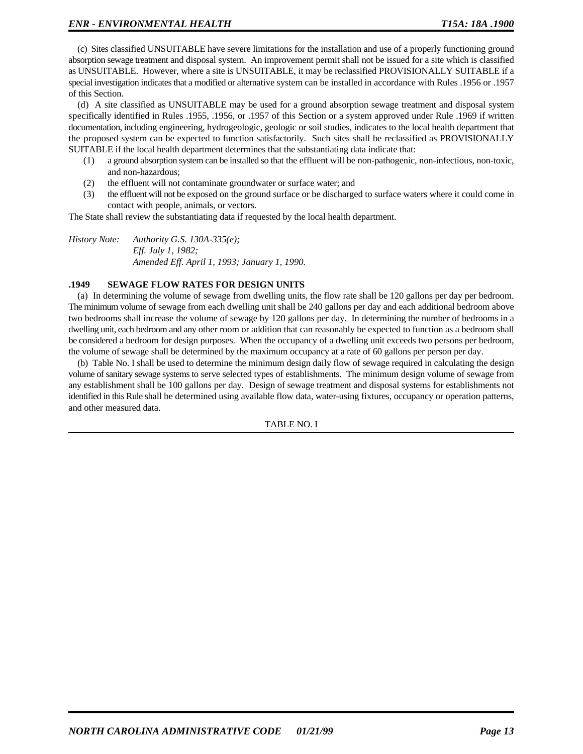(c) Sites classified UNSUITABLE have severe limitations for the installation and use of a properly functioning ground absorption sewage treatment and disposal system. An improvement permit shall not be issued for a site which is classified as UNSUITABLE. However, where a site is UNSUITABLE, it may be reclassified PROVISIONALLY SUITABLE if a special investigation indicates that a modified or alternative system can be installed in accordance with Rules .1956 or .1957 of this Section.

(d) A site classified as UNSUITABLE may be used for a ground absorption sewage treatment and disposal system specifically identified in Rules .1955, .1956, or .1957 of this Section or a system approved under Rule .1969 if written documentation, including engineering, hydrogeologic, geologic or soil studies, indicates to the local health department that the proposed system can be expected to function satisfactorily. Such sites shall be reclassified as PROVISIONALLY SUITABLE if the local health department determines that the substantiating data indicate that:

(1) a ground absorption system can be installed so that the effluent will be non-pathogenic, non-infectious, non-toxic, and non-hazardous;
(2) the effluent will not contaminate groundwater or surface water; and
(3) the effluent will not be exposed on the ground surface or be discharged to surface waters where it could come in contact with people, animals, or vectors.

The State shall review the substantiating data if requested by the local health department.

*History Note: Authority G.S. 130A-335(e);*
*Eff. July 1, 1982;*
*Amended Eff. April 1, 1993; January 1, 1990.*

### .1949 SEWAGE FLOW RATES FOR DESIGN UNITS

(a) In determining the volume of sewage from dwelling units, the flow rate shall be 120 gallons per day per bedroom. The minimum volume of sewage from each dwelling unit shall be 240 gallons per day and each additional bedroom above two bedrooms shall increase the volume of sewage by 120 gallons per day. In determining the number of bedrooms in a dwelling unit, each bedroom and any other room or addition that can reasonably be expected to function as a bedroom shall be considered a bedroom for design purposes. When the occupancy of a dwelling unit exceeds two persons per bedroom, the volume of sewage shall be determined by the maximum occupancy at a rate of 60 gallons per person per day.

(b) Table No. I shall be used to determine the minimum design daily flow of sewage required in calculating the design volume of sanitary sewage systems to serve selected types of establishments. The minimum design volume of sewage from any establishment shall be 100 gallons per day. Design of sewage treatment and disposal systems for establishments not identified in this Rule shall be determined using available flow data, water-using fixtures, occupancy or operation patterns, and other measured data.

TABLE NO. I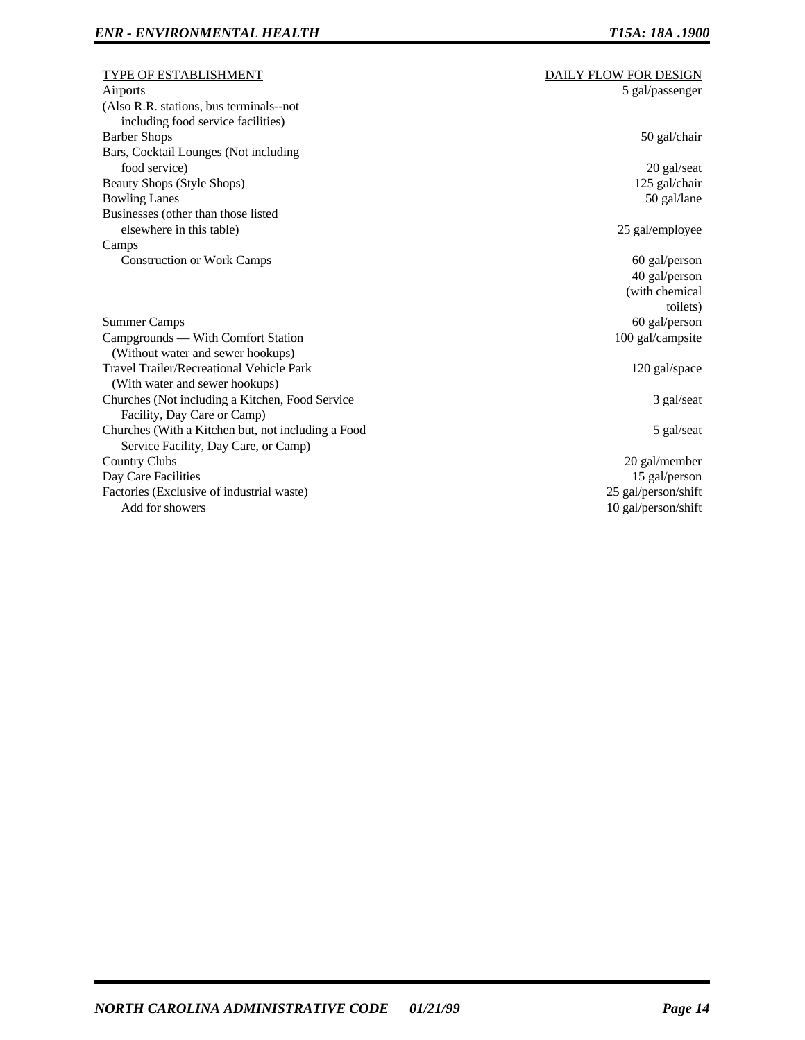| TYPE OF ESTABLISHMENT | DAILY FLOW FOR DESIGN |
| --- | --- |
| Airports (Also R.R. stations, bus terminals--not including food service facilities) | 5 gal/passenger |
| Barber Shops | 50 gal/chair |
| Bars, Cocktail Lounges (Not including food service) | 20 gal/seat |
| Beauty Shops (Style Shops) | 125 gal/chair |
| Bowling Lanes | 50 gal/lane |
| Businesses (other than those listed elsewhere in this table) | 25 gal/employee |
| Camps | |
| Construction or Work Camps | 60 gal/person |
| | 40 gal/person (with chemical toilets) |
| Summer Camps | 60 gal/person |
| Campgrounds — With Comfort Station (Without water and sewer hookups) | 100 gal/campsite |
| Travel Trailer/Recreational Vehicle Park (With water and sewer hookups) | 120 gal/space |
| Churches (Not including a Kitchen, Food Service Facility, Day Care or Camp) | 3 gal/seat |
| Churches (With a Kitchen but, not including a Food Service Facility, Day Care, or Camp) | 5 gal/seat |
| Country Clubs | 20 gal/member |
| Day Care Facilities | 15 gal/person |
| Factories (Exclusive of industrial waste) | 25 gal/person/shift |
| Add for showers | 10 gal/person/shift |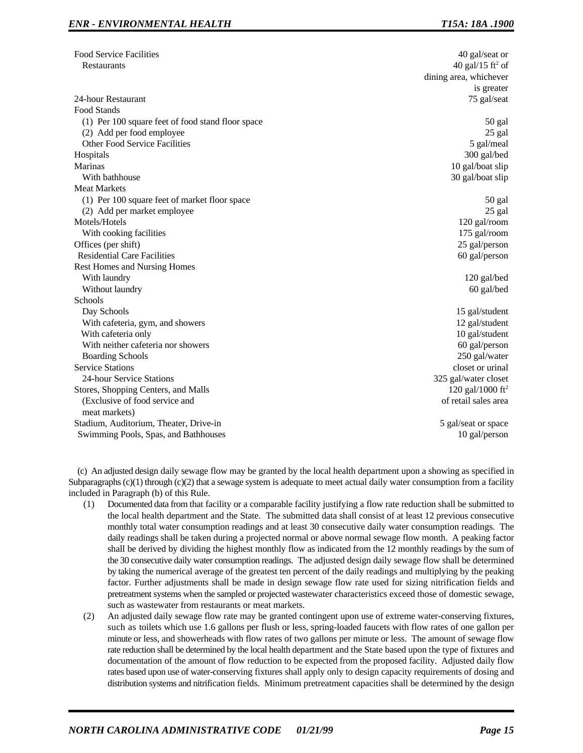| | |
|---|---|
| Food Service Facilities | 40 gal/seat or |
| Restaurants | 40 gal/15 ft$^2$ of dining area, whichever is greater |
| 24-hour Restaurant | 75 gal/seat |
| Food Stands | |
| (1) Per 100 square feet of food stand floor space | 50 gal |
| (2) Add per food employee | 25 gal |
| Other Food Service Facilities | 5 gal/meal |
| Hospitals | 300 gal/bed |
| Marinas | 10 gal/boat slip |
| With bathhouse | 30 gal/boat slip |
| Meat Markets | |
| (1) Per 100 square feet of market floor space | 50 gal |
| (2) Add per market employee | 25 gal |
| Motels/Hotels | 120 gal/room |
| With cooking facilities | 175 gal/room |
| Offices (per shift) | 25 gal/person |
| Residential Care Facilities | 60 gal/person |
| Rest Homes and Nursing Homes | |
| With laundry | 120 gal/bed |
| Without laundry | 60 gal/bed |
| Schools | |
| Day Schools | 15 gal/student |
| With cafeteria, gym, and showers | 12 gal/student |
| With cafeteria only | 10 gal/student |
| With neither cafeteria nor showers | 60 gal/person |
| Boarding Schools | 250 gal/water |
| Service Stations | closet or urinal |
| 24-hour Service Stations | 325 gal/water closet |
| Stores, Shopping Centers, and Malls | 120 gal/1000 ft$^2$ |
| (Exclusive of food service and meat markets) | of retail sales area |
| Stadium, Auditorium, Theater, Drive-in | 5 gal/seat or space |
| Swimming Pools, Spas, and Bathhouses | 10 gal/person |

(c) An adjusted design daily sewage flow may be granted by the local health department upon a showing as specified in Subparagraphs (c)(1) through (c)(2) that a sewage system is adequate to meet actual daily water consumption from a facility included in Paragraph (b) of this Rule.

(1) Documented data from that facility or a comparable facility justifying a flow rate reduction shall be submitted to the local health department and the State. The submitted data shall consist of at least 12 previous consecutive monthly total water consumption readings and at least 30 consecutive daily water consumption readings. The daily readings shall be taken during a projected normal or above normal sewage flow month. A peaking factor shall be derived by dividing the highest monthly flow as indicated from the 12 monthly readings by the sum of the 30 consecutive daily water consumption readings. The adjusted design daily sewage flow shall be determined by taking the numerical average of the greatest ten percent of the daily readings and multiplying by the peaking factor. Further adjustments shall be made in design sewage flow rate used for sizing nitrification fields and pretreatment systems when the sampled or projected wastewater characteristics exceed those of domestic sewage, such as wastewater from restaurants or meat markets.

(2) An adjusted daily sewage flow rate may be granted contingent upon use of extreme water-conserving fixtures, such as toilets which use 1.6 gallons per flush or less, spring-loaded faucets with flow rates of one gallon per minute or less, and showerheads with flow rates of two gallons per minute or less. The amount of sewage flow rate reduction shall be determined by the local health department and the State based upon the type of fixtures and documentation of the amount of flow reduction to be expected from the proposed facility. Adjusted daily flow rates based upon use of water-conserving fixtures shall apply only to design capacity requirements of dosing and distribution systems and nitrification fields. Minimum pretreatment capacities shall be determined by the design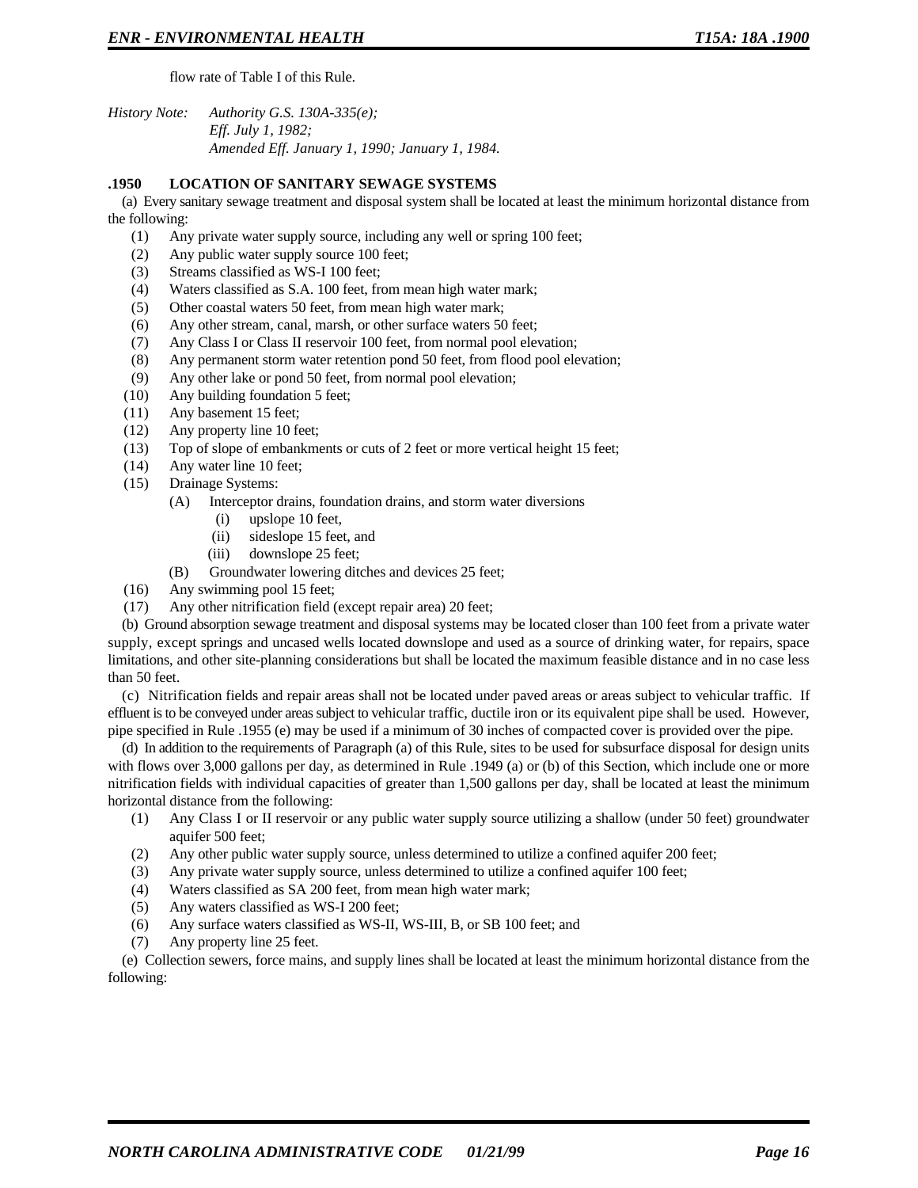flow rate of Table I of this Rule.

*History Note: Authority G.S. 130A-335(e);*
*Eff. July 1, 1982;*
*Amended Eff. January 1, 1990; January 1, 1984.*

### .1950 LOCATION OF SANITARY SEWAGE SYSTEMS

(a) Every sanitary sewage treatment and disposal system shall be located at least the minimum horizontal distance from the following:

- (1) Any private water supply source, including any well or spring 100 feet;
- (2) Any public water supply source 100 feet;
- (3) Streams classified as WS-I 100 feet;
- (4) Waters classified as S.A. 100 feet, from mean high water mark;
- (5) Other coastal waters 50 feet, from mean high water mark;
- (6) Any other stream, canal, marsh, or other surface waters 50 feet;
- (7) Any Class I or Class II reservoir 100 feet, from normal pool elevation;
- (8) Any permanent storm water retention pond 50 feet, from flood pool elevation;
- (9) Any other lake or pond 50 feet, from normal pool elevation;
- (10) Any building foundation 5 feet;
- (11) Any basement 15 feet;
- (12) Any property line 10 feet;
- (13) Top of slope of embankments or cuts of 2 feet or more vertical height 15 feet;
- (14) Any water line 10 feet;
- (15) Drainage Systems:
  - (A) Interceptor drains, foundation drains, and storm water diversions
    - (i) upslope 10 feet,
    - (ii) sideslope 15 feet, and
    - (iii) downslope 25 feet;
  - (B) Groundwater lowering ditches and devices 25 feet;
- (16) Any swimming pool 15 feet;
- (17) Any other nitrification field (except repair area) 20 feet;

(b) Ground absorption sewage treatment and disposal systems may be located closer than 100 feet from a private water supply, except springs and uncased wells located downslope and used as a source of drinking water, for repairs, space limitations, and other site-planning considerations but shall be located the maximum feasible distance and in no case less than 50 feet.

(c) Nitrification fields and repair areas shall not be located under paved areas or areas subject to vehicular traffic. If effluent is to be conveyed under areas subject to vehicular traffic, ductile iron or its equivalent pipe shall be used. However, pipe specified in Rule .1955 (e) may be used if a minimum of 30 inches of compacted cover is provided over the pipe.

(d) In addition to the requirements of Paragraph (a) of this Rule, sites to be used for subsurface disposal for design units with flows over 3,000 gallons per day, as determined in Rule .1949 (a) or (b) of this Section, which include one or more nitrification fields with individual capacities of greater than 1,500 gallons per day, shall be located at least the minimum horizontal distance from the following:

- (1) Any Class I or II reservoir or any public water supply source utilizing a shallow (under 50 feet) groundwater aquifer 500 feet;
- (2) Any other public water supply source, unless determined to utilize a confined aquifer 200 feet;
- (3) Any private water supply source, unless determined to utilize a confined aquifer 100 feet;
- (4) Waters classified as SA 200 feet, from mean high water mark;
- (5) Any waters classified as WS-I 200 feet;
- (6) Any surface waters classified as WS-II, WS-III, B, or SB 100 feet; and
- (7) Any property line 25 feet.

(e) Collection sewers, force mains, and supply lines shall be located at least the minimum horizontal distance from the following: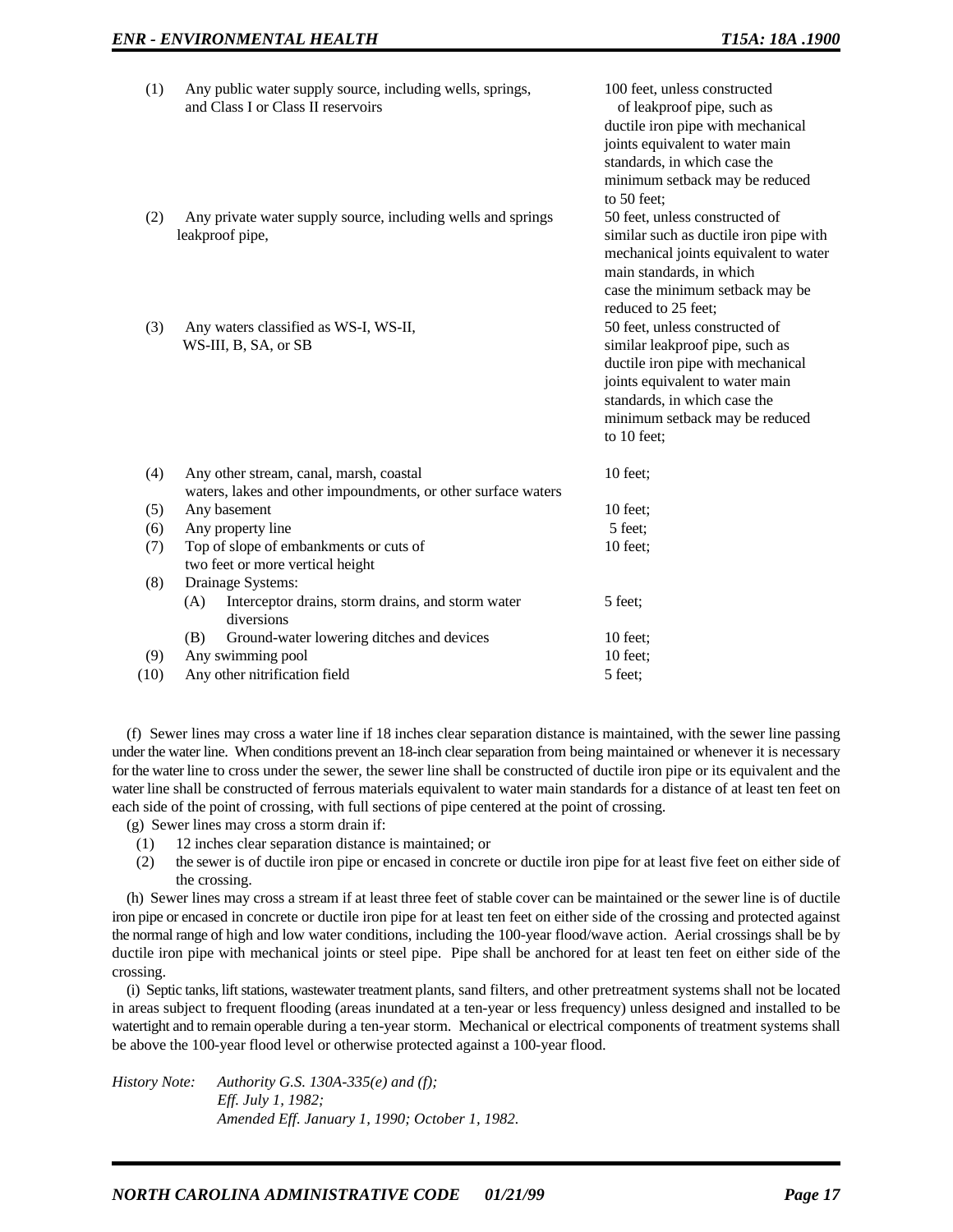| | | |
|---|---|---|
| (1) | Any public water supply source, including wells, springs, and Class I or Class II reservoirs | 100 feet, unless constructed of leakproof pipe, such as ductile iron pipe with mechanical joints equivalent to water main standards, in which case the minimum setback may be reduced to 50 feet; |
| (2) | Any private water supply source, including wells and springs leakproof pipe, | 50 feet, unless constructed of similar such as ductile iron pipe with mechanical joints equivalent to water main standards, in which case the minimum setback may be reduced to 25 feet; |
| (3) | Any waters classified as WS-I, WS-II, WS-III, B, SA, or SB | 50 feet, unless constructed of similar leakproof pipe, such as ductile iron pipe with mechanical joints equivalent to water main standards, in which case the minimum setback may be reduced to 10 feet; |
| (4) | Any other stream, canal, marsh, coastal waters, lakes and other impoundments, or other surface waters | 10 feet; |
| (5) | Any basement | 10 feet; |
| (6) | Any property line | 5 feet; |
| (7) | Top of slope of embankments or cuts of two feet or more vertical height | 10 feet; |
| (8) | Drainage Systems: | |
| | (A) Interceptor drains, storm drains, and storm water diversions | 5 feet; |
| | (B) Ground-water lowering ditches and devices | 10 feet; |
| (9) | Any swimming pool | 10 feet; |
| (10) | Any other nitrification field | 5 feet; |

(f) Sewer lines may cross a water line if 18 inches clear separation distance is maintained, with the sewer line passing under the water line. When conditions prevent an 18-inch clear separation from being maintained or whenever it is necessary for the water line to cross under the sewer, the sewer line shall be constructed of ductile iron pipe or its equivalent and the water line shall be constructed of ferrous materials equivalent to water main standards for a distance of at least ten feet on each side of the point of crossing, with full sections of pipe centered at the point of crossing.

(g) Sewer lines may cross a storm drain if:

(1) 12 inches clear separation distance is maintained; or

(2) the sewer is of ductile iron pipe or encased in concrete or ductile iron pipe for at least five feet on either side of the crossing.

(h) Sewer lines may cross a stream if at least three feet of stable cover can be maintained or the sewer line is of ductile iron pipe or encased in concrete or ductile iron pipe for at least ten feet on either side of the crossing and protected against the normal range of high and low water conditions, including the 100-year flood/wave action. Aerial crossings shall be by ductile iron pipe with mechanical joints or steel pipe. Pipe shall be anchored for at least ten feet on either side of the crossing.

(i) Septic tanks, lift stations, wastewater treatment plants, sand filters, and other pretreatment systems shall not be located in areas subject to frequent flooding (areas inundated at a ten-year or less frequency) unless designed and installed to be watertight and to remain operable during a ten-year storm. Mechanical or electrical components of treatment systems shall be above the 100-year flood level or otherwise protected against a 100-year flood.

*History Note: Authority G.S. 130A-335(e) and (f);*
*Eff. July 1, 1982;*
*Amended Eff. January 1, 1990; October 1, 1982.*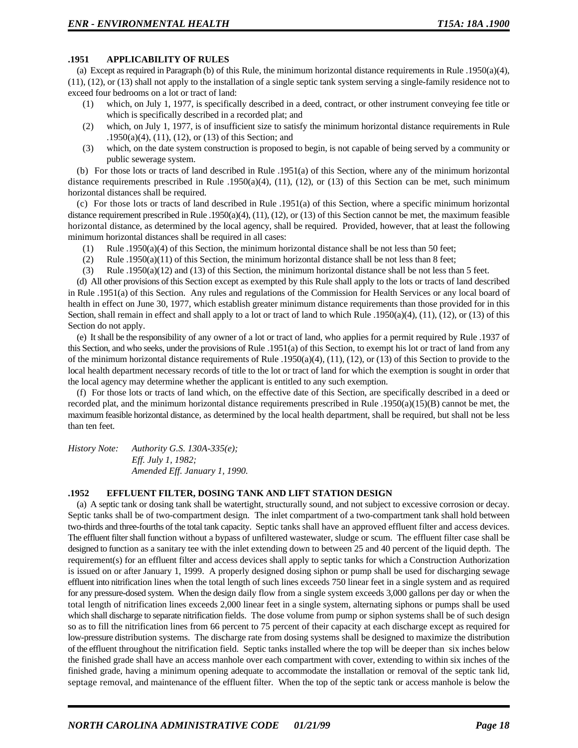### .1951 APPLICABILITY OF RULES

(a) Except as required in Paragraph (b) of this Rule, the minimum horizontal distance requirements in Rule .1950(a)(4), (11), (12), or (13) shall not apply to the installation of a single septic tank system serving a single-family residence not to exceed four bedrooms on a lot or tract of land:

- (1) which, on July 1, 1977, is specifically described in a deed, contract, or other instrument conveying fee title or which is specifically described in a recorded plat; and
- (2) which, on July 1, 1977, is of insufficient size to satisfy the minimum horizontal distance requirements in Rule .1950(a)(4), (11), (12), or (13) of this Section; and
- (3) which, on the date system construction is proposed to begin, is not capable of being served by a community or public sewerage system.

(b) For those lots or tracts of land described in Rule .1951(a) of this Section, where any of the minimum horizontal distance requirements prescribed in Rule .1950(a)(4), (11), (12), or (13) of this Section can be met, such minimum horizontal distances shall be required.

(c) For those lots or tracts of land described in Rule .1951(a) of this Section, where a specific minimum horizontal distance requirement prescribed in Rule .1950(a)(4), (11), (12), or (13) of this Section cannot be met, the maximum feasible horizontal distance, as determined by the local agency, shall be required. Provided, however, that at least the following minimum horizontal distances shall be required in all cases:

- (1) Rule .1950(a)(4) of this Section, the minimum horizontal distance shall be not less than 50 feet;
- (2) Rule .1950(a)(11) of this Section, the minimum horizontal distance shall be not less than 8 feet;
- (3) Rule .1950(a)(12) and (13) of this Section, the minimum horizontal distance shall be not less than 5 feet.

(d) All other provisions of this Section except as exempted by this Rule shall apply to the lots or tracts of land described in Rule .1951(a) of this Section. Any rules and regulations of the Commission for Health Services or any local board of health in effect on June 30, 1977, which establish greater minimum distance requirements than those provided for in this Section, shall remain in effect and shall apply to a lot or tract of land to which Rule .1950(a)(4), (11), (12), or (13) of this Section do not apply.

(e) It shall be the responsibility of any owner of a lot or tract of land, who applies for a permit required by Rule .1937 of this Section, and who seeks, under the provisions of Rule .1951(a) of this Section, to exempt his lot or tract of land from any of the minimum horizontal distance requirements of Rule .1950(a)(4), (11), (12), or (13) of this Section to provide to the local health department necessary records of title to the lot or tract of land for which the exemption is sought in order that the local agency may determine whether the applicant is entitled to any such exemption.

(f) For those lots or tracts of land which, on the effective date of this Section, are specifically described in a deed or recorded plat, and the minimum horizontal distance requirements prescribed in Rule .1950(a)(15)(B) cannot be met, the maximum feasible horizontal distance, as determined by the local health department, shall be required, but shall not be less than ten feet.

*History Note: Authority G.S. 130A-335(e);*
*Eff. July 1, 1982;*
*Amended Eff. January 1, 1990.*

### .1952 EFFLUENT FILTER, DOSING TANK AND LIFT STATION DESIGN

(a) A septic tank or dosing tank shall be watertight, structurally sound, and not subject to excessive corrosion or decay. Septic tanks shall be of two-compartment design. The inlet compartment of a two-compartment tank shall hold between two-thirds and three-fourths of the total tank capacity. Septic tanks shall have an approved effluent filter and access devices. The effluent filter shall function without a bypass of unfiltered wastewater, sludge or scum. The effluent filter case shall be designed to function as a sanitary tee with the inlet extending down to between 25 and 40 percent of the liquid depth. The requirement(s) for an effluent filter and access devices shall apply to septic tanks for which a Construction Authorization is issued on or after January 1, 1999. A properly designed dosing siphon or pump shall be used for discharging sewage effluent into nitrification lines when the total length of such lines exceeds 750 linear feet in a single system and as required for any pressure-dosed system. When the design daily flow from a single system exceeds 3,000 gallons per day or when the total length of nitrification lines exceeds 2,000 linear feet in a single system, alternating siphons or pumps shall be used which shall discharge to separate nitrification fields. The dose volume from pump or siphon systems shall be of such design so as to fill the nitrification lines from 66 percent to 75 percent of their capacity at each discharge except as required for low-pressure distribution systems. The discharge rate from dosing systems shall be designed to maximize the distribution of the effluent throughout the nitrification field. Septic tanks installed where the top will be deeper than six inches below the finished grade shall have an access manhole over each compartment with cover, extending to within six inches of the finished grade, having a minimum opening adequate to accommodate the installation or removal of the septic tank lid, septage removal, and maintenance of the effluent filter. When the top of the septic tank or access manhole is below the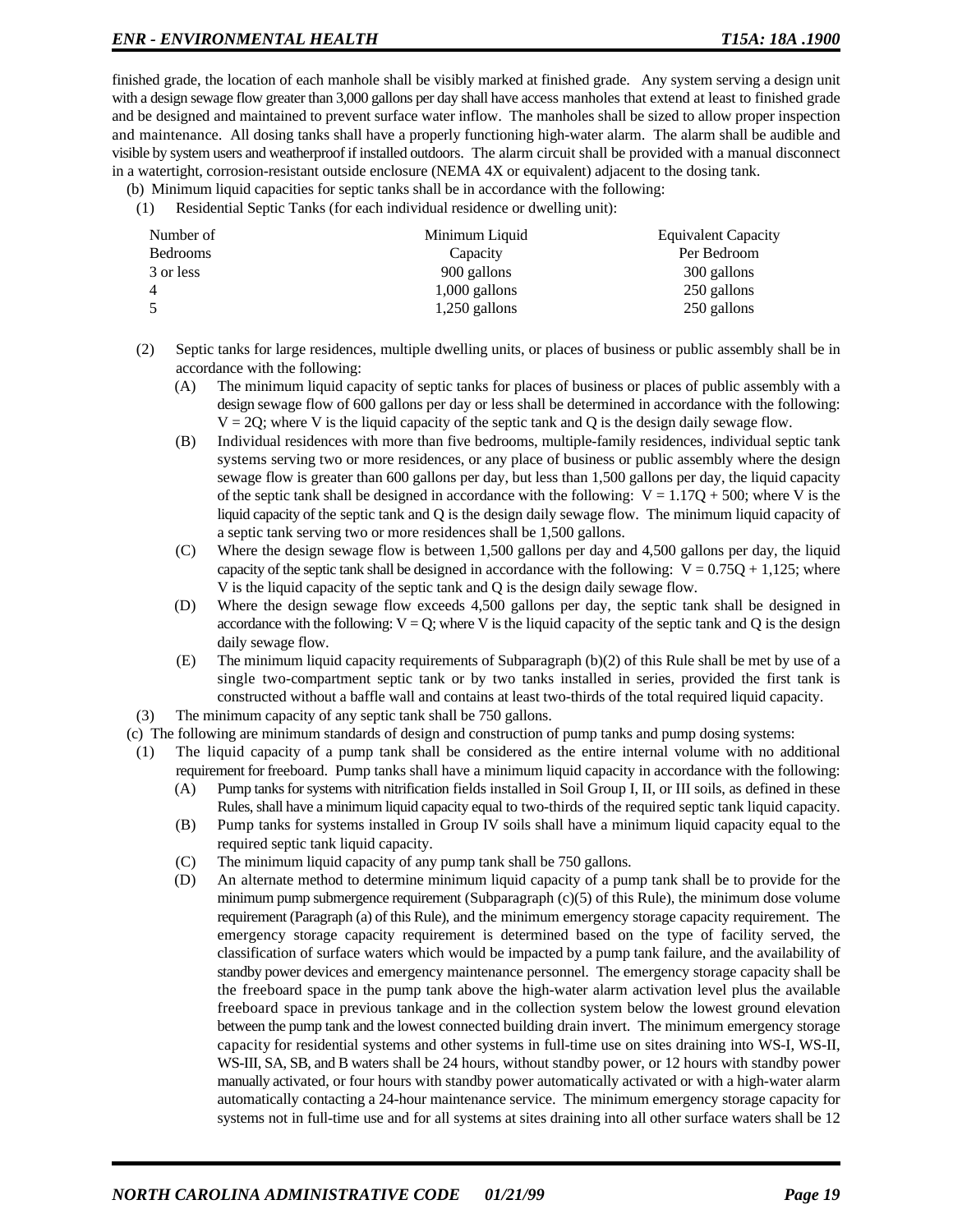finished grade, the location of each manhole shall be visibly marked at finished grade. Any system serving a design unit with a design sewage flow greater than 3,000 gallons per day shall have access manholes that extend at least to finished grade and be designed and maintained to prevent surface water inflow. The manholes shall be sized to allow proper inspection and maintenance. All dosing tanks shall have a properly functioning high-water alarm. The alarm shall be audible and visible by system users and weatherproof if installed outdoors. The alarm circuit shall be provided with a manual disconnect in a watertight, corrosion-resistant outside enclosure (NEMA 4X or equivalent) adjacent to the dosing tank.

(b) Minimum liquid capacities for septic tanks shall be in accordance with the following:

(1) Residential Septic Tanks (for each individual residence or dwelling unit):

| Number of Bedrooms | Minimum Liquid Capacity | Equivalent Capacity Per Bedroom |
|---|---|---|
| 3 or less | 900 gallons | 300 gallons |
| 4 | 1,000 gallons | 250 gallons |
| 5 | 1,250 gallons | 250 gallons |

(2) Septic tanks for large residences, multiple dwelling units, or places of business or public assembly shall be in accordance with the following:

(A) The minimum liquid capacity of septic tanks for places of business or places of public assembly with a design sewage flow of 600 gallons per day or less shall be determined in accordance with the following: $V = 2Q$; where V is the liquid capacity of the septic tank and Q is the design daily sewage flow.

(B) Individual residences with more than five bedrooms, multiple-family residences, individual septic tank systems serving two or more residences, or any place of business or public assembly where the design sewage flow is greater than 600 gallons per day, but less than 1,500 gallons per day, the liquid capacity of the septic tank shall be designed in accordance with the following: $V = 1.17Q + 500$; where V is the liquid capacity of the septic tank and Q is the design daily sewage flow. The minimum liquid capacity of a septic tank serving two or more residences shall be 1,500 gallons.

(C) Where the design sewage flow is between 1,500 gallons per day and 4,500 gallons per day, the liquid capacity of the septic tank shall be designed in accordance with the following: $V = 0.75Q + 1,125$; where V is the liquid capacity of the septic tank and Q is the design daily sewage flow.

(D) Where the design sewage flow exceeds 4,500 gallons per day, the septic tank shall be designed in accordance with the following: $V = Q$; where V is the liquid capacity of the septic tank and Q is the design daily sewage flow.

(E) The minimum liquid capacity requirements of Subparagraph (b)(2) of this Rule shall be met by use of a single two-compartment septic tank or by two tanks installed in series, provided the first tank is constructed without a baffle wall and contains at least two-thirds of the total required liquid capacity.

(3) The minimum capacity of any septic tank shall be 750 gallons.

(c) The following are minimum standards of design and construction of pump tanks and pump dosing systems:

(1) The liquid capacity of a pump tank shall be considered as the entire internal volume with no additional requirement for freeboard. Pump tanks shall have a minimum liquid capacity in accordance with the following:

(A) Pump tanks for systems with nitrification fields installed in Soil Group I, II, or III soils, as defined in these Rules, shall have a minimum liquid capacity equal to two-thirds of the required septic tank liquid capacity.

(B) Pump tanks for systems installed in Group IV soils shall have a minimum liquid capacity equal to the required septic tank liquid capacity.

(C) The minimum liquid capacity of any pump tank shall be 750 gallons.

(D) An alternate method to determine minimum liquid capacity of a pump tank shall be to provide for the minimum pump submergence requirement (Subparagraph (c)(5) of this Rule), the minimum dose volume requirement (Paragraph (a) of this Rule), and the minimum emergency storage capacity requirement. The emergency storage capacity requirement is determined based on the type of facility served, the classification of surface waters which would be impacted by a pump tank failure, and the availability of standby power devices and emergency maintenance personnel. The emergency storage capacity shall be the freeboard space in the pump tank above the high-water alarm activation level plus the available freeboard space in previous tankage and in the collection system below the lowest ground elevation between the pump tank and the lowest connected building drain invert. The minimum emergency storage capacity for residential systems and other systems in full-time use on sites draining into WS-I, WS-II, WS-III, SA, SB, and B waters shall be 24 hours, without standby power, or 12 hours with standby power manually activated, or four hours with standby power automatically activated or with a high-water alarm automatically contacting a 24-hour maintenance service. The minimum emergency storage capacity for systems not in full-time use and for all systems at sites draining into all other surface waters shall be 12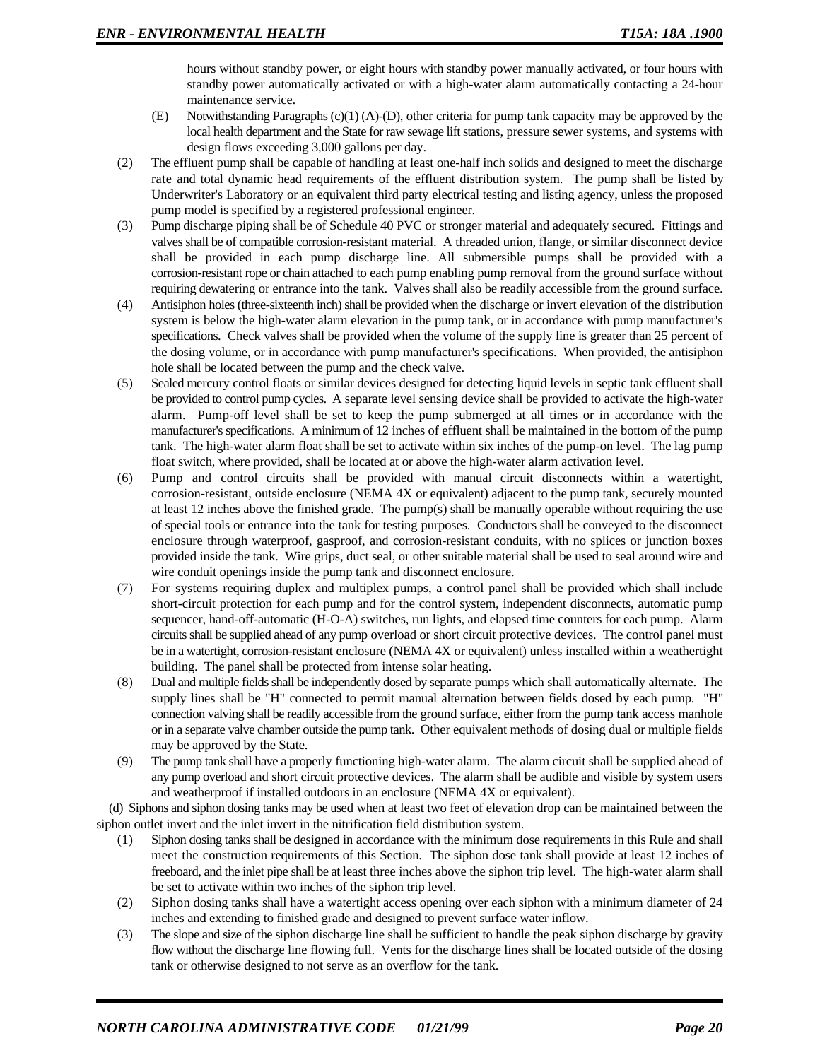hours without standby power, or eight hours with standby power manually activated, or four hours with standby power automatically activated or with a high-water alarm automatically contacting a 24-hour maintenance service.

(E) Notwithstanding Paragraphs (c)(1) (A)-(D), other criteria for pump tank capacity may be approved by the local health department and the State for raw sewage lift stations, pressure sewer systems, and systems with design flows exceeding 3,000 gallons per day.

(2) The effluent pump shall be capable of handling at least one-half inch solids and designed to meet the discharge rate and total dynamic head requirements of the effluent distribution system. The pump shall be listed by Underwriter's Laboratory or an equivalent third party electrical testing and listing agency, unless the proposed pump model is specified by a registered professional engineer.

(3) Pump discharge piping shall be of Schedule 40 PVC or stronger material and adequately secured. Fittings and valves shall be of compatible corrosion-resistant material. A threaded union, flange, or similar disconnect device shall be provided in each pump discharge line. All submersible pumps shall be provided with a corrosion-resistant rope or chain attached to each pump enabling pump removal from the ground surface without requiring dewatering or entrance into the tank. Valves shall also be readily accessible from the ground surface.

(4) Antisiphon holes (three-sixteenth inch) shall be provided when the discharge or invert elevation of the distribution system is below the high-water alarm elevation in the pump tank, or in accordance with pump manufacturer's specifications. Check valves shall be provided when the volume of the supply line is greater than 25 percent of the dosing volume, or in accordance with pump manufacturer's specifications. When provided, the antisiphon hole shall be located between the pump and the check valve.

(5) Sealed mercury control floats or similar devices designed for detecting liquid levels in septic tank effluent shall be provided to control pump cycles. A separate level sensing device shall be provided to activate the high-water alarm. Pump-off level shall be set to keep the pump submerged at all times or in accordance with the manufacturer's specifications. A minimum of 12 inches of effluent shall be maintained in the bottom of the pump tank. The high-water alarm float shall be set to activate within six inches of the pump-on level. The lag pump float switch, where provided, shall be located at or above the high-water alarm activation level.

(6) Pump and control circuits shall be provided with manual circuit disconnects within a watertight, corrosion-resistant, outside enclosure (NEMA 4X or equivalent) adjacent to the pump tank, securely mounted at least 12 inches above the finished grade. The pump(s) shall be manually operable without requiring the use of special tools or entrance into the tank for testing purposes. Conductors shall be conveyed to the disconnect enclosure through waterproof, gasproof, and corrosion-resistant conduits, with no splices or junction boxes provided inside the tank. Wire grips, duct seal, or other suitable material shall be used to seal around wire and wire conduit openings inside the pump tank and disconnect enclosure.

(7) For systems requiring duplex and multiplex pumps, a control panel shall be provided which shall include short-circuit protection for each pump and for the control system, independent disconnects, automatic pump sequencer, hand-off-automatic (H-O-A) switches, run lights, and elapsed time counters for each pump. Alarm circuits shall be supplied ahead of any pump overload or short circuit protective devices. The control panel must be in a watertight, corrosion-resistant enclosure (NEMA 4X or equivalent) unless installed within a weathertight building. The panel shall be protected from intense solar heating.

(8) Dual and multiple fields shall be independently dosed by separate pumps which shall automatically alternate. The supply lines shall be "H" connected to permit manual alternation between fields dosed by each pump. "H" connection valving shall be readily accessible from the ground surface, either from the pump tank access manhole or in a separate valve chamber outside the pump tank. Other equivalent methods of dosing dual or multiple fields may be approved by the State.

(9) The pump tank shall have a properly functioning high-water alarm. The alarm circuit shall be supplied ahead of any pump overload and short circuit protective devices. The alarm shall be audible and visible by system users and weatherproof if installed outdoors in an enclosure (NEMA 4X or equivalent).

(d) Siphons and siphon dosing tanks may be used when at least two feet of elevation drop can be maintained between the siphon outlet invert and the inlet invert in the nitrification field distribution system.

(1) Siphon dosing tanks shall be designed in accordance with the minimum dose requirements in this Rule and shall meet the construction requirements of this Section. The siphon dose tank shall provide at least 12 inches of freeboard, and the inlet pipe shall be at least three inches above the siphon trip level. The high-water alarm shall be set to activate within two inches of the siphon trip level.

(2) Siphon dosing tanks shall have a watertight access opening over each siphon with a minimum diameter of 24 inches and extending to finished grade and designed to prevent surface water inflow.

(3) The slope and size of the siphon discharge line shall be sufficient to handle the peak siphon discharge by gravity flow without the discharge line flowing full. Vents for the discharge lines shall be located outside of the dosing tank or otherwise designed to not serve as an overflow for the tank.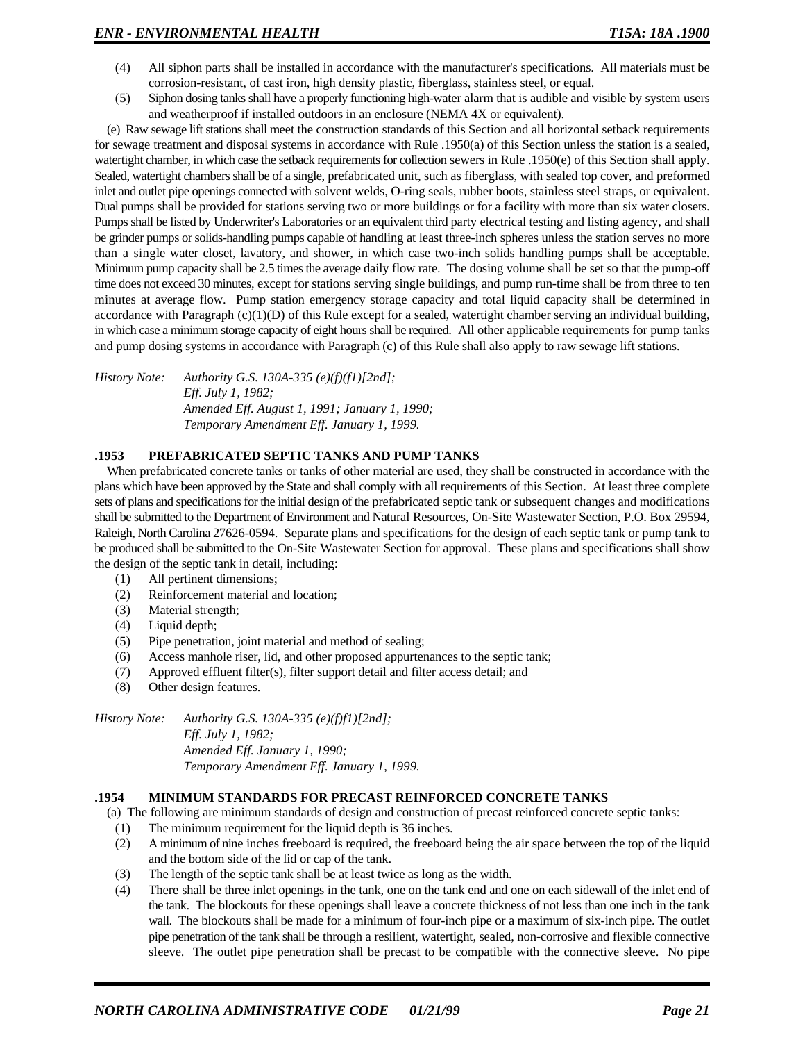(4) All siphon parts shall be installed in accordance with the manufacturer's specifications. All materials must be corrosion-resistant, of cast iron, high density plastic, fiberglass, stainless steel, or equal.

(5) Siphon dosing tanks shall have a properly functioning high-water alarm that is audible and visible by system users and weatherproof if installed outdoors in an enclosure (NEMA 4X or equivalent).

(e) Raw sewage lift stations shall meet the construction standards of this Section and all horizontal setback requirements for sewage treatment and disposal systems in accordance with Rule .1950(a) of this Section unless the station is a sealed, watertight chamber, in which case the setback requirements for collection sewers in Rule .1950(e) of this Section shall apply. Sealed, watertight chambers shall be of a single, prefabricated unit, such as fiberglass, with sealed top cover, and preformed inlet and outlet pipe openings connected with solvent welds, O-ring seals, rubber boots, stainless steel straps, or equivalent. Dual pumps shall be provided for stations serving two or more buildings or for a facility with more than six water closets. Pumps shall be listed by Underwriter's Laboratories or an equivalent third party electrical testing and listing agency, and shall be grinder pumps or solids-handling pumps capable of handling at least three-inch spheres unless the station serves no more than a single water closet, lavatory, and shower, in which case two-inch solids handling pumps shall be acceptable. Minimum pump capacity shall be 2.5 times the average daily flow rate. The dosing volume shall be set so that the pump-off time does not exceed 30 minutes, except for stations serving single buildings, and pump run-time shall be from three to ten minutes at average flow. Pump station emergency storage capacity and total liquid capacity shall be determined in accordance with Paragraph (c)(1)(D) of this Rule except for a sealed, watertight chamber serving an individual building, in which case a minimum storage capacity of eight hours shall be required. All other applicable requirements for pump tanks and pump dosing systems in accordance with Paragraph (c) of this Rule shall also apply to raw sewage lift stations.

*History Note: Authority G.S. 130A-335 (e)(f)(f1)[2nd];*
*Eff. July 1, 1982;*
*Amended Eff. August 1, 1991; January 1, 1990;*
*Temporary Amendment Eff. January 1, 1999.*

### .1953 PREFABRICATED SEPTIC TANKS AND PUMP TANKS

When prefabricated concrete tanks or tanks of other material are used, they shall be constructed in accordance with the plans which have been approved by the State and shall comply with all requirements of this Section. At least three complete sets of plans and specifications for the initial design of the prefabricated septic tank or subsequent changes and modifications shall be submitted to the Department of Environment and Natural Resources, On-Site Wastewater Section, P.O. Box 29594, Raleigh, North Carolina 27626-0594. Separate plans and specifications for the design of each septic tank or pump tank to be produced shall be submitted to the On-Site Wastewater Section for approval. These plans and specifications shall show the design of the septic tank in detail, including:

(1) All pertinent dimensions;
(2) Reinforcement material and location;
(3) Material strength;
(4) Liquid depth;
(5) Pipe penetration, joint material and method of sealing;
(6) Access manhole riser, lid, and other proposed appurtenances to the septic tank;
(7) Approved effluent filter(s), filter support detail and filter access detail; and
(8) Other design features.

*History Note: Authority G.S. 130A-335 (e)(f)f1)[2nd];*
*Eff. July 1, 1982;*
*Amended Eff. January 1, 1990;*
*Temporary Amendment Eff. January 1, 1999.*

### .1954 MINIMUM STANDARDS FOR PRECAST REINFORCED CONCRETE TANKS

(a) The following are minimum standards of design and construction of precast reinforced concrete septic tanks:

(1) The minimum requirement for the liquid depth is 36 inches.
(2) A minimum of nine inches freeboard is required, the freeboard being the air space between the top of the liquid and the bottom side of the lid or cap of the tank.
(3) The length of the septic tank shall be at least twice as long as the width.
(4) There shall be three inlet openings in the tank, one on the tank end and one on each sidewall of the inlet end of the tank. The blockouts for these openings shall leave a concrete thickness of not less than one inch in the tank wall. The blockouts shall be made for a minimum of four-inch pipe or a maximum of six-inch pipe. The outlet pipe penetration of the tank shall be through a resilient, watertight, sealed, non-corrosive and flexible connective sleeve. The outlet pipe penetration shall be precast to be compatible with the connective sleeve. No pipe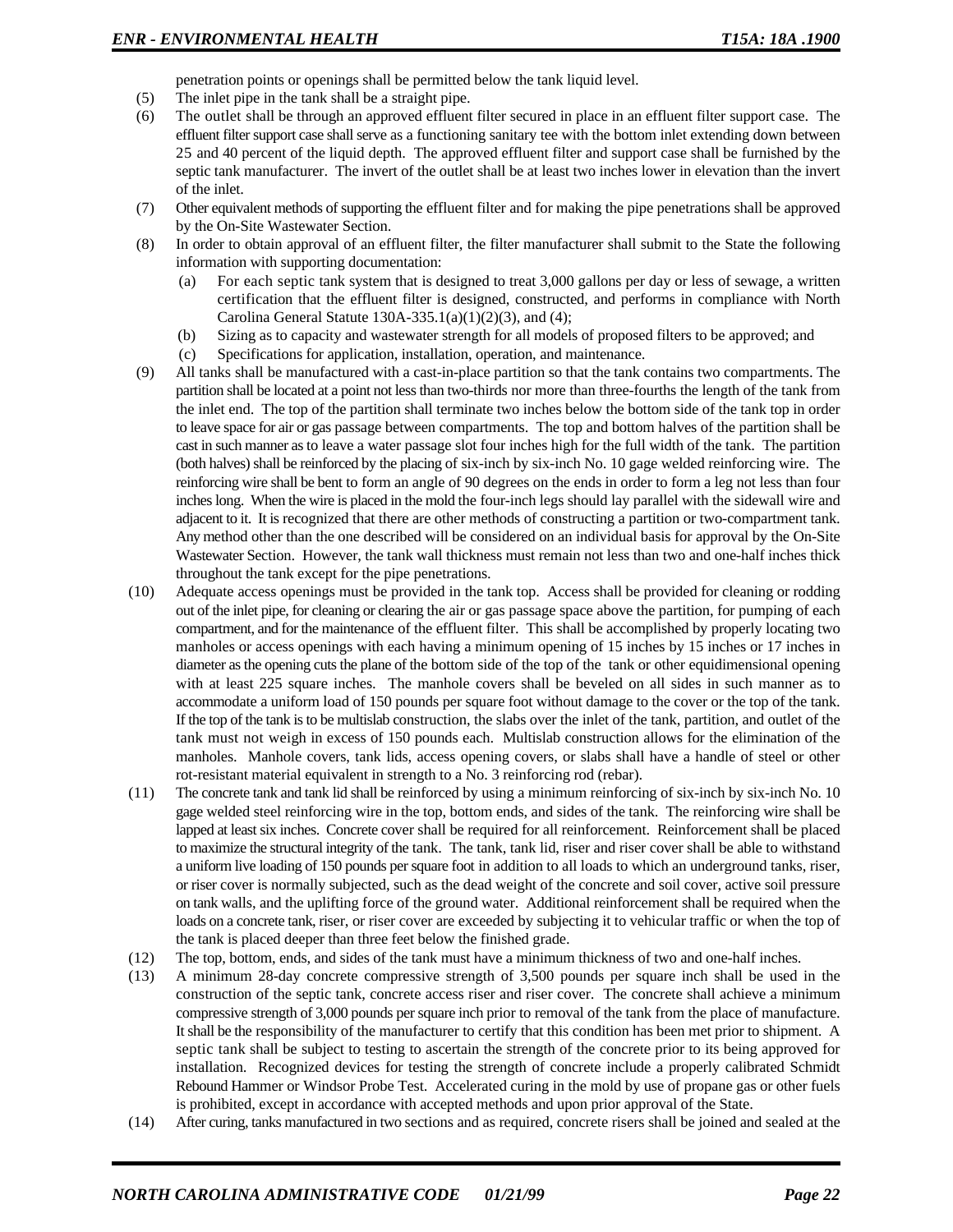penetration points or openings shall be permitted below the tank liquid level.

(5) The inlet pipe in the tank shall be a straight pipe.

(6) The outlet shall be through an approved effluent filter secured in place in an effluent filter support case. The effluent filter support case shall serve as a functioning sanitary tee with the bottom inlet extending down between 25 and 40 percent of the liquid depth. The approved effluent filter and support case shall be furnished by the septic tank manufacturer. The invert of the outlet shall be at least two inches lower in elevation than the invert of the inlet.

(7) Other equivalent methods of supporting the effluent filter and for making the pipe penetrations shall be approved by the On-Site Wastewater Section.

(8) In order to obtain approval of an effluent filter, the filter manufacturer shall submit to the State the following information with supporting documentation:

  (a) For each septic tank system that is designed to treat 3,000 gallons per day or less of sewage, a written certification that the effluent filter is designed, constructed, and performs in compliance with North Carolina General Statute 130A-335.1(a)(1)(2)(3), and (4);

  (b) Sizing as to capacity and wastewater strength for all models of proposed filters to be approved; and

  (c) Specifications for application, installation, operation, and maintenance.

(9) All tanks shall be manufactured with a cast-in-place partition so that the tank contains two compartments. The partition shall be located at a point not less than two-thirds nor more than three-fourths the length of the tank from the inlet end. The top of the partition shall terminate two inches below the bottom side of the tank top in order to leave space for air or gas passage between compartments. The top and bottom halves of the partition shall be cast in such manner as to leave a water passage slot four inches high for the full width of the tank. The partition (both halves) shall be reinforced by the placing of six-inch by six-inch No. 10 gage welded reinforcing wire. The reinforcing wire shall be bent to form an angle of 90 degrees on the ends in order to form a leg not less than four inches long. When the wire is placed in the mold the four-inch legs should lay parallel with the sidewall wire and adjacent to it. It is recognized that there are other methods of constructing a partition or two-compartment tank. Any method other than the one described will be considered on an individual basis for approval by the On-Site Wastewater Section. However, the tank wall thickness must remain not less than two and one-half inches thick throughout the tank except for the pipe penetrations.

(10) Adequate access openings must be provided in the tank top. Access shall be provided for cleaning or rodding out of the inlet pipe, for cleaning or clearing the air or gas passage space above the partition, for pumping of each compartment, and for the maintenance of the effluent filter. This shall be accomplished by properly locating two manholes or access openings with each having a minimum opening of 15 inches by 15 inches or 17 inches in diameter as the opening cuts the plane of the bottom side of the top of the tank or other equidimensional opening with at least 225 square inches. The manhole covers shall be beveled on all sides in such manner as to accommodate a uniform load of 150 pounds per square foot without damage to the cover or the top of the tank. If the top of the tank is to be multislab construction, the slabs over the inlet of the tank, partition, and outlet of the tank must not weigh in excess of 150 pounds each. Multislab construction allows for the elimination of the manholes. Manhole covers, tank lids, access opening covers, or slabs shall have a handle of steel or other rot-resistant material equivalent in strength to a No. 3 reinforcing rod (rebar).

(11) The concrete tank and tank lid shall be reinforced by using a minimum reinforcing of six-inch by six-inch No. 10 gage welded steel reinforcing wire in the top, bottom ends, and sides of the tank. The reinforcing wire shall be lapped at least six inches. Concrete cover shall be required for all reinforcement. Reinforcement shall be placed to maximize the structural integrity of the tank. The tank, tank lid, riser and riser cover shall be able to withstand a uniform live loading of 150 pounds per square foot in addition to all loads to which an underground tanks, riser, or riser cover is normally subjected, such as the dead weight of the concrete and soil cover, active soil pressure on tank walls, and the uplifting force of the ground water. Additional reinforcement shall be required when the loads on a concrete tank, riser, or riser cover are exceeded by subjecting it to vehicular traffic or when the top of the tank is placed deeper than three feet below the finished grade.

(12) The top, bottom, ends, and sides of the tank must have a minimum thickness of two and one-half inches.

(13) A minimum 28-day concrete compressive strength of 3,500 pounds per square inch shall be used in the construction of the septic tank, concrete access riser and riser cover. The concrete shall achieve a minimum compressive strength of 3,000 pounds per square inch prior to removal of the tank from the place of manufacture. It shall be the responsibility of the manufacturer to certify that this condition has been met prior to shipment. A septic tank shall be subject to testing to ascertain the strength of the concrete prior to its being approved for installation. Recognized devices for testing the strength of concrete include a properly calibrated Schmidt Rebound Hammer or Windsor Probe Test. Accelerated curing in the mold by use of propane gas or other fuels is prohibited, except in accordance with accepted methods and upon prior approval of the State.

(14) After curing, tanks manufactured in two sections and as required, concrete risers shall be joined and sealed at the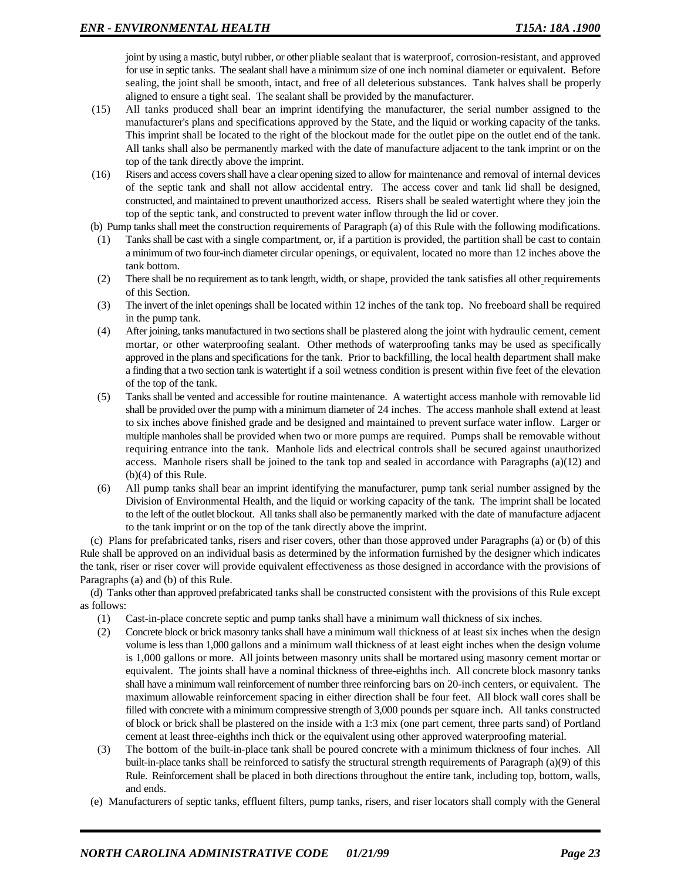joint by using a mastic, butyl rubber, or other pliable sealant that is waterproof, corrosion-resistant, and approved for use in septic tanks. The sealant shall have a minimum size of one inch nominal diameter or equivalent. Before sealing, the joint shall be smooth, intact, and free of all deleterious substances. Tank halves shall be properly aligned to ensure a tight seal. The sealant shall be provided by the manufacturer.

(15) All tanks produced shall bear an imprint identifying the manufacturer, the serial number assigned to the manufacturer's plans and specifications approved by the State, and the liquid or working capacity of the tanks. This imprint shall be located to the right of the blockout made for the outlet pipe on the outlet end of the tank. All tanks shall also be permanently marked with the date of manufacture adjacent to the tank imprint or on the top of the tank directly above the imprint.

(16) Risers and access covers shall have a clear opening sized to allow for maintenance and removal of internal devices of the septic tank and shall not allow accidental entry. The access cover and tank lid shall be designed, constructed, and maintained to prevent unauthorized access. Risers shall be sealed watertight where they join the top of the septic tank, and constructed to prevent water inflow through the lid or cover.

(b) Pump tanks shall meet the construction requirements of Paragraph (a) of this Rule with the following modifications.

(1) Tanks shall be cast with a single compartment, or, if a partition is provided, the partition shall be cast to contain a minimum of two four-inch diameter circular openings, or equivalent, located no more than 12 inches above the tank bottom.

(2) There shall be no requirement as to tank length, width, or shape, provided the tank satisfies all other requirements of this Section.

(3) The invert of the inlet openings shall be located within 12 inches of the tank top. No freeboard shall be required in the pump tank.

(4) After joining, tanks manufactured in two sections shall be plastered along the joint with hydraulic cement, cement mortar, or other waterproofing sealant. Other methods of waterproofing tanks may be used as specifically approved in the plans and specifications for the tank. Prior to backfilling, the local health department shall make a finding that a two section tank is watertight if a soil wetness condition is present within five feet of the elevation of the top of the tank.

(5) Tanks shall be vented and accessible for routine maintenance. A watertight access manhole with removable lid shall be provided over the pump with a minimum diameter of 24 inches. The access manhole shall extend at least to six inches above finished grade and be designed and maintained to prevent surface water inflow. Larger or multiple manholes shall be provided when two or more pumps are required. Pumps shall be removable without requiring entrance into the tank. Manhole lids and electrical controls shall be secured against unauthorized access. Manhole risers shall be joined to the tank top and sealed in accordance with Paragraphs (a)(12) and (b)(4) of this Rule.

(6) All pump tanks shall bear an imprint identifying the manufacturer, pump tank serial number assigned by the Division of Environmental Health, and the liquid or working capacity of the tank. The imprint shall be located to the left of the outlet blockout. All tanks shall also be permanently marked with the date of manufacture adjacent to the tank imprint or on the top of the tank directly above the imprint.

(c) Plans for prefabricated tanks, risers and riser covers, other than those approved under Paragraphs (a) or (b) of this Rule shall be approved on an individual basis as determined by the information furnished by the designer which indicates the tank, riser or riser cover will provide equivalent effectiveness as those designed in accordance with the provisions of Paragraphs (a) and (b) of this Rule.

(d) Tanks other than approved prefabricated tanks shall be constructed consistent with the provisions of this Rule except as follows:

(1) Cast-in-place concrete septic and pump tanks shall have a minimum wall thickness of six inches.

(2) Concrete block or brick masonry tanks shall have a minimum wall thickness of at least six inches when the design volume is less than 1,000 gallons and a minimum wall thickness of at least eight inches when the design volume is 1,000 gallons or more. All joints between masonry units shall be mortared using masonry cement mortar or equivalent. The joints shall have a nominal thickness of three-eighths inch. All concrete block masonry tanks shall have a minimum wall reinforcement of number three reinforcing bars on 20-inch centers, or equivalent. The maximum allowable reinforcement spacing in either direction shall be four feet. All block wall cores shall be filled with concrete with a minimum compressive strength of 3,000 pounds per square inch. All tanks constructed of block or brick shall be plastered on the inside with a 1:3 mix (one part cement, three parts sand) of Portland cement at least three-eighths inch thick or the equivalent using other approved waterproofing material.

(3) The bottom of the built-in-place tank shall be poured concrete with a minimum thickness of four inches. All built-in-place tanks shall be reinforced to satisfy the structural strength requirements of Paragraph (a)(9) of this Rule. Reinforcement shall be placed in both directions throughout the entire tank, including top, bottom, walls, and ends.

(e) Manufacturers of septic tanks, effluent filters, pump tanks, risers, and riser locators shall comply with the General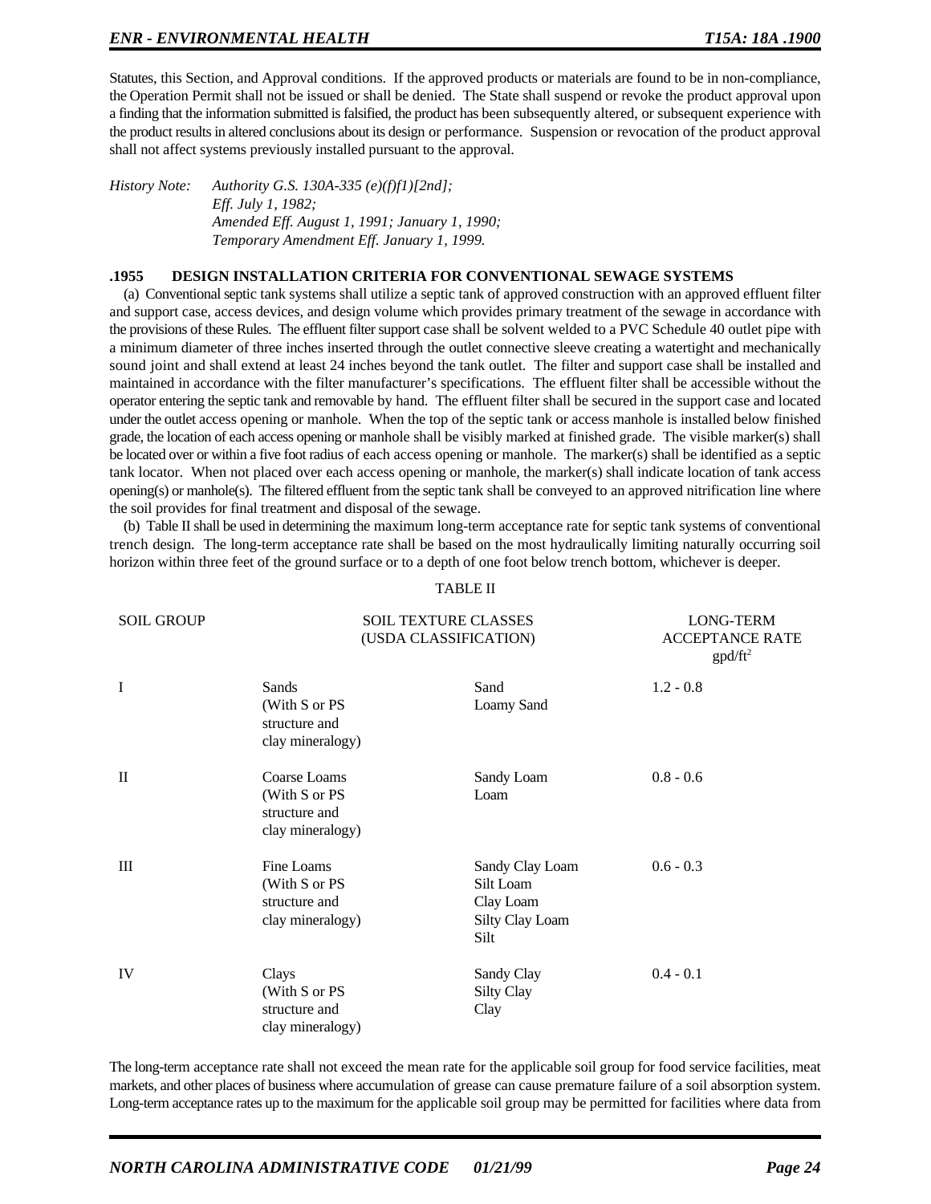Statutes, this Section, and Approval conditions. If the approved products or materials are found to be in non-compliance, the Operation Permit shall not be issued or shall be denied. The State shall suspend or revoke the product approval upon a finding that the information submitted is falsified, the product has been subsequently altered, or subsequent experience with the product results in altered conclusions about its design or performance. Suspension or revocation of the product approval shall not affect systems previously installed pursuant to the approval.

*History Note:* *Authority G.S. 130A-335 (e)(f)f1)[2nd];*
*Eff. July 1, 1982;*
*Amended Eff. August 1, 1991; January 1, 1990;*
*Temporary Amendment Eff. January 1, 1999.*

**.1955 DESIGN INSTALLATION CRITERIA FOR CONVENTIONAL SEWAGE SYSTEMS**

(a) Conventional septic tank systems shall utilize a septic tank of approved construction with an approved effluent filter and support case, access devices, and design volume which provides primary treatment of the sewage in accordance with the provisions of these Rules. The effluent filter support case shall be solvent welded to a PVC Schedule 40 outlet pipe with a minimum diameter of three inches inserted through the outlet connective sleeve creating a watertight and mechanically sound joint and shall extend at least 24 inches beyond the tank outlet. The filter and support case shall be installed and maintained in accordance with the filter manufacturer's specifications. The effluent filter shall be accessible without the operator entering the septic tank and removable by hand. The effluent filter shall be secured in the support case and located under the outlet access opening or manhole. When the top of the septic tank or access manhole is installed below finished grade, the location of each access opening or manhole shall be visibly marked at finished grade. The visible marker(s) shall be located over or within a five foot radius of each access opening or manhole. The marker(s) shall be identified as a septic tank locator. When not placed over each access opening or manhole, the marker(s) shall indicate location of tank access opening(s) or manhole(s). The filtered effluent from the septic tank shall be conveyed to an approved nitrification line where the soil provides for final treatment and disposal of the sewage.

(b) Table II shall be used in determining the maximum long-term acceptance rate for septic tank systems of conventional trench design. The long-term acceptance rate shall be based on the most hydraulically limiting naturally occurring soil horizon within three feet of the ground surface or to a depth of one foot below trench bottom, whichever is deeper.

TABLE II

| SOIL GROUP | SOIL TEXTURE CLASSES (USDA CLASSIFICATION) | | LONG-TERM ACCEPTANCE RATE $gpd/ft^2$ |
|---|---|---|---|
| I | Sands (With S or PS structure and clay mineralogy) | Sand<br>Loamy Sand | 1.2 - 0.8 |
| II | Coarse Loams (With S or PS structure and clay mineralogy) | Sandy Loam<br>Loam | 0.8 - 0.6 |
| III | Fine Loams (With S or PS structure and clay mineralogy) | Sandy Clay Loam<br>Silt Loam<br>Clay Loam<br>Silty Clay Loam<br>Silt | 0.6 - 0.3 |
| IV | Clays (With S or PS structure and clay mineralogy) | Sandy Clay<br>Silty Clay<br>Clay | 0.4 - 0.1 |

The long-term acceptance rate shall not exceed the mean rate for the applicable soil group for food service facilities, meat markets, and other places of business where accumulation of grease can cause premature failure of a soil absorption system. Long-term acceptance rates up to the maximum for the applicable soil group may be permitted for facilities where data from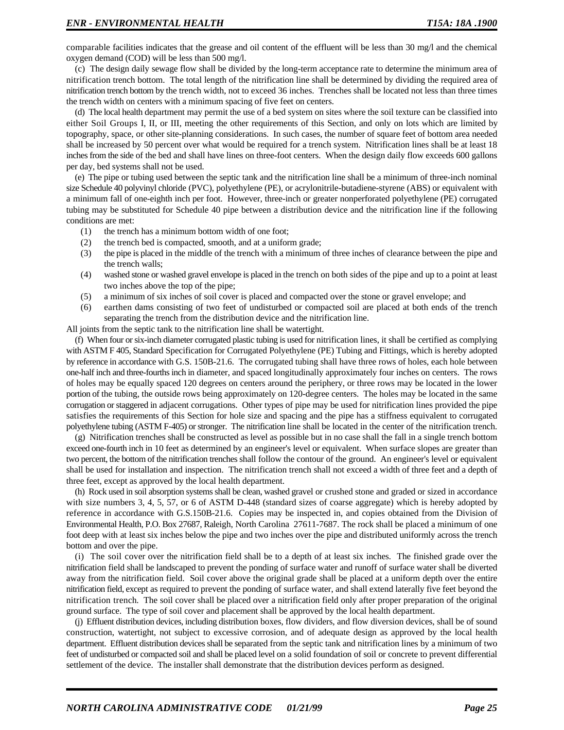comparable facilities indicates that the grease and oil content of the effluent will be less than 30 mg/l and the chemical oxygen demand (COD) will be less than 500 mg/l.

(c) The design daily sewage flow shall be divided by the long-term acceptance rate to determine the minimum area of nitrification trench bottom. The total length of the nitrification line shall be determined by dividing the required area of nitrification trench bottom by the trench width, not to exceed 36 inches. Trenches shall be located not less than three times the trench width on centers with a minimum spacing of five feet on centers.

(d) The local health department may permit the use of a bed system on sites where the soil texture can be classified into either Soil Groups I, II, or III, meeting the other requirements of this Section, and only on lots which are limited by topography, space, or other site-planning considerations. In such cases, the number of square feet of bottom area needed shall be increased by 50 percent over what would be required for a trench system. Nitrification lines shall be at least 18 inches from the side of the bed and shall have lines on three-foot centers. When the design daily flow exceeds 600 gallons per day, bed systems shall not be used.

(e) The pipe or tubing used between the septic tank and the nitrification line shall be a minimum of three-inch nominal size Schedule 40 polyvinyl chloride (PVC), polyethylene (PE), or acrylonitrile-butadiene-styrene (ABS) or equivalent with a minimum fall of one-eighth inch per foot. However, three-inch or greater nonperforated polyethylene (PE) corrugated tubing may be substituted for Schedule 40 pipe between a distribution device and the nitrification line if the following conditions are met:

(1) the trench has a minimum bottom width of one foot;
(2) the trench bed is compacted, smooth, and at a uniform grade;
(3) the pipe is placed in the middle of the trench with a minimum of three inches of clearance between the pipe and the trench walls;
(4) washed stone or washed gravel envelope is placed in the trench on both sides of the pipe and up to a point at least two inches above the top of the pipe;
(5) a minimum of six inches of soil cover is placed and compacted over the stone or gravel envelope; and
(6) earthen dams consisting of two feet of undisturbed or compacted soil are placed at both ends of the trench separating the trench from the distribution device and the nitrification line.

All joints from the septic tank to the nitrification line shall be watertight.

(f) When four or six-inch diameter corrugated plastic tubing is used for nitrification lines, it shall be certified as complying with ASTM F 405, Standard Specification for Corrugated Polyethylene (PE) Tubing and Fittings, which is hereby adopted by reference in accordance with G.S. 150B-21.6. The corrugated tubing shall have three rows of holes, each hole between one-half inch and three-fourths inch in diameter, and spaced longitudinally approximately four inches on centers. The rows of holes may be equally spaced 120 degrees on centers around the periphery, or three rows may be located in the lower portion of the tubing, the outside rows being approximately on 120-degree centers. The holes may be located in the same corrugation or staggered in adjacent corrugations. Other types of pipe may be used for nitrification lines provided the pipe satisfies the requirements of this Section for hole size and spacing and the pipe has a stiffness equivalent to corrugated polyethylene tubing (ASTM F-405) or stronger. The nitrification line shall be located in the center of the nitrification trench.

(g) Nitrification trenches shall be constructed as level as possible but in no case shall the fall in a single trench bottom exceed one-fourth inch in 10 feet as determined by an engineer's level or equivalent. When surface slopes are greater than two percent, the bottom of the nitrification trenches shall follow the contour of the ground. An engineer's level or equivalent shall be used for installation and inspection. The nitrification trench shall not exceed a width of three feet and a depth of three feet, except as approved by the local health department.

(h) Rock used in soil absorption systems shall be clean, washed gravel or crushed stone and graded or sized in accordance with size numbers 3, 4, 5, 57, or 6 of ASTM D-448 (standard sizes of coarse aggregate) which is hereby adopted by reference in accordance with G.S.150B-21.6. Copies may be inspected in, and copies obtained from the Division of Environmental Health, P.O. Box 27687, Raleigh, North Carolina 27611-7687. The rock shall be placed a minimum of one foot deep with at least six inches below the pipe and two inches over the pipe and distributed uniformly across the trench bottom and over the pipe.

(i) The soil cover over the nitrification field shall be to a depth of at least six inches. The finished grade over the nitrification field shall be landscaped to prevent the ponding of surface water and runoff of surface water shall be diverted away from the nitrification field. Soil cover above the original grade shall be placed at a uniform depth over the entire nitrification field, except as required to prevent the ponding of surface water, and shall extend laterally five feet beyond the nitrification trench. The soil cover shall be placed over a nitrification field only after proper preparation of the original ground surface. The type of soil cover and placement shall be approved by the local health department.

(j) Effluent distribution devices, including distribution boxes, flow dividers, and flow diversion devices, shall be of sound construction, watertight, not subject to excessive corrosion, and of adequate design as approved by the local health department. Effluent distribution devices shall be separated from the septic tank and nitrification lines by a minimum of two feet of undisturbed or compacted soil and shall be placed level on a solid foundation of soil or concrete to prevent differential settlement of the device. The installer shall demonstrate that the distribution devices perform as designed.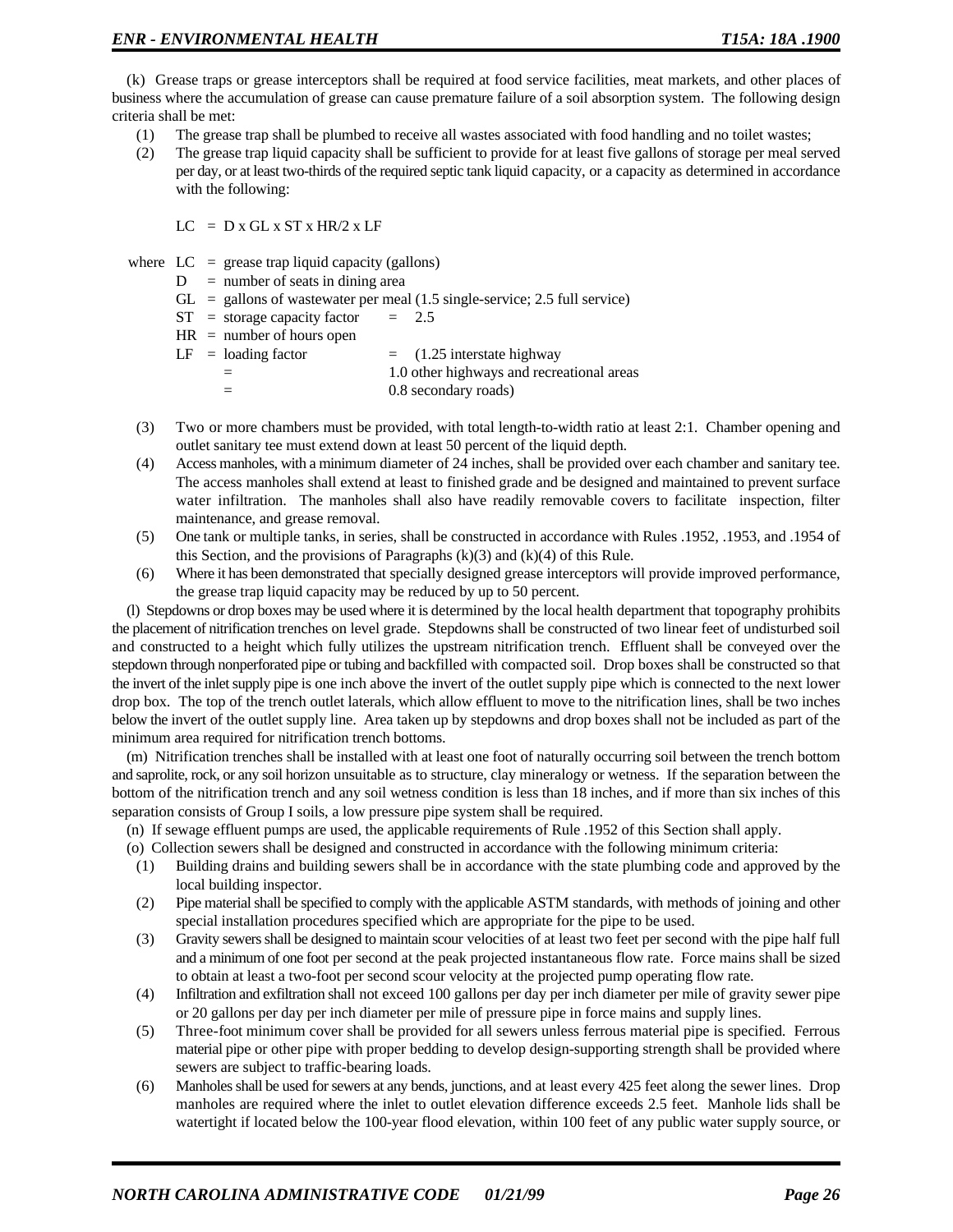(k) Grease traps or grease interceptors shall be required at food service facilities, meat markets, and other places of business where the accumulation of grease can cause premature failure of a soil absorption system. The following design criteria shall be met:

(1) The grease trap shall be plumbed to receive all wastes associated with food handling and no toilet wastes;

(2) The grease trap liquid capacity shall be sufficient to provide for at least five gallons of storage per meal served per day, or at least two-thirds of the required septic tank liquid capacity, or a capacity as determined in accordance with the following:

$$LC = D \times GL \times ST \times HR/2 \times LF$$

where LC = grease trap liquid capacity (gallons)
D = number of seats in dining area
GL = gallons of wastewater per meal (1.5 single-service; 2.5 full service)
ST = storage capacity factor = 2.5
HR = number of hours open
LF = loading factor = (1.25 interstate highway
= 1.0 other highways and recreational areas
= 0.8 secondary roads)

(3) Two or more chambers must be provided, with total length-to-width ratio at least 2:1. Chamber opening and outlet sanitary tee must extend down at least 50 percent of the liquid depth.

(4) Access manholes, with a minimum diameter of 24 inches, shall be provided over each chamber and sanitary tee. The access manholes shall extend at least to finished grade and be designed and maintained to prevent surface water infiltration. The manholes shall also have readily removable covers to facilitate inspection, filter maintenance, and grease removal.

(5) One tank or multiple tanks, in series, shall be constructed in accordance with Rules .1952, .1953, and .1954 of this Section, and the provisions of Paragraphs (k)(3) and (k)(4) of this Rule.

(6) Where it has been demonstrated that specially designed grease interceptors will provide improved performance, the grease trap liquid capacity may be reduced by up to 50 percent.

(l) Stepdowns or drop boxes may be used where it is determined by the local health department that topography prohibits the placement of nitrification trenches on level grade. Stepdowns shall be constructed of two linear feet of undisturbed soil and constructed to a height which fully utilizes the upstream nitrification trench. Effluent shall be conveyed over the stepdown through nonperforated pipe or tubing and backfilled with compacted soil. Drop boxes shall be constructed so that the invert of the inlet supply pipe is one inch above the invert of the outlet supply pipe which is connected to the next lower drop box. The top of the trench outlet laterals, which allow effluent to move to the nitrification lines, shall be two inches below the invert of the outlet supply line. Area taken up by stepdowns and drop boxes shall not be included as part of the minimum area required for nitrification trench bottoms.

(m) Nitrification trenches shall be installed with at least one foot of naturally occurring soil between the trench bottom and saprolite, rock, or any soil horizon unsuitable as to structure, clay mineralogy or wetness. If the separation between the bottom of the nitrification trench and any soil wetness condition is less than 18 inches, and if more than six inches of this separation consists of Group I soils, a low pressure pipe system shall be required.

(n) If sewage effluent pumps are used, the applicable requirements of Rule .1952 of this Section shall apply.

(o) Collection sewers shall be designed and constructed in accordance with the following minimum criteria:

(1) Building drains and building sewers shall be in accordance with the state plumbing code and approved by the local building inspector.

(2) Pipe material shall be specified to comply with the applicable ASTM standards, with methods of joining and other special installation procedures specified which are appropriate for the pipe to be used.

(3) Gravity sewers shall be designed to maintain scour velocities of at least two feet per second with the pipe half full and a minimum of one foot per second at the peak projected instantaneous flow rate. Force mains shall be sized to obtain at least a two-foot per second scour velocity at the projected pump operating flow rate.

(4) Infiltration and exfiltration shall not exceed 100 gallons per day per inch diameter per mile of gravity sewer pipe or 20 gallons per day per inch diameter per mile of pressure pipe in force mains and supply lines.

(5) Three-foot minimum cover shall be provided for all sewers unless ferrous material pipe is specified. Ferrous material pipe or other pipe with proper bedding to develop design-supporting strength shall be provided where sewers are subject to traffic-bearing loads.

(6) Manholes shall be used for sewers at any bends, junctions, and at least every 425 feet along the sewer lines. Drop manholes are required where the inlet to outlet elevation difference exceeds 2.5 feet. Manhole lids shall be watertight if located below the 100-year flood elevation, within 100 feet of any public water supply source, or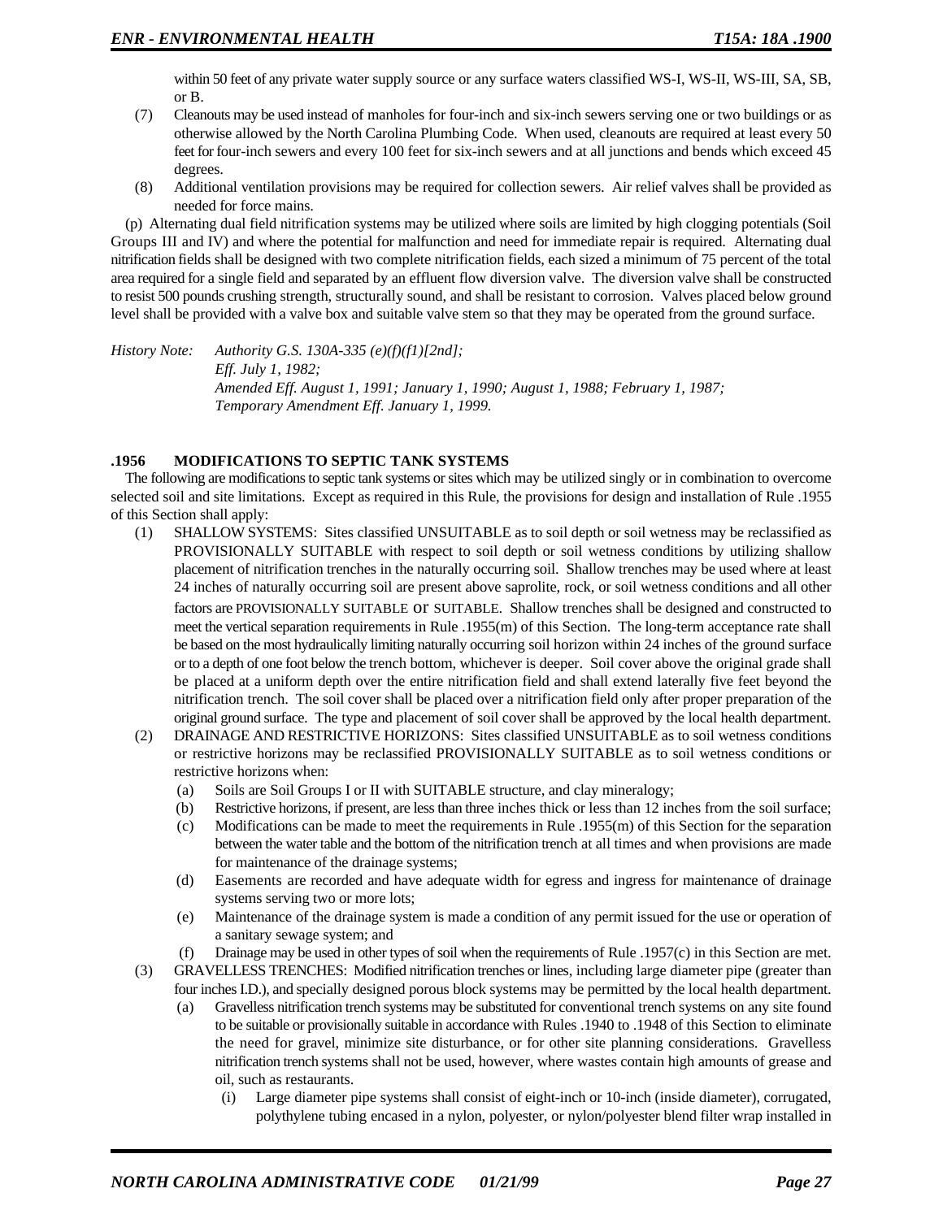within 50 feet of any private water supply source or any surface waters classified WS-I, WS-II, WS-III, SA, SB, or B.

(7) Cleanouts may be used instead of manholes for four-inch and six-inch sewers serving one or two buildings or as otherwise allowed by the North Carolina Plumbing Code. When used, cleanouts are required at least every 50 feet for four-inch sewers and every 100 feet for six-inch sewers and at all junctions and bends which exceed 45 degrees.

(8) Additional ventilation provisions may be required for collection sewers. Air relief valves shall be provided as needed for force mains.

(p) Alternating dual field nitrification systems may be utilized where soils are limited by high clogging potentials (Soil Groups III and IV) and where the potential for malfunction and need for immediate repair is required. Alternating dual nitrification fields shall be designed with two complete nitrification fields, each sized a minimum of 75 percent of the total area required for a single field and separated by an effluent flow diversion valve. The diversion valve shall be constructed to resist 500 pounds crushing strength, structurally sound, and shall be resistant to corrosion. Valves placed below ground level shall be provided with a valve box and suitable valve stem so that they may be operated from the ground surface.

*History Note: Authority G.S. 130A-335 (e)(f)(f1)[2nd];*
*Eff. July 1, 1982;*
*Amended Eff. August 1, 1991; January 1, 1990; August 1, 1988; February 1, 1987;*
*Temporary Amendment Eff. January 1, 1999.*

### .1956 MODIFICATIONS TO SEPTIC TANK SYSTEMS

The following are modifications to septic tank systems or sites which may be utilized singly or in combination to overcome selected soil and site limitations. Except as required in this Rule, the provisions for design and installation of Rule .1955 of this Section shall apply:

(1) SHALLOW SYSTEMS: Sites classified UNSUITABLE as to soil depth or soil wetness may be reclassified as PROVISIONALLY SUITABLE with respect to soil depth or soil wetness conditions by utilizing shallow placement of nitrification trenches in the naturally occurring soil. Shallow trenches may be used where at least 24 inches of naturally occurring soil are present above saprolite, rock, or soil wetness conditions and all other factors are PROVISIONALLY SUITABLE or SUITABLE. Shallow trenches shall be designed and constructed to meet the vertical separation requirements in Rule .1955(m) of this Section. The long-term acceptance rate shall be based on the most hydraulically limiting naturally occurring soil horizon within 24 inches of the ground surface or to a depth of one foot below the trench bottom, whichever is deeper. Soil cover above the original grade shall be placed at a uniform depth over the entire nitrification field and shall extend laterally five feet beyond the nitrification trench. The soil cover shall be placed over a nitrification field only after proper preparation of the original ground surface. The type and placement of soil cover shall be approved by the local health department.

(2) DRAINAGE AND RESTRICTIVE HORIZONS: Sites classified UNSUITABLE as to soil wetness conditions or restrictive horizons may be reclassified PROVISIONALLY SUITABLE as to soil wetness conditions or restrictive horizons when:

   (a) Soils are Soil Groups I or II with SUITABLE structure, and clay mineralogy;
   (b) Restrictive horizons, if present, are less than three inches thick or less than 12 inches from the soil surface;
   (c) Modifications can be made to meet the requirements in Rule .1955(m) of this Section for the separation between the water table and the bottom of the nitrification trench at all times and when provisions are made for maintenance of the drainage systems;
   (d) Easements are recorded and have adequate width for egress and ingress for maintenance of drainage systems serving two or more lots;
   (e) Maintenance of the drainage system is made a condition of any permit issued for the use or operation of a sanitary sewage system; and
   (f) Drainage may be used in other types of soil when the requirements of Rule .1957(c) in this Section are met.

(3) GRAVELLESS TRENCHES: Modified nitrification trenches or lines, including large diameter pipe (greater than four inches I.D.), and specially designed porous block systems may be permitted by the local health department.

   (a) Gravelless nitrification trench systems may be substituted for conventional trench systems on any site found to be suitable or provisionally suitable in accordance with Rules .1940 to .1948 of this Section to eliminate the need for gravel, minimize site disturbance, or for other site planning considerations. Gravelless nitrification trench systems shall not be used, however, where wastes contain high amounts of grease and oil, such as restaurants.

      (i) Large diameter pipe systems shall consist of eight-inch or 10-inch (inside diameter), corrugated, polythylene tubing encased in a nylon, polyester, or nylon/polyester blend filter wrap installed in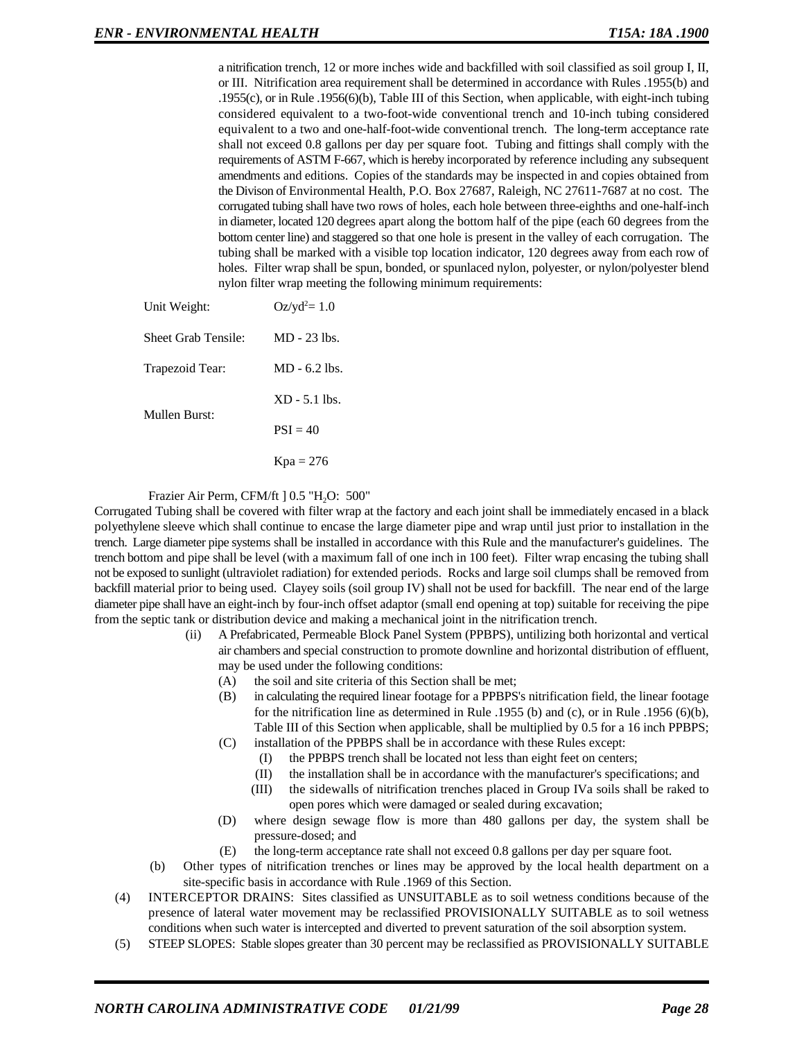a nitrification trench, 12 or more inches wide and backfilled with soil classified as soil group I, II, or III. Nitrification area requirement shall be determined in accordance with Rules .1955(b) and .1955(c), or in Rule .1956(6)(b), Table III of this Section, when applicable, with eight-inch tubing considered equivalent to a two-foot-wide conventional trench and 10-inch tubing considered equivalent to a two and one-half-foot-wide conventional trench. The long-term acceptance rate shall not exceed 0.8 gallons per day per square foot. Tubing and fittings shall comply with the requirements of ASTM F-667, which is hereby incorporated by reference including any subsequent amendments and editions. Copies of the standards may be inspected in and copies obtained from the Divison of Environmental Health, P.O. Box 27687, Raleigh, NC 27611-7687 at no cost. The corrugated tubing shall have two rows of holes, each hole between three-eighths and one-half-inch in diameter, located 120 degrees apart along the bottom half of the pipe (each 60 degrees from the bottom center line) and staggered so that one hole is present in the valley of each corrugation. The tubing shall be marked with a visible top location indicator, 120 degrees away from each row of holes. Filter wrap shall be spun, bonded, or spunlaced nylon, polyester, or nylon/polyester blend nylon filter wrap meeting the following minimum requirements:

| | |
|---|---|
| Unit Weight: | $Oz/yd^2 = 1.0$ |
| Sheet Grab Tensile: | MD - 23 lbs. |
| Trapezoid Tear: | MD - 6.2 lbs. |
| | XD - 5.1 lbs. |
| Mullen Burst: | PSI = 40 |
| | Kpa = 276 |

Frazier Air Perm, CFM/ft ] 0.5 "$H_2O$: 500"

Corrugated Tubing shall be covered with filter wrap at the factory and each joint shall be immediately encased in a black polyethylene sleeve which shall continue to encase the large diameter pipe and wrap until just prior to installation in the trench. Large diameter pipe systems shall be installed in accordance with this Rule and the manufacturer's guidelines. The trench bottom and pipe shall be level (with a maximum fall of one inch in 100 feet). Filter wrap encasing the tubing shall not be exposed to sunlight (ultraviolet radiation) for extended periods. Rocks and large soil clumps shall be removed from backfill material prior to being used. Clayey soils (soil group IV) shall not be used for backfill. The near end of the large diameter pipe shall have an eight-inch by four-inch offset adaptor (small end opening at top) suitable for receiving the pipe from the septic tank or distribution device and making a mechanical joint in the nitrification trench.

(ii) A Prefabricated, Permeable Block Panel System (PPBPS), untilizing both horizontal and vertical air chambers and special construction to promote downline and horizontal distribution of effluent, may be used under the following conditions:
- (A) the soil and site criteria of this Section shall be met;
- (B) in calculating the required linear footage for a PPBPS's nitrification field, the linear footage for the nitrification line as determined in Rule .1955 (b) and (c), or in Rule .1956 (6)(b), Table III of this Section when applicable, shall be multiplied by 0.5 for a 16 inch PPBPS;
- (C) installation of the PPBPS shall be in accordance with these Rules except:
  - (I) the PPBPS trench shall be located not less than eight feet on centers;
  - (II) the installation shall be in accordance with the manufacturer's specifications; and
  - (III) the sidewalls of nitrification trenches placed in Group IVa soils shall be raked to open pores which were damaged or sealed during excavation;
- (D) where design sewage flow is more than 480 gallons per day, the system shall be pressure-dosed; and
- (E) the long-term acceptance rate shall not exceed 0.8 gallons per day per square foot.

(b) Other types of nitrification trenches or lines may be approved by the local health department on a site-specific basis in accordance with Rule .1969 of this Section.

(4) INTERCEPTOR DRAINS: Sites classified as UNSUITABLE as to soil wetness conditions because of the presence of lateral water movement may be reclassified PROVISIONALLY SUITABLE as to soil wetness conditions when such water is intercepted and diverted to prevent saturation of the soil absorption system.

(5) STEEP SLOPES: Stable slopes greater than 30 percent may be reclassified as PROVISIONALLY SUITABLE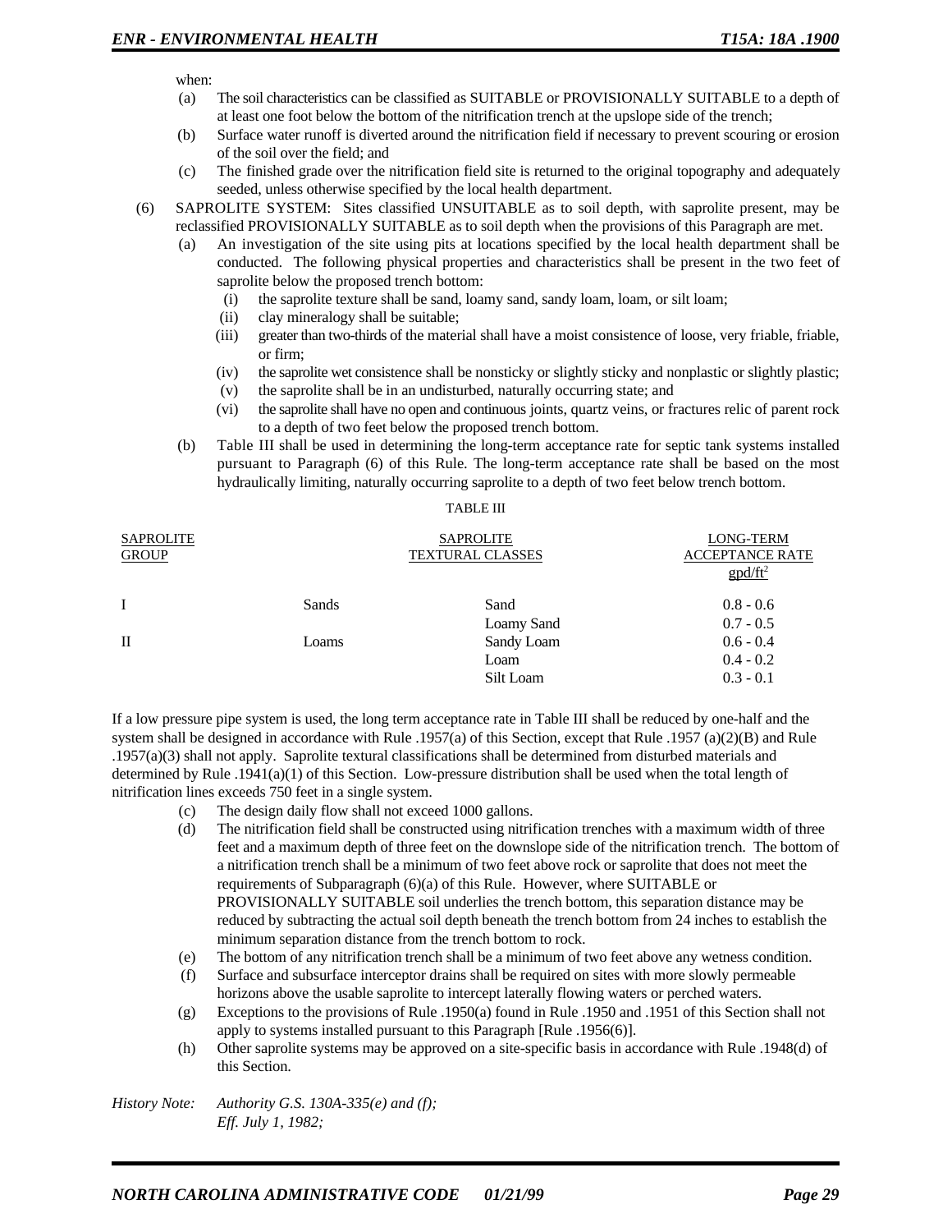when:

(a) The soil characteristics can be classified as SUITABLE or PROVISIONALLY SUITABLE to a depth of at least one foot below the bottom of the nitrification trench at the upslope side of the trench;

(b) Surface water runoff is diverted around the nitrification field if necessary to prevent scouring or erosion of the soil over the field; and

(c) The finished grade over the nitrification field site is returned to the original topography and adequately seeded, unless otherwise specified by the local health department.

(6) SAPROLITE SYSTEM: Sites classified UNSUITABLE as to soil depth, with saprolite present, may be reclassified PROVISIONALLY SUITABLE as to soil depth when the provisions of this Paragraph are met.

(a) An investigation of the site using pits at locations specified by the local health department shall be conducted. The following physical properties and characteristics shall be present in the two feet of saprolite below the proposed trench bottom:

(i) the saprolite texture shall be sand, loamy sand, sandy loam, loam, or silt loam;

(ii) clay mineralogy shall be suitable;

(iii) greater than two-thirds of the material shall have a moist consistence of loose, very friable, friable, or firm;

(iv) the saprolite wet consistence shall be nonsticky or slightly sticky and nonplastic or slightly plastic;

(v) the saprolite shall be in an undisturbed, naturally occurring state; and

(vi) the saprolite shall have no open and continuous joints, quartz veins, or fractures relic of parent rock to a depth of two feet below the proposed trench bottom.

(b) Table III shall be used in determining the long-term acceptance rate for septic tank systems installed pursuant to Paragraph (6) of this Rule. The long-term acceptance rate shall be based on the most hydraulically limiting, naturally occurring saprolite to a depth of two feet below trench bottom.

TABLE III

| SAPROLITE GROUP | SAPROLITE TEXTURAL CLASSES | | LONG-TERM ACCEPTANCE RATE $gpd/ft^2$ |
|---|---|---|---|
| I | Sands | Sand | 0.8 - 0.6 |
| | | Loamy Sand | 0.7 - 0.5 |
| II | Loams | Sandy Loam | 0.6 - 0.4 |
| | | Loam | 0.4 - 0.2 |
| | | Silt Loam | 0.3 - 0.1 |

If a low pressure pipe system is used, the long term acceptance rate in Table III shall be reduced by one-half and the system shall be designed in accordance with Rule .1957(a) of this Section, except that Rule .1957 (a)(2)(B) and Rule .1957(a)(3) shall not apply. Saprolite textural classifications shall be determined from disturbed materials and determined by Rule .1941(a)(1) of this Section. Low-pressure distribution shall be used when the total length of nitrification lines exceeds 750 feet in a single system.

(c) The design daily flow shall not exceed 1000 gallons.

(d) The nitrification field shall be constructed using nitrification trenches with a maximum width of three feet and a maximum depth of three feet on the downslope side of the nitrification trench. The bottom of a nitrification trench shall be a minimum of two feet above rock or saprolite that does not meet the requirements of Subparagraph (6)(a) of this Rule. However, where SUITABLE or PROVISIONALLY SUITABLE soil underlies the trench bottom, this separation distance may be reduced by subtracting the actual soil depth beneath the trench bottom from 24 inches to establish the minimum separation distance from the trench bottom to rock.

(e) The bottom of any nitrification trench shall be a minimum of two feet above any wetness condition.

(f) Surface and subsurface interceptor drains shall be required on sites with more slowly permeable horizons above the usable saprolite to intercept laterally flowing waters or perched waters.

(g) Exceptions to the provisions of Rule .1950(a) found in Rule .1950 and .1951 of this Section shall not apply to systems installed pursuant to this Paragraph [Rule .1956(6)].

(h) Other saprolite systems may be approved on a site-specific basis in accordance with Rule .1948(d) of this Section.

*History Note: Authority G.S. 130A-335(e) and (f);*
*Eff. July 1, 1982;*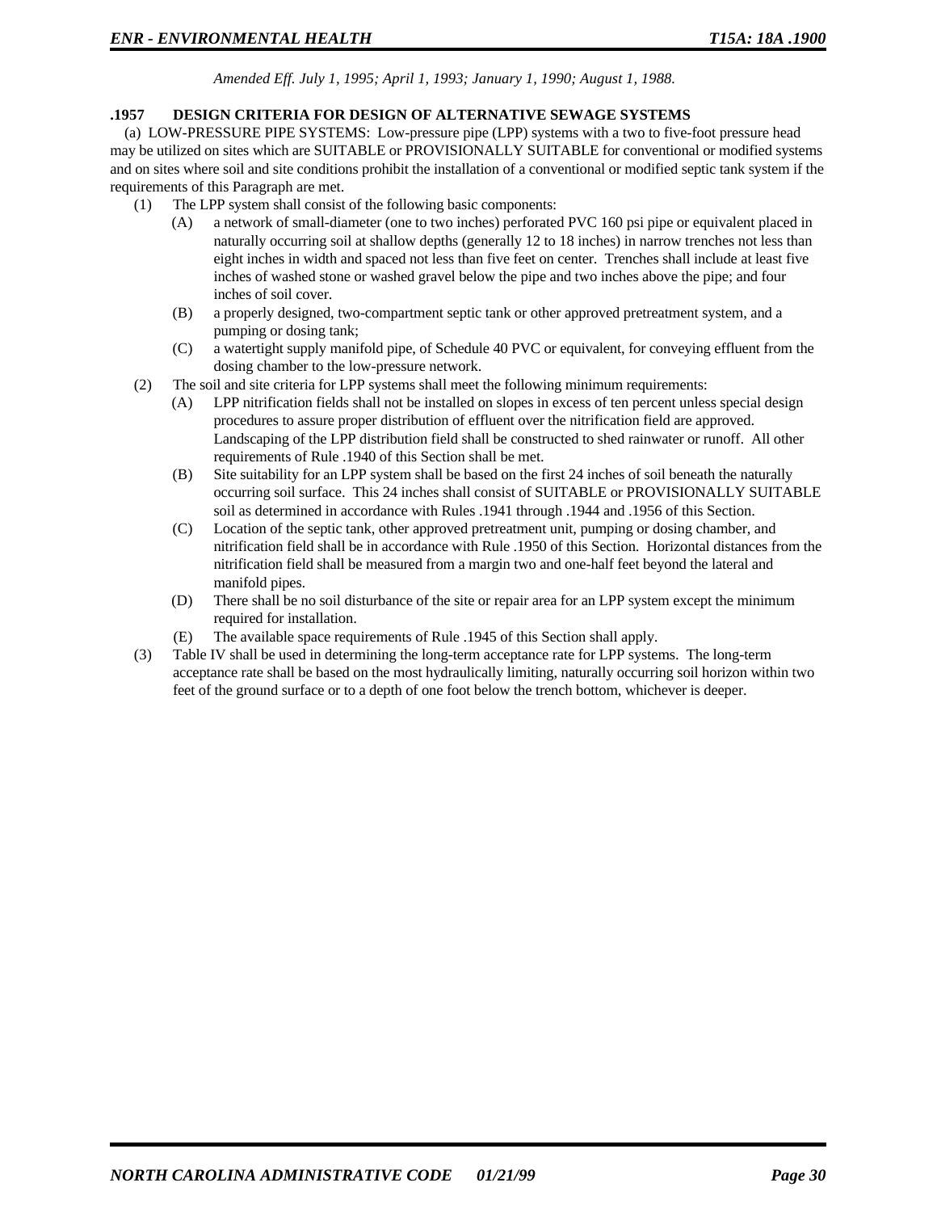*Amended Eff. July 1, 1995; April 1, 1993; January 1, 1990; August 1, 1988.*

**.1957 DESIGN CRITERIA FOR DESIGN OF ALTERNATIVE SEWAGE SYSTEMS**

(a) LOW-PRESSURE PIPE SYSTEMS: Low-pressure pipe (LPP) systems with a two to five-foot pressure head may be utilized on sites which are SUITABLE or PROVISIONALLY SUITABLE for conventional or modified systems and on sites where soil and site conditions prohibit the installation of a conventional or modified septic tank system if the requirements of this Paragraph are met.

(1) The LPP system shall consist of the following basic components:

(A) a network of small-diameter (one to two inches) perforated PVC 160 psi pipe or equivalent placed in naturally occurring soil at shallow depths (generally 12 to 18 inches) in narrow trenches not less than eight inches in width and spaced not less than five feet on center. Trenches shall include at least five inches of washed stone or washed gravel below the pipe and two inches above the pipe; and four inches of soil cover.

(B) a properly designed, two-compartment septic tank or other approved pretreatment system, and a pumping or dosing tank;

(C) a watertight supply manifold pipe, of Schedule 40 PVC or equivalent, for conveying effluent from the dosing chamber to the low-pressure network.

(2) The soil and site criteria for LPP systems shall meet the following minimum requirements:

(A) LPP nitrification fields shall not be installed on slopes in excess of ten percent unless special design procedures to assure proper distribution of effluent over the nitrification field are approved. Landscaping of the LPP distribution field shall be constructed to shed rainwater or runoff. All other requirements of Rule .1940 of this Section shall be met.

(B) Site suitability for an LPP system shall be based on the first 24 inches of soil beneath the naturally occurring soil surface. This 24 inches shall consist of SUITABLE or PROVISIONALLY SUITABLE soil as determined in accordance with Rules .1941 through .1944 and .1956 of this Section.

(C) Location of the septic tank, other approved pretreatment unit, pumping or dosing chamber, and nitrification field shall be in accordance with Rule .1950 of this Section. Horizontal distances from the nitrification field shall be measured from a margin two and one-half feet beyond the lateral and manifold pipes.

(D) There shall be no soil disturbance of the site or repair area for an LPP system except the minimum required for installation.

(E) The available space requirements of Rule .1945 of this Section shall apply.

(3) Table IV shall be used in determining the long-term acceptance rate for LPP systems. The long-term acceptance rate shall be based on the most hydraulically limiting, naturally occurring soil horizon within two feet of the ground surface or to a depth of one foot below the trench bottom, whichever is deeper.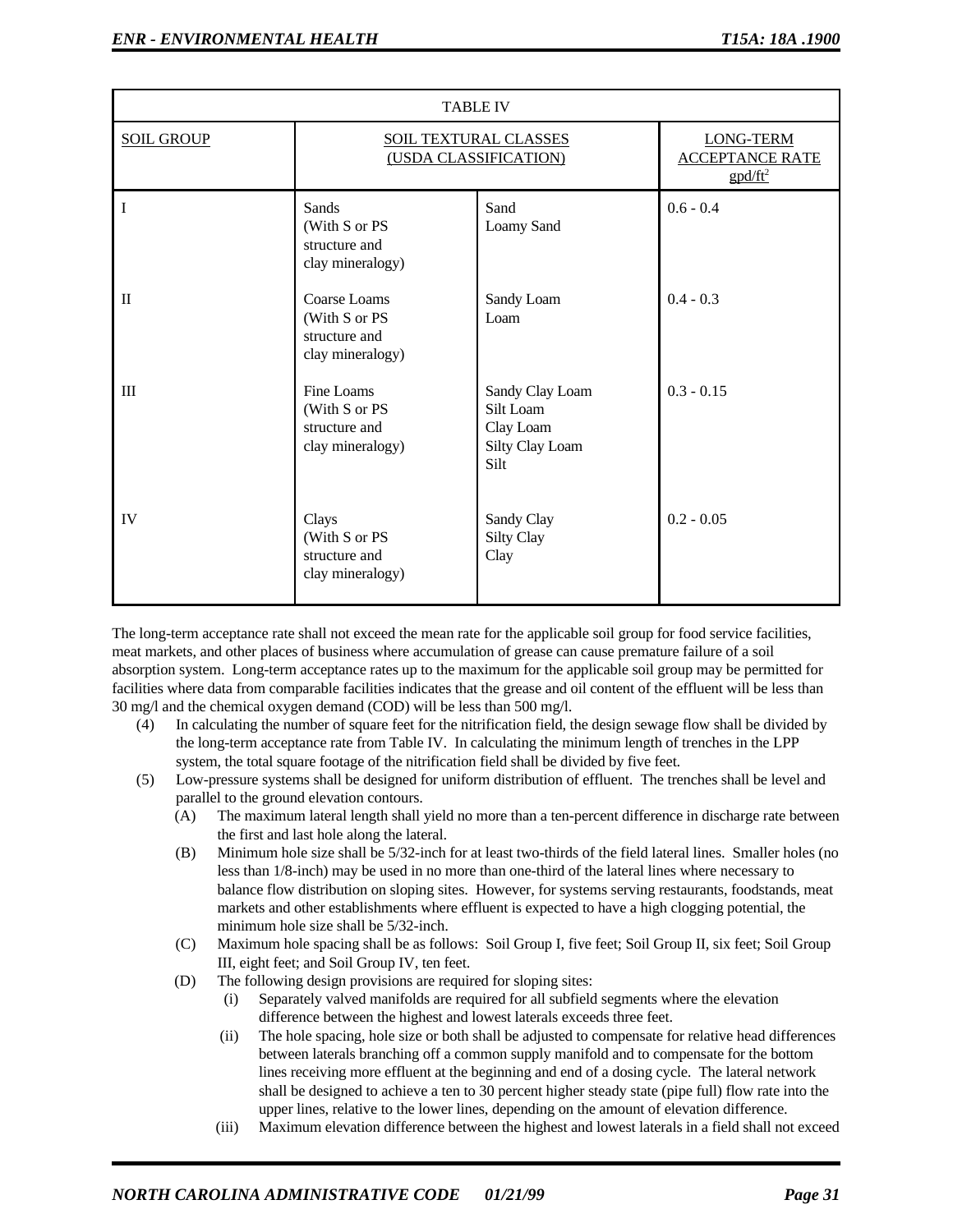| TABLE IV | | | |
|---|---|---|---|
| SOIL GROUP | SOIL TEXTURAL CLASSES (USDA CLASSIFICATION) | | LONG-TERM ACCEPTANCE RATE $gpd/ft^2$ |
| I | Sands (With S or PS structure and clay mineralogy) | Sand<br>Loamy Sand | 0.6 - 0.4 |
| II | Coarse Loams (With S or PS structure and clay mineralogy) | Sandy Loam<br>Loam | 0.4 - 0.3 |
| III | Fine Loams (With S or PS structure and clay mineralogy) | Sandy Clay Loam<br>Silt Loam<br>Clay Loam<br>Silty Clay Loam<br>Silt | 0.3 - 0.15 |
| IV | Clays (With S or PS structure and clay mineralogy) | Sandy Clay<br>Silty Clay<br>Clay | 0.2 - 0.05 |

The long-term acceptance rate shall not exceed the mean rate for the applicable soil group for food service facilities, meat markets, and other places of business where accumulation of grease can cause premature failure of a soil absorption system. Long-term acceptance rates up to the maximum for the applicable soil group may be permitted for facilities where data from comparable facilities indicates that the grease and oil content of the effluent will be less than 30 mg/l and the chemical oxygen demand (COD) will be less than 500 mg/l.

(4) In calculating the number of square feet for the nitrification field, the design sewage flow shall be divided by the long-term acceptance rate from Table IV. In calculating the minimum length of trenches in the LPP system, the total square footage of the nitrification field shall be divided by five feet.

(5) Low-pressure systems shall be designed for uniform distribution of effluent. The trenches shall be level and parallel to the ground elevation contours.

  (A) The maximum lateral length shall yield no more than a ten-percent difference in discharge rate between the first and last hole along the lateral.

  (B) Minimum hole size shall be 5/32-inch for at least two-thirds of the field lateral lines. Smaller holes (no less than 1/8-inch) may be used in no more than one-third of the lateral lines where necessary to balance flow distribution on sloping sites. However, for systems serving restaurants, foodstands, meat markets and other establishments where effluent is expected to have a high clogging potential, the minimum hole size shall be 5/32-inch.

  (C) Maximum hole spacing shall be as follows: Soil Group I, five feet; Soil Group II, six feet; Soil Group III, eight feet; and Soil Group IV, ten feet.

  (D) The following design provisions are required for sloping sites:

    (i) Separately valved manifolds are required for all subfield segments where the elevation difference between the highest and lowest laterals exceeds three feet.

    (ii) The hole spacing, hole size or both shall be adjusted to compensate for relative head differences between laterals branching off a common supply manifold and to compensate for the bottom lines receiving more effluent at the beginning and end of a dosing cycle. The lateral network shall be designed to achieve a ten to 30 percent higher steady state (pipe full) flow rate into the upper lines, relative to the lower lines, depending on the amount of elevation difference.

    (iii) Maximum elevation difference between the highest and lowest laterals in a field shall not exceed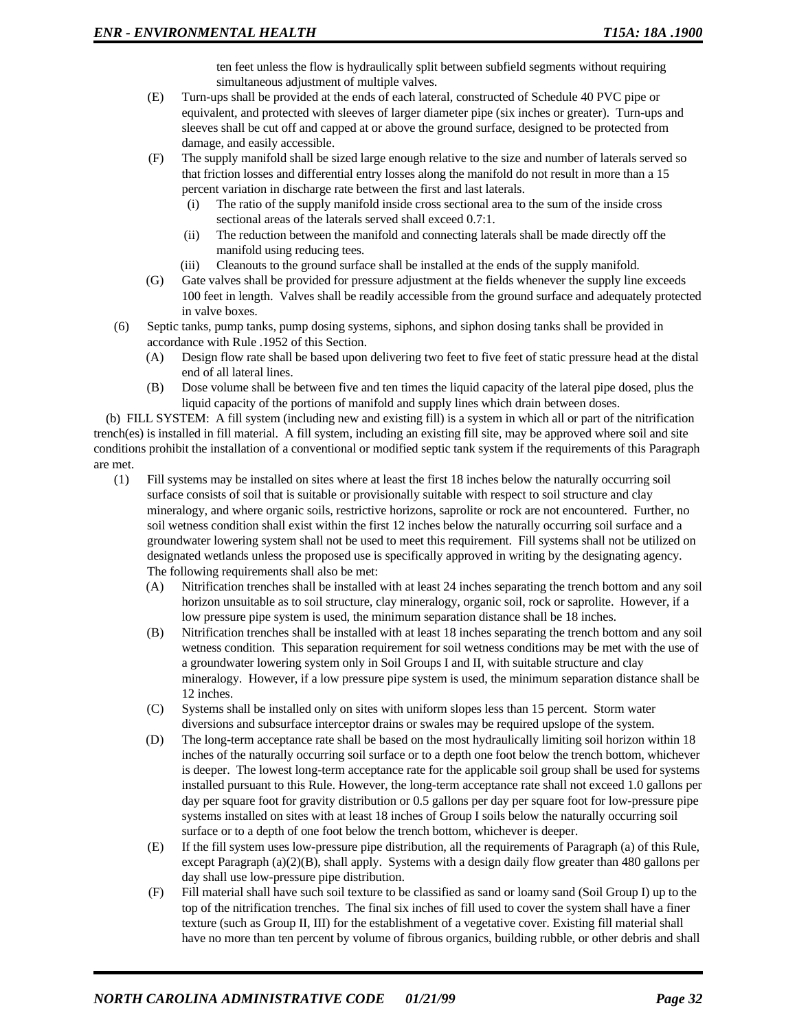ten feet unless the flow is hydraulically split between subfield segments without requiring simultaneous adjustment of multiple valves.

(E) Turn-ups shall be provided at the ends of each lateral, constructed of Schedule 40 PVC pipe or equivalent, and protected with sleeves of larger diameter pipe (six inches or greater). Turn-ups and sleeves shall be cut off and capped at or above the ground surface, designed to be protected from damage, and easily accessible.

(F) The supply manifold shall be sized large enough relative to the size and number of laterals served so that friction losses and differential entry losses along the manifold do not result in more than a 15 percent variation in discharge rate between the first and last laterals.

(i) The ratio of the supply manifold inside cross sectional area to the sum of the inside cross sectional areas of the laterals served shall exceed 0.7:1.

(ii) The reduction between the manifold and connecting laterals shall be made directly off the manifold using reducing tees.

(iii) Cleanouts to the ground surface shall be installed at the ends of the supply manifold.

(G) Gate valves shall be provided for pressure adjustment at the fields whenever the supply line exceeds 100 feet in length. Valves shall be readily accessible from the ground surface and adequately protected in valve boxes.

(6) Septic tanks, pump tanks, pump dosing systems, siphons, and siphon dosing tanks shall be provided in accordance with Rule .1952 of this Section.

(A) Design flow rate shall be based upon delivering two feet to five feet of static pressure head at the distal end of all lateral lines.

(B) Dose volume shall be between five and ten times the liquid capacity of the lateral pipe dosed, plus the liquid capacity of the portions of manifold and supply lines which drain between doses.

(b) FILL SYSTEM: A fill system (including new and existing fill) is a system in which all or part of the nitrification trench(es) is installed in fill material. A fill system, including an existing fill site, may be approved where soil and site conditions prohibit the installation of a conventional or modified septic tank system if the requirements of this Paragraph are met.

(1) Fill systems may be installed on sites where at least the first 18 inches below the naturally occurring soil surface consists of soil that is suitable or provisionally suitable with respect to soil structure and clay mineralogy, and where organic soils, restrictive horizons, saprolite or rock are not encountered. Further, no soil wetness condition shall exist within the first 12 inches below the naturally occurring soil surface and a groundwater lowering system shall not be used to meet this requirement. Fill systems shall not be utilized on designated wetlands unless the proposed use is specifically approved in writing by the designating agency. The following requirements shall also be met:

(A) Nitrification trenches shall be installed with at least 24 inches separating the trench bottom and any soil horizon unsuitable as to soil structure, clay mineralogy, organic soil, rock or saprolite. However, if a low pressure pipe system is used, the minimum separation distance shall be 18 inches.

(B) Nitrification trenches shall be installed with at least 18 inches separating the trench bottom and any soil wetness condition. This separation requirement for soil wetness conditions may be met with the use of a groundwater lowering system only in Soil Groups I and II, with suitable structure and clay mineralogy. However, if a low pressure pipe system is used, the minimum separation distance shall be 12 inches.

(C) Systems shall be installed only on sites with uniform slopes less than 15 percent. Storm water diversions and subsurface interceptor drains or swales may be required upslope of the system.

(D) The long-term acceptance rate shall be based on the most hydraulically limiting soil horizon within 18 inches of the naturally occurring soil surface or to a depth one foot below the trench bottom, whichever is deeper. The lowest long-term acceptance rate for the applicable soil group shall be used for systems installed pursuant to this Rule. However, the long-term acceptance rate shall not exceed 1.0 gallons per day per square foot for gravity distribution or 0.5 gallons per day per square foot for low-pressure pipe systems installed on sites with at least 18 inches of Group I soils below the naturally occurring soil surface or to a depth of one foot below the trench bottom, whichever is deeper.

(E) If the fill system uses low-pressure pipe distribution, all the requirements of Paragraph (a) of this Rule, except Paragraph (a)(2)(B), shall apply. Systems with a design daily flow greater than 480 gallons per day shall use low-pressure pipe distribution.

(F) Fill material shall have such soil texture to be classified as sand or loamy sand (Soil Group I) up to the top of the nitrification trenches. The final six inches of fill used to cover the system shall have a finer texture (such as Group II, III) for the establishment of a vegetative cover. Existing fill material shall have no more than ten percent by volume of fibrous organics, building rubble, or other debris and shall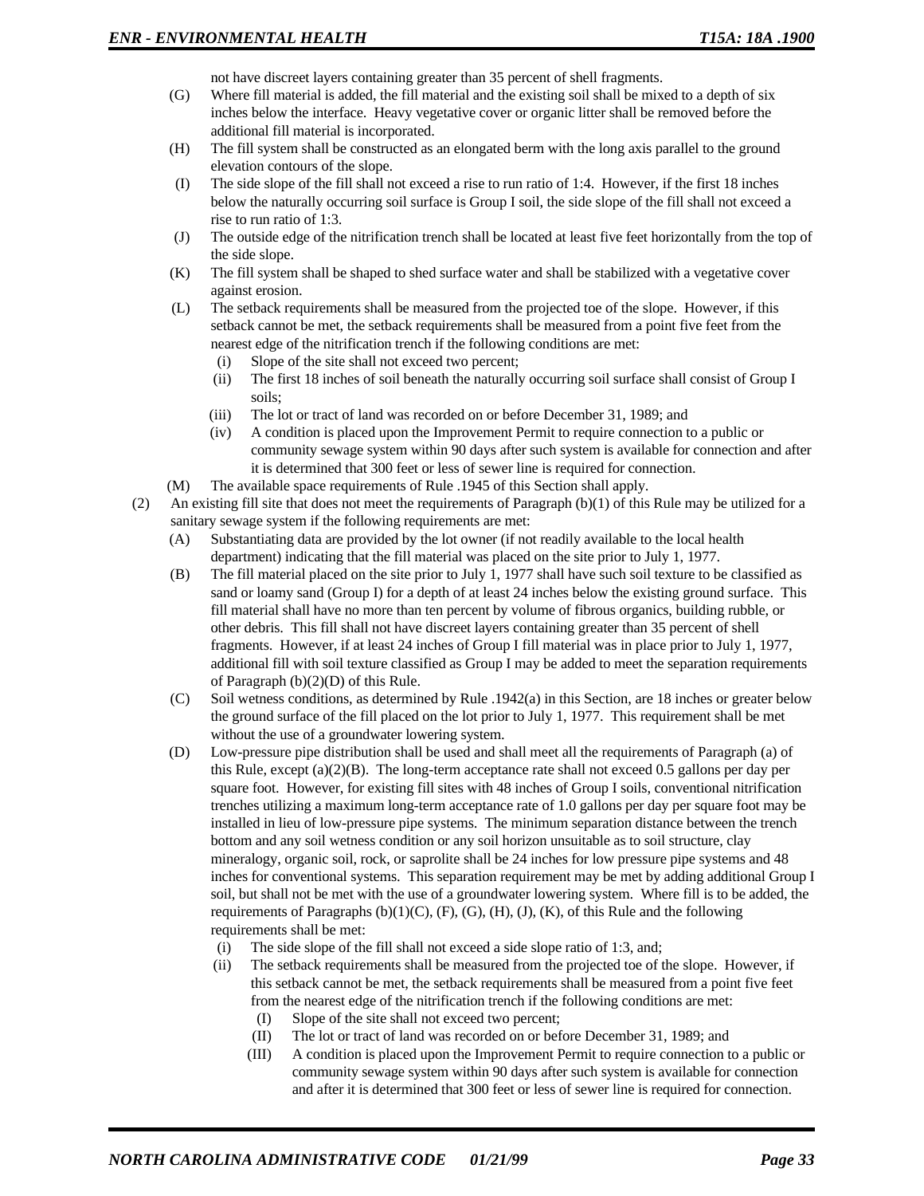not have discreet layers containing greater than 35 percent of shell fragments.

(G) Where fill material is added, the fill material and the existing soil shall be mixed to a depth of six inches below the interface. Heavy vegetative cover or organic litter shall be removed before the additional fill material is incorporated.

(H) The fill system shall be constructed as an elongated berm with the long axis parallel to the ground elevation contours of the slope.

(I) The side slope of the fill shall not exceed a rise to run ratio of 1:4. However, if the first 18 inches below the naturally occurring soil surface is Group I soil, the side slope of the fill shall not exceed a rise to run ratio of 1:3.

(J) The outside edge of the nitrification trench shall be located at least five feet horizontally from the top of the side slope.

(K) The fill system shall be shaped to shed surface water and shall be stabilized with a vegetative cover against erosion.

(L) The setback requirements shall be measured from the projected toe of the slope. However, if this setback cannot be met, the setback requirements shall be measured from a point five feet from the nearest edge of the nitrification trench if the following conditions are met:

- (i) Slope of the site shall not exceed two percent;
- (ii) The first 18 inches of soil beneath the naturally occurring soil surface shall consist of Group I soils;
- (iii) The lot or tract of land was recorded on or before December 31, 1989; and
- (iv) A condition is placed upon the Improvement Permit to require connection to a public or community sewage system within 90 days after such system is available for connection and after it is determined that 300 feet or less of sewer line is required for connection.

(M) The available space requirements of Rule .1945 of this Section shall apply.

(2) An existing fill site that does not meet the requirements of Paragraph (b)(1) of this Rule may be utilized for a sanitary sewage system if the following requirements are met:

(A) Substantiating data are provided by the lot owner (if not readily available to the local health department) indicating that the fill material was placed on the site prior to July 1, 1977.

(B) The fill material placed on the site prior to July 1, 1977 shall have such soil texture to be classified as sand or loamy sand (Group I) for a depth of at least 24 inches below the existing ground surface. This fill material shall have no more than ten percent by volume of fibrous organics, building rubble, or other debris. This fill shall not have discreet layers containing greater than 35 percent of shell fragments. However, if at least 24 inches of Group I fill material was in place prior to July 1, 1977, additional fill with soil texture classified as Group I may be added to meet the separation requirements of Paragraph (b)(2)(D) of this Rule.

(C) Soil wetness conditions, as determined by Rule .1942(a) in this Section, are 18 inches or greater below the ground surface of the fill placed on the lot prior to July 1, 1977. This requirement shall be met without the use of a groundwater lowering system.

(D) Low-pressure pipe distribution shall be used and shall meet all the requirements of Paragraph (a) of this Rule, except (a)(2)(B). The long-term acceptance rate shall not exceed 0.5 gallons per day per square foot. However, for existing fill sites with 48 inches of Group I soils, conventional nitrification trenches utilizing a maximum long-term acceptance rate of 1.0 gallons per day per square foot may be installed in lieu of low-pressure pipe systems. The minimum separation distance between the trench bottom and any soil wetness condition or any soil horizon unsuitable as to soil structure, clay mineralogy, organic soil, rock, or saprolite shall be 24 inches for low pressure pipe systems and 48 inches for conventional systems. This separation requirement may be met by adding additional Group I soil, but shall not be met with the use of a groundwater lowering system. Where fill is to be added, the requirements of Paragraphs (b)(1)(C), (F), (G), (H), (J), (K), of this Rule and the following requirements shall be met:

- (i) The side slope of the fill shall not exceed a side slope ratio of 1:3, and;
- (ii) The setback requirements shall be measured from the projected toe of the slope. However, if this setback cannot be met, the setback requirements shall be measured from a point five feet from the nearest edge of the nitrification trench if the following conditions are met:
  - (I) Slope of the site shall not exceed two percent;
  - (II) The lot or tract of land was recorded on or before December 31, 1989; and
  - (III) A condition is placed upon the Improvement Permit to require connection to a public or community sewage system within 90 days after such system is available for connection and after it is determined that 300 feet or less of sewer line is required for connection.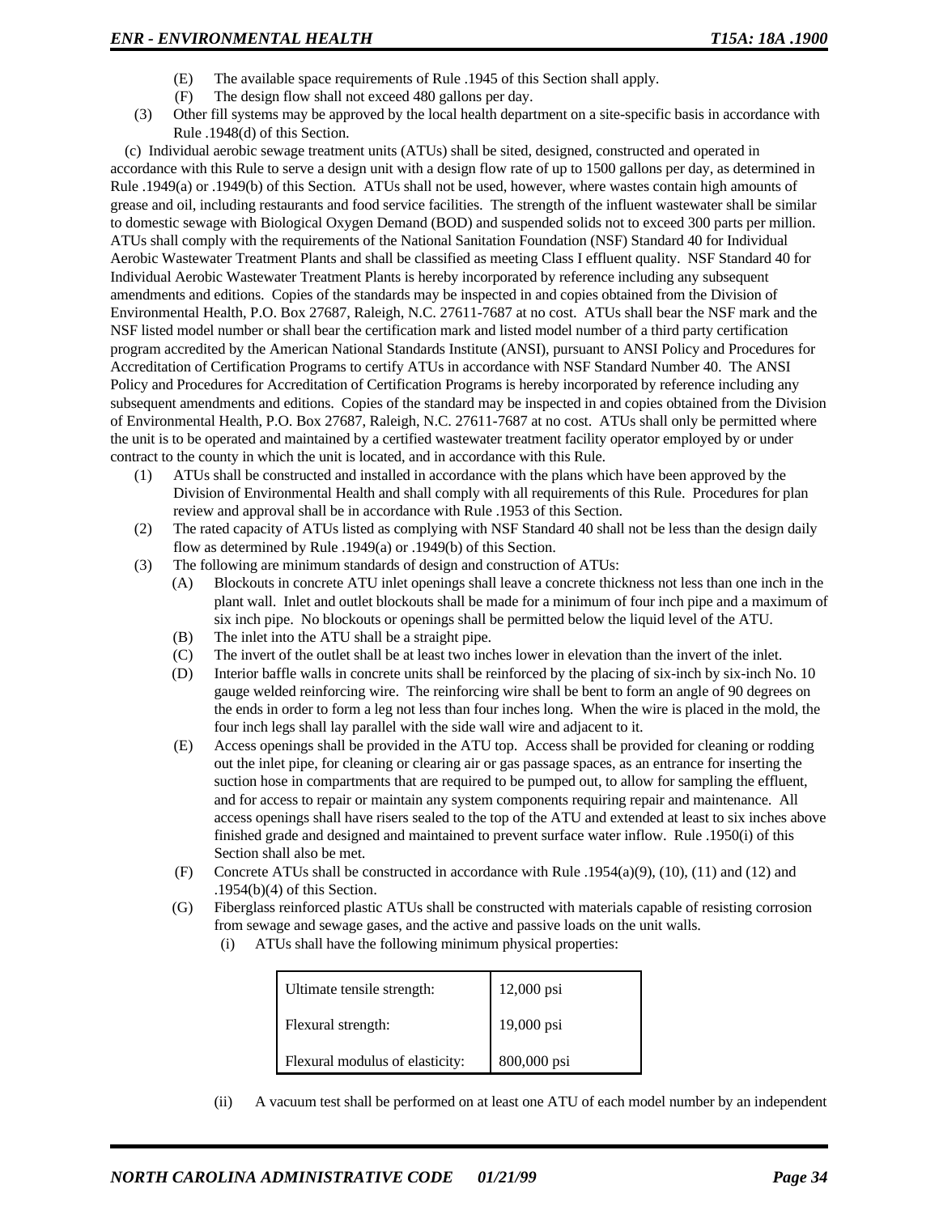(E) The available space requirements of Rule .1945 of this Section shall apply.

(F) The design flow shall not exceed 480 gallons per day.

(3) Other fill systems may be approved by the local health department on a site-specific basis in accordance with Rule .1948(d) of this Section.

(c) Individual aerobic sewage treatment units (ATUs) shall be sited, designed, constructed and operated in accordance with this Rule to serve a design unit with a design flow rate of up to 1500 gallons per day, as determined in Rule .1949(a) or .1949(b) of this Section. ATUs shall not be used, however, where wastes contain high amounts of grease and oil, including restaurants and food service facilities. The strength of the influent wastewater shall be similar to domestic sewage with Biological Oxygen Demand (BOD) and suspended solids not to exceed 300 parts per million. ATUs shall comply with the requirements of the National Sanitation Foundation (NSF) Standard 40 for Individual Aerobic Wastewater Treatment Plants and shall be classified as meeting Class I effluent quality. NSF Standard 40 for Individual Aerobic Wastewater Treatment Plants is hereby incorporated by reference including any subsequent amendments and editions. Copies of the standards may be inspected in and copies obtained from the Division of Environmental Health, P.O. Box 27687, Raleigh, N.C. 27611-7687 at no cost. ATUs shall bear the NSF mark and the NSF listed model number or shall bear the certification mark and listed model number of a third party certification program accredited by the American National Standards Institute (ANSI), pursuant to ANSI Policy and Procedures for Accreditation of Certification Programs to certify ATUs in accordance with NSF Standard Number 40. The ANSI Policy and Procedures for Accreditation of Certification Programs is hereby incorporated by reference including any subsequent amendments and editions. Copies of the standard may be inspected in and copies obtained from the Division of Environmental Health, P.O. Box 27687, Raleigh, N.C. 27611-7687 at no cost. ATUs shall only be permitted where the unit is to be operated and maintained by a certified wastewater treatment facility operator employed by or under contract to the county in which the unit is located, and in accordance with this Rule.

(1) ATUs shall be constructed and installed in accordance with the plans which have been approved by the Division of Environmental Health and shall comply with all requirements of this Rule. Procedures for plan review and approval shall be in accordance with Rule .1953 of this Section.

(2) The rated capacity of ATUs listed as complying with NSF Standard 40 shall not be less than the design daily flow as determined by Rule .1949(a) or .1949(b) of this Section.

(3) The following are minimum standards of design and construction of ATUs:

(A) Blockouts in concrete ATU inlet openings shall leave a concrete thickness not less than one inch in the plant wall. Inlet and outlet blockouts shall be made for a minimum of four inch pipe and a maximum of six inch pipe. No blockouts or openings shall be permitted below the liquid level of the ATU.

(B) The inlet into the ATU shall be a straight pipe.

(C) The invert of the outlet shall be at least two inches lower in elevation than the invert of the inlet.

(D) Interior baffle walls in concrete units shall be reinforced by the placing of six-inch by six-inch No. 10 gauge welded reinforcing wire. The reinforcing wire shall be bent to form an angle of 90 degrees on the ends in order to form a leg not less than four inches long. When the wire is placed in the mold, the four inch legs shall lay parallel with the side wall wire and adjacent to it.

(E) Access openings shall be provided in the ATU top. Access shall be provided for cleaning or rodding out the inlet pipe, for cleaning or clearing air or gas passage spaces, as an entrance for inserting the suction hose in compartments that are required to be pumped out, to allow for sampling the effluent, and for access to repair or maintain any system components requiring repair and maintenance. All access openings shall have risers sealed to the top of the ATU and extended at least to six inches above finished grade and designed and maintained to prevent surface water inflow. Rule .1950(i) of this Section shall also be met.

(F) Concrete ATUs shall be constructed in accordance with Rule .1954(a)(9), (10), (11) and (12) and .1954(b)(4) of this Section.

(G) Fiberglass reinforced plastic ATUs shall be constructed with materials capable of resisting corrosion from sewage and sewage gases, and the active and passive loads on the unit walls.

(i) ATUs shall have the following minimum physical properties:

| | |
|---|---|
| Ultimate tensile strength: | 12,000 psi |
| Flexural strength: | 19,000 psi |
| Flexural modulus of elasticity: | 800,000 psi |

(ii) A vacuum test shall be performed on at least one ATU of each model number by an independent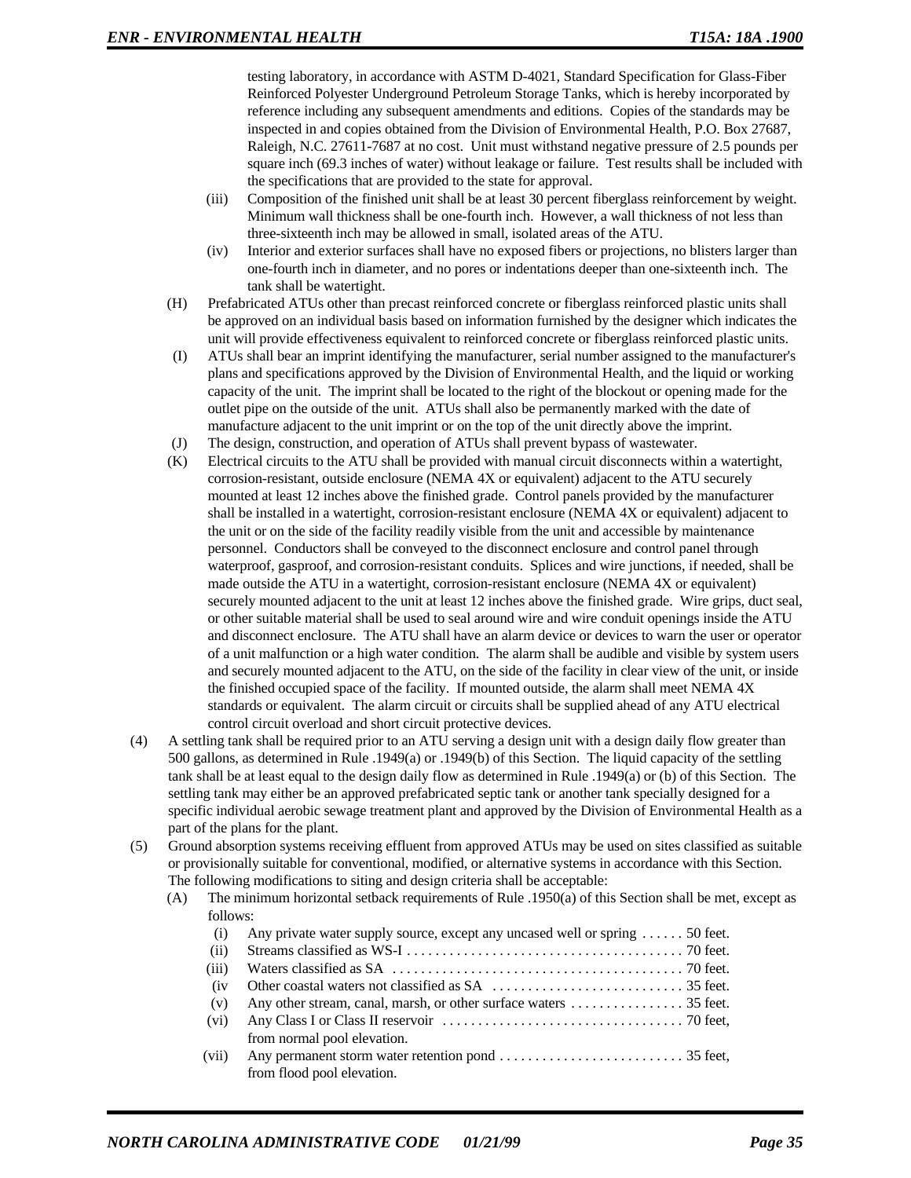testing laboratory, in accordance with ASTM D-4021, Standard Specification for Glass-Fiber Reinforced Polyester Underground Petroleum Storage Tanks, which is hereby incorporated by reference including any subsequent amendments and editions. Copies of the standards may be inspected in and copies obtained from the Division of Environmental Health, P.O. Box 27687, Raleigh, N.C. 27611-7687 at no cost. Unit must withstand negative pressure of 2.5 pounds per square inch (69.3 inches of water) without leakage or failure. Test results shall be included with the specifications that are provided to the state for approval.

(iii) Composition of the finished unit shall be at least 30 percent fiberglass reinforcement by weight. Minimum wall thickness shall be one-fourth inch. However, a wall thickness of not less than three-sixteenth inch may be allowed in small, isolated areas of the ATU.

(iv) Interior and exterior surfaces shall have no exposed fibers or projections, no blisters larger than one-fourth inch in diameter, and no pores or indentations deeper than one-sixteenth inch. The tank shall be watertight.

(H) Prefabricated ATUs other than precast reinforced concrete or fiberglass reinforced plastic units shall be approved on an individual basis based on information furnished by the designer which indicates the unit will provide effectiveness equivalent to reinforced concrete or fiberglass reinforced plastic units.

(I) ATUs shall bear an imprint identifying the manufacturer, serial number assigned to the manufacturer's plans and specifications approved by the Division of Environmental Health, and the liquid or working capacity of the unit. The imprint shall be located to the right of the blockout or opening made for the outlet pipe on the outside of the unit. ATUs shall also be permanently marked with the date of manufacture adjacent to the unit imprint or on the top of the unit directly above the imprint.

(J) The design, construction, and operation of ATUs shall prevent bypass of wastewater.

(K) Electrical circuits to the ATU shall be provided with manual circuit disconnects within a watertight, corrosion-resistant, outside enclosure (NEMA 4X or equivalent) adjacent to the ATU securely mounted at least 12 inches above the finished grade. Control panels provided by the manufacturer shall be installed in a watertight, corrosion-resistant enclosure (NEMA 4X or equivalent) adjacent to the unit or on the side of the facility readily visible from the unit and accessible by maintenance personnel. Conductors shall be conveyed to the disconnect enclosure and control panel through waterproof, gasproof, and corrosion-resistant conduits. Splices and wire junctions, if needed, shall be made outside the ATU in a watertight, corrosion-resistant enclosure (NEMA 4X or equivalent) securely mounted adjacent to the unit at least 12 inches above the finished grade. Wire grips, duct seal, or other suitable material shall be used to seal around wire and wire conduit openings inside the ATU and disconnect enclosure. The ATU shall have an alarm device or devices to warn the user or operator of a unit malfunction or a high water condition. The alarm shall be audible and visible by system users and securely mounted adjacent to the ATU, on the side of the facility in clear view of the unit, or inside the finished occupied space of the facility. If mounted outside, the alarm shall meet NEMA 4X standards or equivalent. The alarm circuit or circuits shall be supplied ahead of any ATU electrical control circuit overload and short circuit protective devices.

(4) A settling tank shall be required prior to an ATU serving a design unit with a design daily flow greater than 500 gallons, as determined in Rule .1949(a) or .1949(b) of this Section. The liquid capacity of the settling tank shall be at least equal to the design daily flow as determined in Rule .1949(a) or (b) of this Section. The settling tank may either be an approved prefabricated septic tank or another tank specially designed for a specific individual aerobic sewage treatment plant and approved by the Division of Environmental Health as a part of the plans for the plant.

(5) Ground absorption systems receiving effluent from approved ATUs may be used on sites classified as suitable or provisionally suitable for conventional, modified, or alternative systems in accordance with this Section. The following modifications to siting and design criteria shall be acceptable:

(A) The minimum horizontal setback requirements of Rule .1950(a) of this Section shall be met, except as follows:

(i) Any private water supply source, except any uncased well or spring . . . . . . 50 feet.

(ii) Streams classified as WS-I . . . . . . . . . . . . . . . . . . . . . . . . . . . . . . . . . . . . . . 70 feet.

(iii) Waters classified as SA . . . . . . . . . . . . . . . . . . . . . . . . . . . . . . . . . . . . . . . . 70 feet.

(iv Other coastal waters not classified as SA . . . . . . . . . . . . . . . . . . . . . . . . . . . 35 feet.

(v) Any other stream, canal, marsh, or other surface waters . . . . . . . . . . . . . . . . 35 feet.

(vi) Any Class I or Class II reservoir . . . . . . . . . . . . . . . . . . . . . . . . . . . . . . . . . . 70 feet, from normal pool elevation.

(vii) Any permanent storm water retention pond . . . . . . . . . . . . . . . . . . . . . . . . . . 35 feet, from flood pool elevation.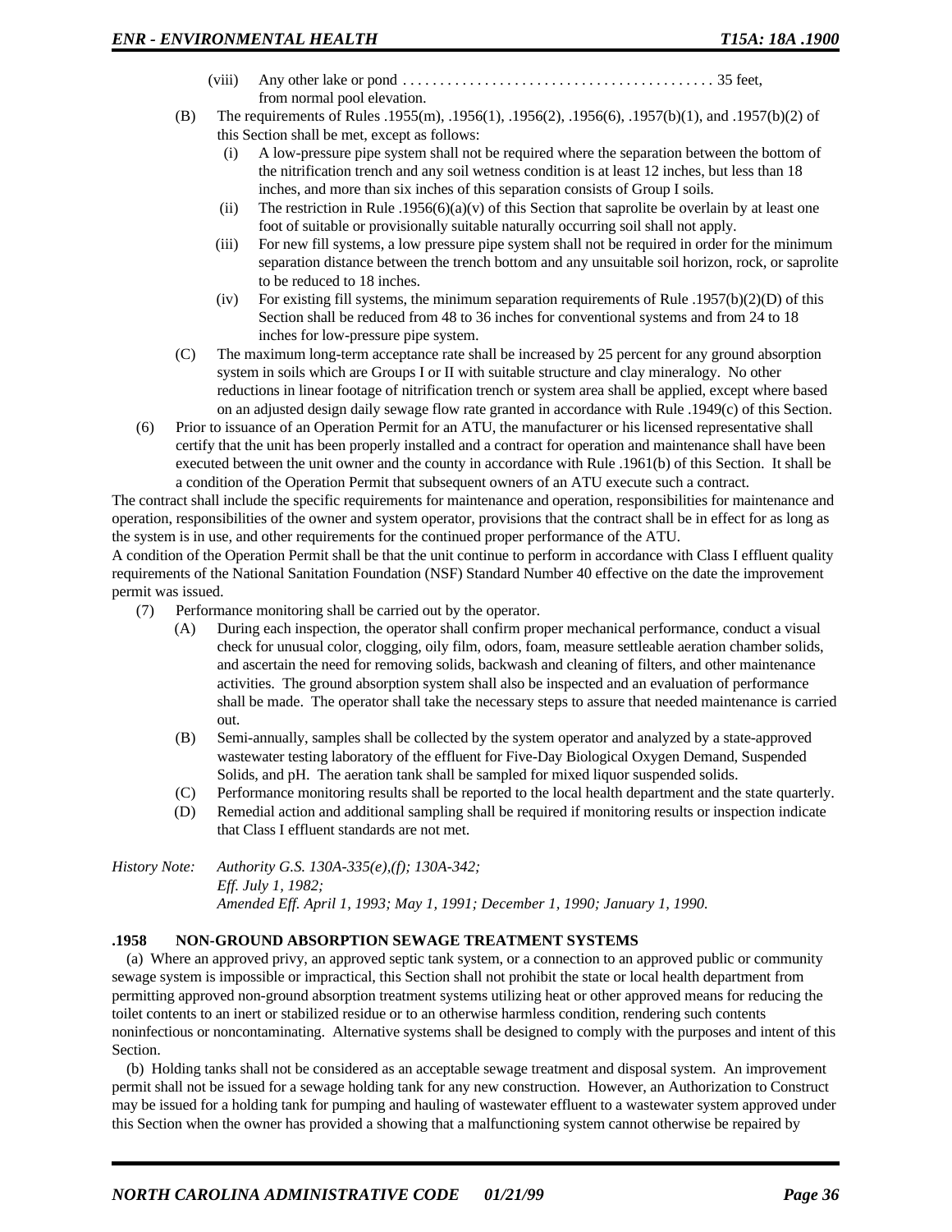(viii) Any other lake or pond . . . . . . . . . . . . . . . . . . . . . . . . . . . . . . . . . . . . . . . . . 35 feet, from normal pool elevation.

(B) The requirements of Rules .1955(m), .1956(1), .1956(2), .1956(6), .1957(b)(1), and .1957(b)(2) of this Section shall be met, except as follows:

(i) A low-pressure pipe system shall not be required where the separation between the bottom of the nitrification trench and any soil wetness condition is at least 12 inches, but less than 18 inches, and more than six inches of this separation consists of Group I soils.

(ii) The restriction in Rule .1956(6)(a)(v) of this Section that saprolite be overlain by at least one foot of suitable or provisionally suitable naturally occurring soil shall not apply.

(iii) For new fill systems, a low pressure pipe system shall not be required in order for the minimum separation distance between the trench bottom and any unsuitable soil horizon, rock, or saprolite to be reduced to 18 inches.

(iv) For existing fill systems, the minimum separation requirements of Rule .1957(b)(2)(D) of this Section shall be reduced from 48 to 36 inches for conventional systems and from 24 to 18 inches for low-pressure pipe system.

(C) The maximum long-term acceptance rate shall be increased by 25 percent for any ground absorption system in soils which are Groups I or II with suitable structure and clay mineralogy. No other reductions in linear footage of nitrification trench or system area shall be applied, except where based on an adjusted design daily sewage flow rate granted in accordance with Rule .1949(c) of this Section.

(6) Prior to issuance of an Operation Permit for an ATU, the manufacturer or his licensed representative shall certify that the unit has been properly installed and a contract for operation and maintenance shall have been executed between the unit owner and the county in accordance with Rule .1961(b) of this Section. It shall be a condition of the Operation Permit that subsequent owners of an ATU execute such a contract.

The contract shall include the specific requirements for maintenance and operation, responsibilities for maintenance and operation, responsibilities of the owner and system operator, provisions that the contract shall be in effect for as long as the system is in use, and other requirements for the continued proper performance of the ATU.

A condition of the Operation Permit shall be that the unit continue to perform in accordance with Class I effluent quality requirements of the National Sanitation Foundation (NSF) Standard Number 40 effective on the date the improvement permit was issued.

(7) Performance monitoring shall be carried out by the operator.

(A) During each inspection, the operator shall confirm proper mechanical performance, conduct a visual check for unusual color, clogging, oily film, odors, foam, measure settleable aeration chamber solids, and ascertain the need for removing solids, backwash and cleaning of filters, and other maintenance activities. The ground absorption system shall also be inspected and an evaluation of performance shall be made. The operator shall take the necessary steps to assure that needed maintenance is carried out.

(B) Semi-annually, samples shall be collected by the system operator and analyzed by a state-approved wastewater testing laboratory of the effluent for Five-Day Biological Oxygen Demand, Suspended Solids, and pH. The aeration tank shall be sampled for mixed liquor suspended solids.

(C) Performance monitoring results shall be reported to the local health department and the state quarterly.

(D) Remedial action and additional sampling shall be required if monitoring results or inspection indicate that Class I effluent standards are not met.

*History Note: Authority G.S. 130A-335(e),(f); 130A-342;*
*Eff. July 1, 1982;*
*Amended Eff. April 1, 1993; May 1, 1991; December 1, 1990; January 1, 1990.*

**.1958 NON-GROUND ABSORPTION SEWAGE TREATMENT SYSTEMS**

(a) Where an approved privy, an approved septic tank system, or a connection to an approved public or community sewage system is impossible or impractical, this Section shall not prohibit the state or local health department from permitting approved non-ground absorption treatment systems utilizing heat or other approved means for reducing the toilet contents to an inert or stabilized residue or to an otherwise harmless condition, rendering such contents noninfectious or noncontaminating. Alternative systems shall be designed to comply with the purposes and intent of this Section.

(b) Holding tanks shall not be considered as an acceptable sewage treatment and disposal system. An improvement permit shall not be issued for a sewage holding tank for any new construction. However, an Authorization to Construct may be issued for a holding tank for pumping and hauling of wastewater effluent to a wastewater system approved under this Section when the owner has provided a showing that a malfunctioning system cannot otherwise be repaired by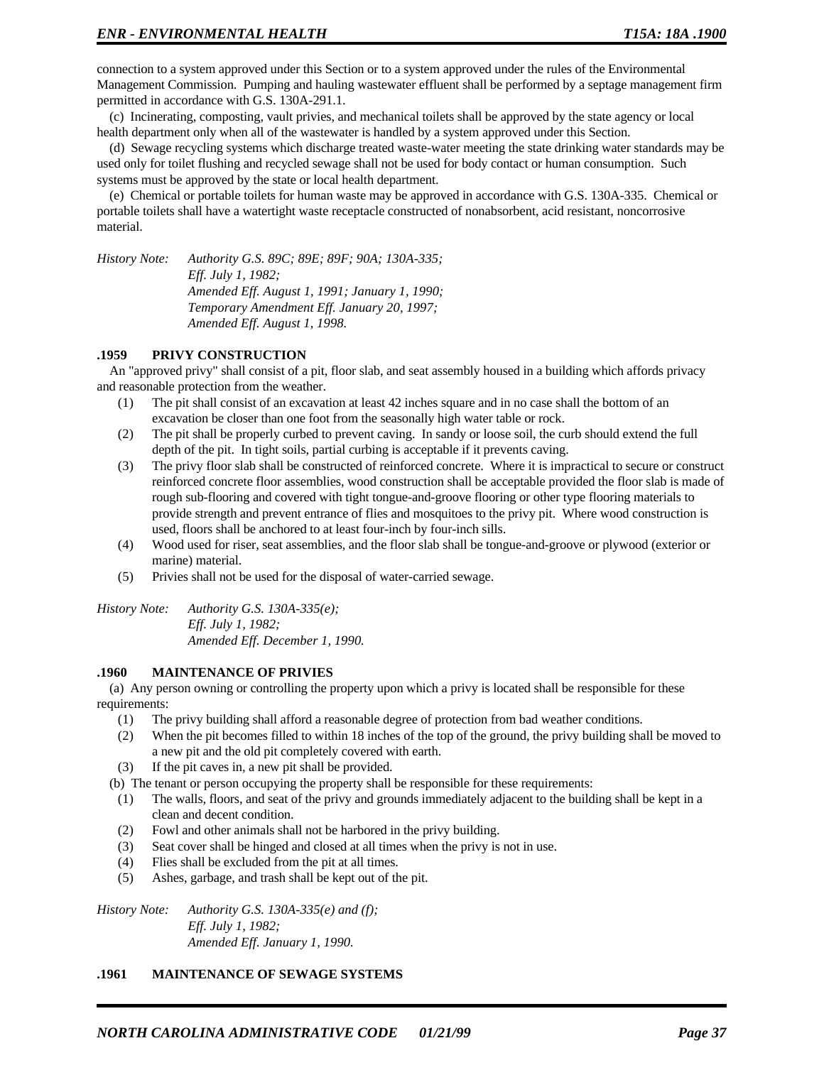connection to a system approved under this Section or to a system approved under the rules of the Environmental Management Commission. Pumping and hauling wastewater effluent shall be performed by a septage management firm permitted in accordance with G.S. 130A-291.1.

(c) Incinerating, composting, vault privies, and mechanical toilets shall be approved by the state agency or local health department only when all of the wastewater is handled by a system approved under this Section.

(d) Sewage recycling systems which discharge treated waste-water meeting the state drinking water standards may be used only for toilet flushing and recycled sewage shall not be used for body contact or human consumption. Such systems must be approved by the state or local health department.

(e) Chemical or portable toilets for human waste may be approved in accordance with G.S. 130A-335. Chemical or portable toilets shall have a watertight waste receptacle constructed of nonabsorbent, acid resistant, noncorrosive material.

*History Note: Authority G.S. 89C; 89E; 89F; 90A; 130A-335;*
*Eff. July 1, 1982;*
*Amended Eff. August 1, 1991; January 1, 1990;*
*Temporary Amendment Eff. January 20, 1997;*
*Amended Eff. August 1, 1998.*

### .1959 PRIVY CONSTRUCTION

An "approved privy" shall consist of a pit, floor slab, and seat assembly housed in a building which affords privacy and reasonable protection from the weather.

(1) The pit shall consist of an excavation at least 42 inches square and in no case shall the bottom of an excavation be closer than one foot from the seasonally high water table or rock.
(2) The pit shall be properly curbed to prevent caving. In sandy or loose soil, the curb should extend the full depth of the pit. In tight soils, partial curbing is acceptable if it prevents caving.
(3) The privy floor slab shall be constructed of reinforced concrete. Where it is impractical to secure or construct reinforced concrete floor assemblies, wood construction shall be acceptable provided the floor slab is made of rough sub-flooring and covered with tight tongue-and-groove flooring or other type flooring materials to provide strength and prevent entrance of flies and mosquitoes to the privy pit. Where wood construction is used, floors shall be anchored to at least four-inch by four-inch sills.
(4) Wood used for riser, seat assemblies, and the floor slab shall be tongue-and-groove or plywood (exterior or marine) material.
(5) Privies shall not be used for the disposal of water-carried sewage.

*History Note: Authority G.S. 130A-335(e);*
*Eff. July 1, 1982;*
*Amended Eff. December 1, 1990.*

### .1960 MAINTENANCE OF PRIVIES

(a) Any person owning or controlling the property upon which a privy is located shall be responsible for these requirements:

(1) The privy building shall afford a reasonable degree of protection from bad weather conditions.
(2) When the pit becomes filled to within 18 inches of the top of the ground, the privy building shall be moved to a new pit and the old pit completely covered with earth.
(3) If the pit caves in, a new pit shall be provided.

(b) The tenant or person occupying the property shall be responsible for these requirements:

(1) The walls, floors, and seat of the privy and grounds immediately adjacent to the building shall be kept in a clean and decent condition.
(2) Fowl and other animals shall not be harbored in the privy building.
(3) Seat cover shall be hinged and closed at all times when the privy is not in use.
(4) Flies shall be excluded from the pit at all times.
(5) Ashes, garbage, and trash shall be kept out of the pit.

*History Note: Authority G.S. 130A-335(e) and (f);*
*Eff. July 1, 1982;*
*Amended Eff. January 1, 1990.*

### .1961 MAINTENANCE OF SEWAGE SYSTEMS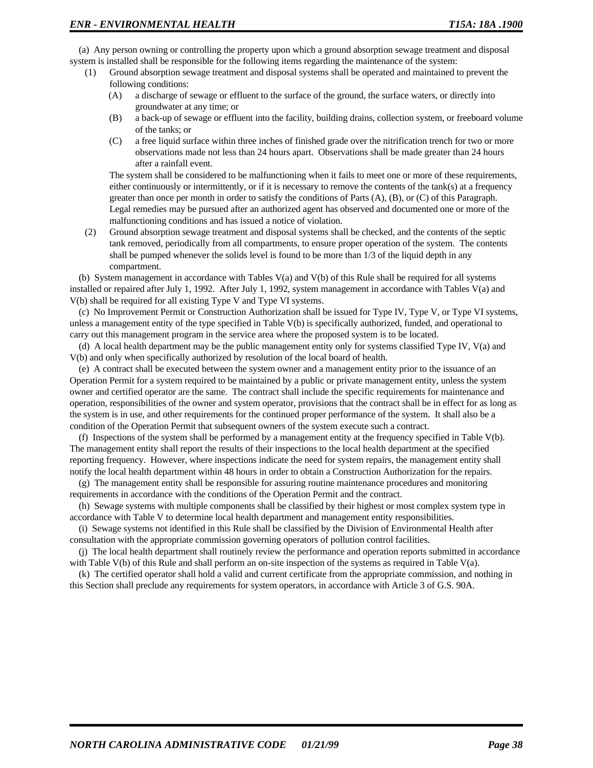(a) Any person owning or controlling the property upon which a ground absorption sewage treatment and disposal system is installed shall be responsible for the following items regarding the maintenance of the system:

(1) Ground absorption sewage treatment and disposal systems shall be operated and maintained to prevent the following conditions:

  (A) a discharge of sewage or effluent to the surface of the ground, the surface waters, or directly into groundwater at any time; or

  (B) a back-up of sewage or effluent into the facility, building drains, collection system, or freeboard volume of the tanks; or

  (C) a free liquid surface within three inches of finished grade over the nitrification trench for two or more observations made not less than 24 hours apart. Observations shall be made greater than 24 hours after a rainfall event.

  The system shall be considered to be malfunctioning when it fails to meet one or more of these requirements, either continuously or intermittently, or if it is necessary to remove the contents of the tank(s) at a frequency greater than once per month in order to satisfy the conditions of Parts (A), (B), or (C) of this Paragraph. Legal remedies may be pursued after an authorized agent has observed and documented one or more of the malfunctioning conditions and has issued a notice of violation.

(2) Ground absorption sewage treatment and disposal systems shall be checked, and the contents of the septic tank removed, periodically from all compartments, to ensure proper operation of the system. The contents shall be pumped whenever the solids level is found to be more than 1/3 of the liquid depth in any compartment.

(b) System management in accordance with Tables V(a) and V(b) of this Rule shall be required for all systems installed or repaired after July 1, 1992. After July 1, 1992, system management in accordance with Tables V(a) and V(b) shall be required for all existing Type V and Type VI systems.

(c) No Improvement Permit or Construction Authorization shall be issued for Type IV, Type V, or Type VI systems, unless a management entity of the type specified in Table V(b) is specifically authorized, funded, and operational to carry out this management program in the service area where the proposed system is to be located.

(d) A local health department may be the public management entity only for systems classified Type IV, V(a) and V(b) and only when specifically authorized by resolution of the local board of health.

(e) A contract shall be executed between the system owner and a management entity prior to the issuance of an Operation Permit for a system required to be maintained by a public or private management entity, unless the system owner and certified operator are the same. The contract shall include the specific requirements for maintenance and operation, responsibilities of the owner and system operator, provisions that the contract shall be in effect for as long as the system is in use, and other requirements for the continued proper performance of the system. It shall also be a condition of the Operation Permit that subsequent owners of the system execute such a contract.

(f) Inspections of the system shall be performed by a management entity at the frequency specified in Table V(b). The management entity shall report the results of their inspections to the local health department at the specified reporting frequency. However, where inspections indicate the need for system repairs, the management entity shall notify the local health department within 48 hours in order to obtain a Construction Authorization for the repairs.

(g) The management entity shall be responsible for assuring routine maintenance procedures and monitoring requirements in accordance with the conditions of the Operation Permit and the contract.

(h) Sewage systems with multiple components shall be classified by their highest or most complex system type in accordance with Table V to determine local health department and management entity responsibilities.

(i) Sewage systems not identified in this Rule shall be classified by the Division of Environmental Health after consultation with the appropriate commission governing operators of pollution control facilities.

(j) The local health department shall routinely review the performance and operation reports submitted in accordance with Table V(b) of this Rule and shall perform an on-site inspection of the systems as required in Table V(a).

(k) The certified operator shall hold a valid and current certificate from the appropriate commission, and nothing in this Section shall preclude any requirements for system operators, in accordance with Article 3 of G.S. 90A.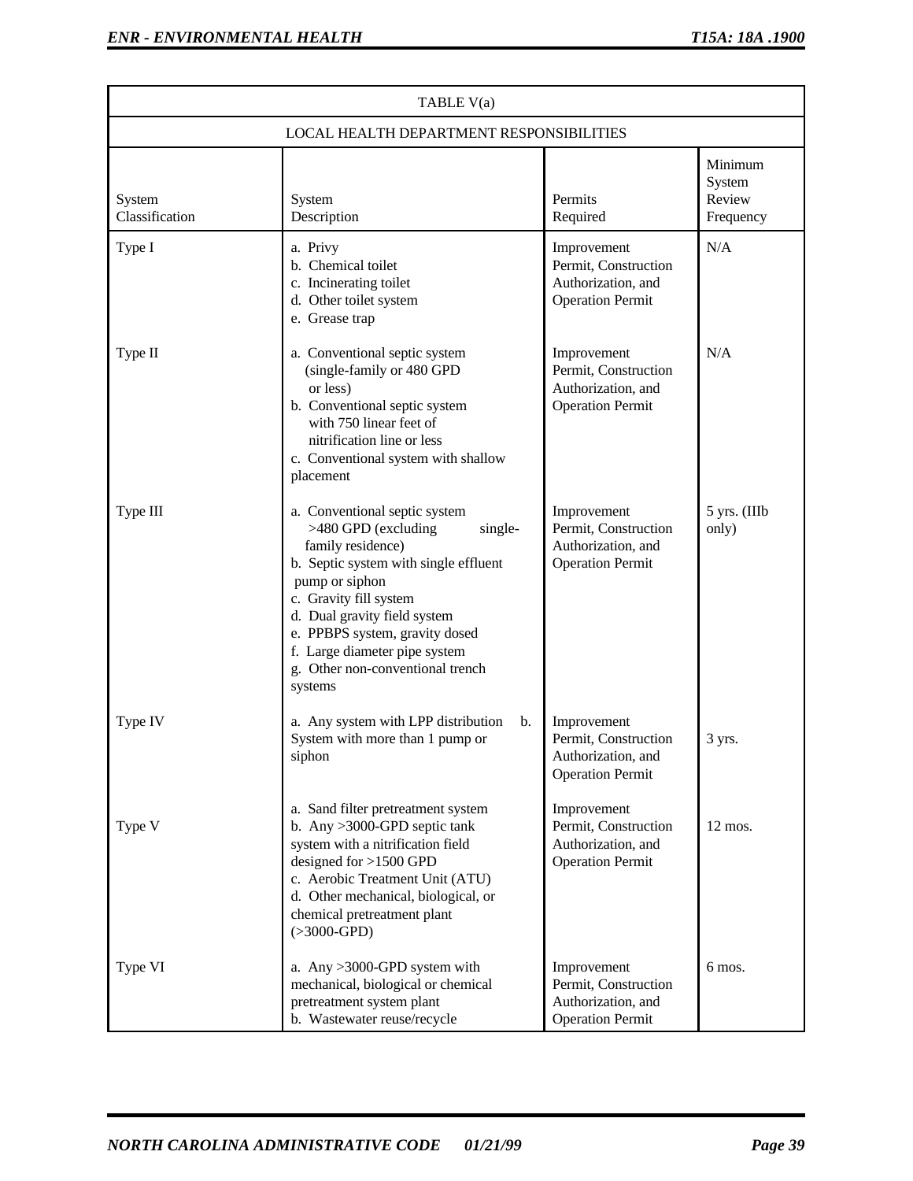| TABLE V(a) | | | |
|---|---|---|---|
| LOCAL HEALTH DEPARTMENT RESPONSIBILITIES | | | |
| System Classification | System Description | Permits Required | Minimum System Review Frequency |
| Type I | a. Privy<br>b. Chemical toilet<br>c. Incinerating toilet<br>d. Other toilet system<br>e. Grease trap | Improvement Permit, Construction Authorization, and Operation Permit | N/A |
| Type II | a. Conventional septic system (single-family or 480 GPD or less)<br>b. Conventional septic system with 750 linear feet of nitrification line or less<br>c. Conventional system with shallow placement | Improvement Permit, Construction Authorization, and Operation Permit | N/A |
| Type III | a. Conventional septic system >480 GPD (excluding single-family residence)<br>b. Septic system with single effluent pump or siphon<br>c. Gravity fill system<br>d. Dual gravity field system<br>e. PPBPS system, gravity dosed<br>f. Large diameter pipe system<br>g. Other non-conventional trench systems | Improvement Permit, Construction Authorization, and Operation Permit | 5 yrs. (IIIb only) |
| Type IV | a. Any system with LPP distribution<br>b. System with more than 1 pump or siphon | Improvement Permit, Construction Authorization, and Operation Permit | 3 yrs. |
| Type V | a. Sand filter pretreatment system<br>b. Any >3000-GPD septic tank system with a nitrification field designed for >1500 GPD<br>c. Aerobic Treatment Unit (ATU)<br>d. Other mechanical, biological, or chemical pretreatment plant (>3000-GPD) | Improvement Permit, Construction Authorization, and Operation Permit | 12 mos. |
| Type VI | a. Any >3000-GPD system with mechanical, biological or chemical pretreatment system plant<br>b. Wastewater reuse/recycle | Improvement Permit, Construction Authorization, and Operation Permit | 6 mos. |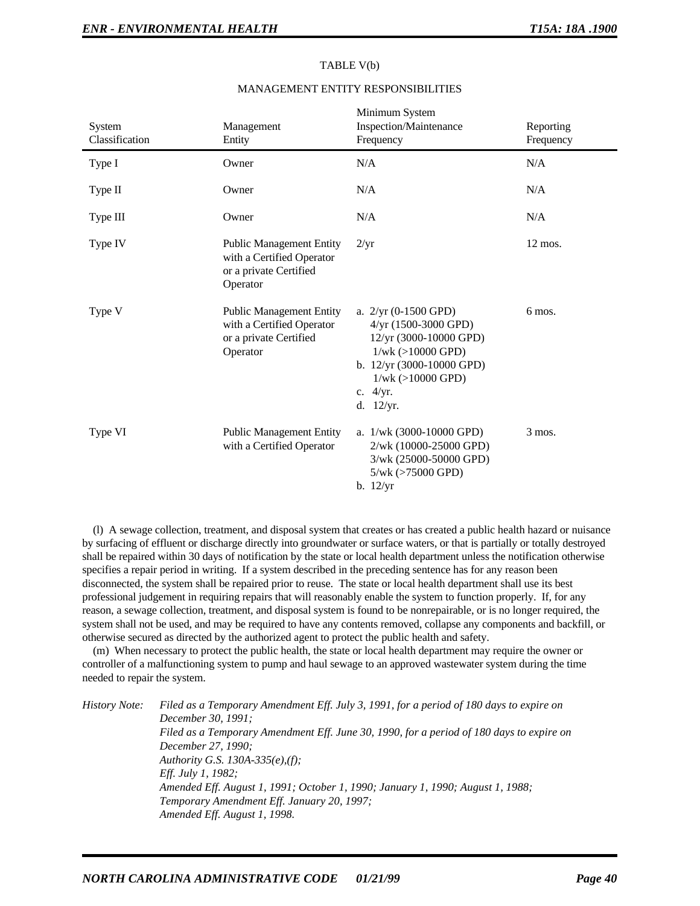TABLE V(b)

MANAGEMENT ENTITY RESPONSIBILITIES

| System Classification | Management Entity | Minimum System Inspection/Maintenance Frequency | Reporting Frequency |
|---|---|---|---|
| Type I | Owner | N/A | N/A |
| Type II | Owner | N/A | N/A |
| Type III | Owner | N/A | N/A |
| Type IV | Public Management Entity with a Certified Operator or a private Certified Operator | 2/yr | 12 mos. |
| Type V | Public Management Entity with a Certified Operator or a private Certified Operator | a. 2/yr (0-1500 GPD)<br>4/yr (1500-3000 GPD)<br>12/yr (3000-10000 GPD)<br>1/wk (>10000 GPD)<br>b. 12/yr (3000-10000 GPD)<br>1/wk (>10000 GPD)<br>c. 4/yr.<br>d. 12/yr. | 6 mos. |
| Type VI | Public Management Entity with a Certified Operator | a. 1/wk (3000-10000 GPD)<br>2/wk (10000-25000 GPD)<br>3/wk (25000-50000 GPD)<br>5/wk (>75000 GPD)<br>b. 12/yr | 3 mos. |

(l) A sewage collection, treatment, and disposal system that creates or has created a public health hazard or nuisance by surfacing of effluent or discharge directly into groundwater or surface waters, or that is partially or totally destroyed shall be repaired within 30 days of notification by the state or local health department unless the notification otherwise specifies a repair period in writing. If a system described in the preceding sentence has for any reason been disconnected, the system shall be repaired prior to reuse. The state or local health department shall use its best professional judgement in requiring repairs that will reasonably enable the system to function properly. If, for any reason, a sewage collection, treatment, and disposal system is found to be nonrepairable, or is no longer required, the system shall not be used, and may be required to have any contents removed, collapse any components and backfill, or otherwise secured as directed by the authorized agent to protect the public health and safety.

(m) When necessary to protect the public health, the state or local health department may require the owner or controller of a malfunctioning system to pump and haul sewage to an approved wastewater system during the time needed to repair the system.

*History Note:* *Filed as a Temporary Amendment Eff. July 3, 1991, for a period of 180 days to expire on December 30, 1991;*
*Filed as a Temporary Amendment Eff. June 30, 1990, for a period of 180 days to expire on December 27, 1990;*
*Authority G.S. 130A-335(e),(f);*
*Eff. July 1, 1982;*
*Amended Eff. August 1, 1991; October 1, 1990; January 1, 1990; August 1, 1988;*
*Temporary Amendment Eff. January 20, 1997;*
*Amended Eff. August 1, 1998.*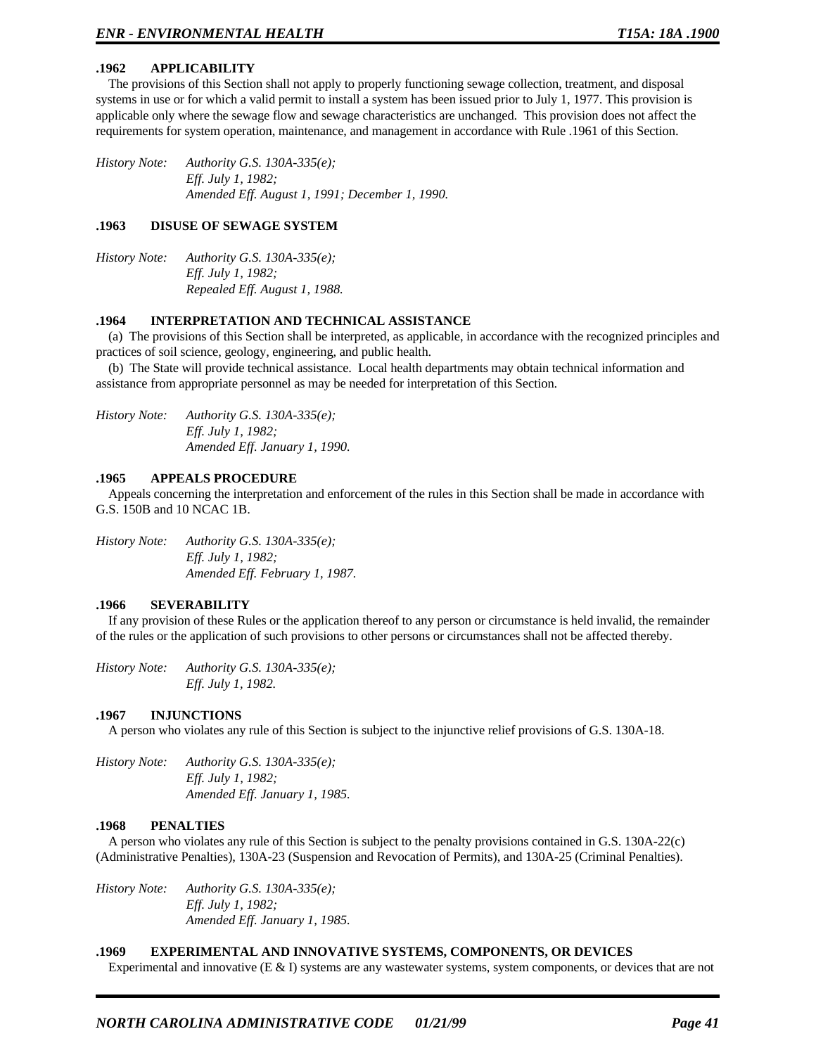### .1962 APPLICABILITY

The provisions of this Section shall not apply to properly functioning sewage collection, treatment, and disposal systems in use or for which a valid permit to install a system has been issued prior to July 1, 1977. This provision is applicable only where the sewage flow and sewage characteristics are unchanged. This provision does not affect the requirements for system operation, maintenance, and management in accordance with Rule .1961 of this Section.

*History Note: Authority G.S. 130A-335(e);*
*Eff. July 1, 1982;*
*Amended Eff. August 1, 1991; December 1, 1990.*

### .1963 DISUSE OF SEWAGE SYSTEM

*History Note: Authority G.S. 130A-335(e);*
*Eff. July 1, 1982;*
*Repealed Eff. August 1, 1988.*

### .1964 INTERPRETATION AND TECHNICAL ASSISTANCE

(a) The provisions of this Section shall be interpreted, as applicable, in accordance with the recognized principles and practices of soil science, geology, engineering, and public health.

(b) The State will provide technical assistance. Local health departments may obtain technical information and assistance from appropriate personnel as may be needed for interpretation of this Section.

*History Note: Authority G.S. 130A-335(e);*
*Eff. July 1, 1982;*
*Amended Eff. January 1, 1990.*

### .1965 APPEALS PROCEDURE

Appeals concerning the interpretation and enforcement of the rules in this Section shall be made in accordance with G.S. 150B and 10 NCAC 1B.

*History Note: Authority G.S. 130A-335(e);*
*Eff. July 1, 1982;*
*Amended Eff. February 1, 1987.*

### .1966 SEVERABILITY

If any provision of these Rules or the application thereof to any person or circumstance is held invalid, the remainder of the rules or the application of such provisions to other persons or circumstances shall not be affected thereby.

*History Note: Authority G.S. 130A-335(e);*
*Eff. July 1, 1982.*

### .1967 INJUNCTIONS

A person who violates any rule of this Section is subject to the injunctive relief provisions of G.S. 130A-18.

*History Note: Authority G.S. 130A-335(e);*
*Eff. July 1, 1982;*
*Amended Eff. January 1, 1985.*

### .1968 PENALTIES

A person who violates any rule of this Section is subject to the penalty provisions contained in G.S. 130A-22(c) (Administrative Penalties), 130A-23 (Suspension and Revocation of Permits), and 130A-25 (Criminal Penalties).

*History Note: Authority G.S. 130A-335(e);*
*Eff. July 1, 1982;*
*Amended Eff. January 1, 1985.*

### .1969 EXPERIMENTAL AND INNOVATIVE SYSTEMS, COMPONENTS, OR DEVICES

Experimental and innovative (E & I) systems are any wastewater systems, system components, or devices that are not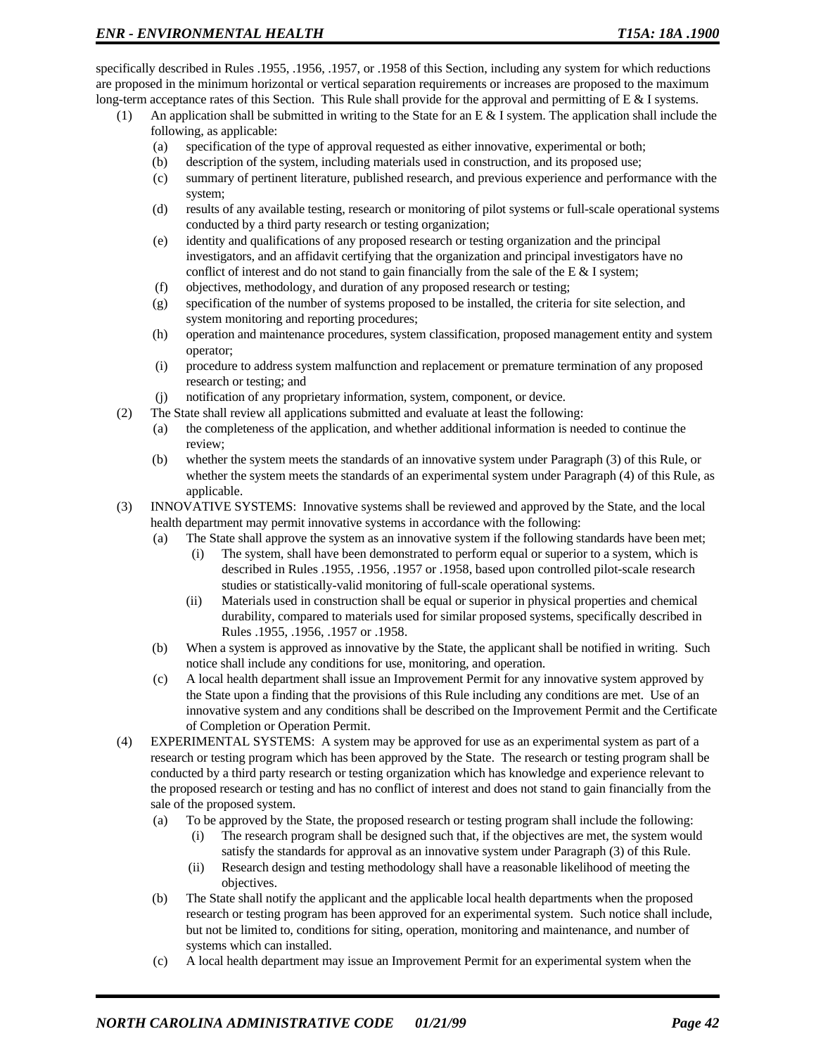specifically described in Rules .1955, .1956, .1957, or .1958 of this Section, including any system for which reductions are proposed in the minimum horizontal or vertical separation requirements or increases are proposed to the maximum long-term acceptance rates of this Section. This Rule shall provide for the approval and permitting of E & I systems.

(1) An application shall be submitted in writing to the State for an E & I system. The application shall include the following, as applicable:
   - (a) specification of the type of approval requested as either innovative, experimental or both;
   - (b) description of the system, including materials used in construction, and its proposed use;
   - (c) summary of pertinent literature, published research, and previous experience and performance with the system;
   - (d) results of any available testing, research or monitoring of pilot systems or full-scale operational systems conducted by a third party research or testing organization;
   - (e) identity and qualifications of any proposed research or testing organization and the principal investigators, and an affidavit certifying that the organization and principal investigators have no conflict of interest and do not stand to gain financially from the sale of the E & I system;
   - (f) objectives, methodology, and duration of any proposed research or testing;
   - (g) specification of the number of systems proposed to be installed, the criteria for site selection, and system monitoring and reporting procedures;
   - (h) operation and maintenance procedures, system classification, proposed management entity and system operator;
   - (i) procedure to address system malfunction and replacement or premature termination of any proposed research or testing; and
   - (j) notification of any proprietary information, system, component, or device.

(2) The State shall review all applications submitted and evaluate at least the following:
   - (a) the completeness of the application, and whether additional information is needed to continue the review;
   - (b) whether the system meets the standards of an innovative system under Paragraph (3) of this Rule, or whether the system meets the standards of an experimental system under Paragraph (4) of this Rule, as applicable.

(3) INNOVATIVE SYSTEMS: Innovative systems shall be reviewed and approved by the State, and the local health department may permit innovative systems in accordance with the following:
   - (a) The State shall approve the system as an innovative system if the following standards have been met;
     - (i) The system, shall have been demonstrated to perform equal or superior to a system, which is described in Rules .1955, .1956, .1957 or .1958, based upon controlled pilot-scale research studies or statistically-valid monitoring of full-scale operational systems.
     - (ii) Materials used in construction shall be equal or superior in physical properties and chemical durability, compared to materials used for similar proposed systems, specifically described in Rules .1955, .1956, .1957 or .1958.
   - (b) When a system is approved as innovative by the State, the applicant shall be notified in writing. Such notice shall include any conditions for use, monitoring, and operation.
   - (c) A local health department shall issue an Improvement Permit for any innovative system approved by the State upon a finding that the provisions of this Rule including any conditions are met. Use of an innovative system and any conditions shall be described on the Improvement Permit and the Certificate of Completion or Operation Permit.

(4) EXPERIMENTAL SYSTEMS: A system may be approved for use as an experimental system as part of a research or testing program which has been approved by the State. The research or testing program shall be conducted by a third party research or testing organization which has knowledge and experience relevant to the proposed research or testing and has no conflict of interest and does not stand to gain financially from the sale of the proposed system.
   - (a) To be approved by the State, the proposed research or testing program shall include the following:
     - (i) The research program shall be designed such that, if the objectives are met, the system would satisfy the standards for approval as an innovative system under Paragraph (3) of this Rule.
     - (ii) Research design and testing methodology shall have a reasonable likelihood of meeting the objectives.
   - (b) The State shall notify the applicant and the applicable local health departments when the proposed research or testing program has been approved for an experimental system. Such notice shall include, but not be limited to, conditions for siting, operation, monitoring and maintenance, and number of systems which can installed.
   - (c) A local health department may issue an Improvement Permit for an experimental system when the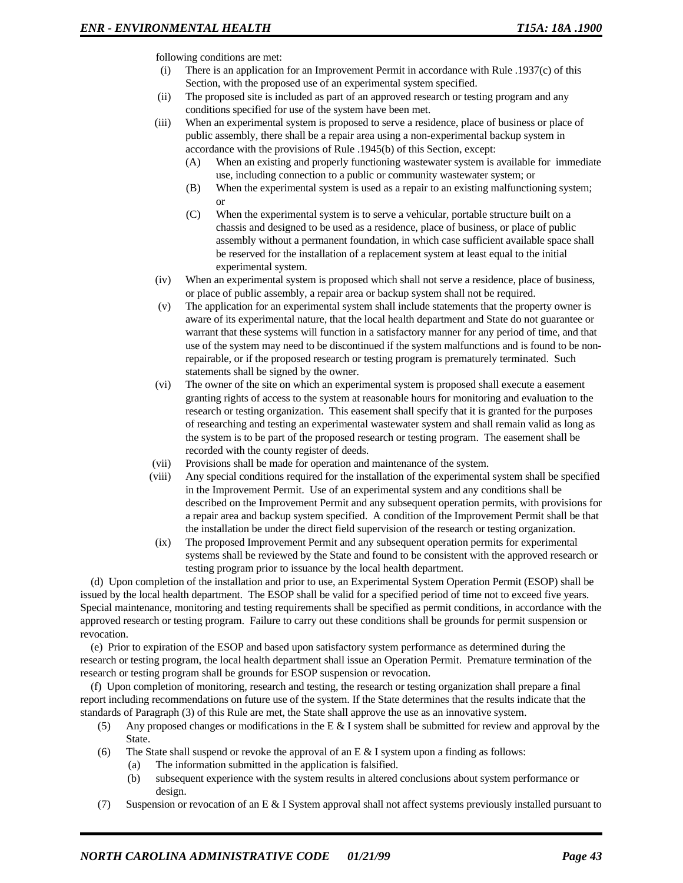following conditions are met:

(i) There is an application for an Improvement Permit in accordance with Rule .1937(c) of this Section, with the proposed use of an experimental system specified.

(ii) The proposed site is included as part of an approved research or testing program and any conditions specified for use of the system have been met.

(iii) When an experimental system is proposed to serve a residence, place of business or place of public assembly, there shall be a repair area using a non-experimental backup system in accordance with the provisions of Rule .1945(b) of this Section, except:

(A) When an existing and properly functioning wastewater system is available for immediate use, including connection to a public or community wastewater system; or

(B) When the experimental system is used as a repair to an existing malfunctioning system; or

(C) When the experimental system is to serve a vehicular, portable structure built on a chassis and designed to be used as a residence, place of business, or place of public assembly without a permanent foundation, in which case sufficient available space shall be reserved for the installation of a replacement system at least equal to the initial experimental system.

(iv) When an experimental system is proposed which shall not serve a residence, place of business, or place of public assembly, a repair area or backup system shall not be required.

(v) The application for an experimental system shall include statements that the property owner is aware of its experimental nature, that the local health department and State do not guarantee or warrant that these systems will function in a satisfactory manner for any period of time, and that use of the system may need to be discontinued if the system malfunctions and is found to be non-repairable, or if the proposed research or testing program is prematurely terminated. Such statements shall be signed by the owner.

(vi) The owner of the site on which an experimental system is proposed shall execute a easement granting rights of access to the system at reasonable hours for monitoring and evaluation to the research or testing organization. This easement shall specify that it is granted for the purposes of researching and testing an experimental wastewater system and shall remain valid as long as the system is to be part of the proposed research or testing program. The easement shall be recorded with the county register of deeds.

(vii) Provisions shall be made for operation and maintenance of the system.

(viii) Any special conditions required for the installation of the experimental system shall be specified in the Improvement Permit. Use of an experimental system and any conditions shall be described on the Improvement Permit and any subsequent operation permits, with provisions for a repair area and backup system specified. A condition of the Improvement Permit shall be that the installation be under the direct field supervision of the research or testing organization.

(ix) The proposed Improvement Permit and any subsequent operation permits for experimental systems shall be reviewed by the State and found to be consistent with the approved research or testing program prior to issuance by the local health department.

(d) Upon completion of the installation and prior to use, an Experimental System Operation Permit (ESOP) shall be issued by the local health department. The ESOP shall be valid for a specified period of time not to exceed five years. Special maintenance, monitoring and testing requirements shall be specified as permit conditions, in accordance with the approved research or testing program. Failure to carry out these conditions shall be grounds for permit suspension or revocation.

(e) Prior to expiration of the ESOP and based upon satisfactory system performance as determined during the research or testing program, the local health department shall issue an Operation Permit. Premature termination of the research or testing program shall be grounds for ESOP suspension or revocation.

(f) Upon completion of monitoring, research and testing, the research or testing organization shall prepare a final report including recommendations on future use of the system. If the State determines that the results indicate that the standards of Paragraph (3) of this Rule are met, the State shall approve the use as an innovative system.

(5) Any proposed changes or modifications in the E & I system shall be submitted for review and approval by the State.

(6) The State shall suspend or revoke the approval of an E & I system upon a finding as follows:

(a) The information submitted in the application is falsified.

(b) subsequent experience with the system results in altered conclusions about system performance or design.

(7) Suspension or revocation of an E & I System approval shall not affect systems previously installed pursuant to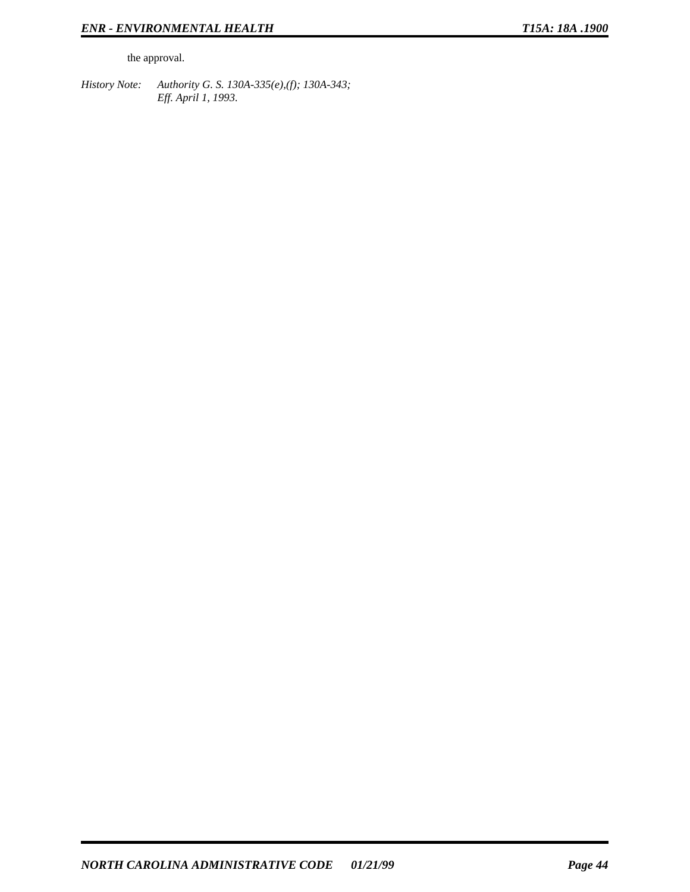the approval.

*History Note: Authority G. S. 130A-335(e),(f); 130A-343;*
*Eff. April 1, 1993.*